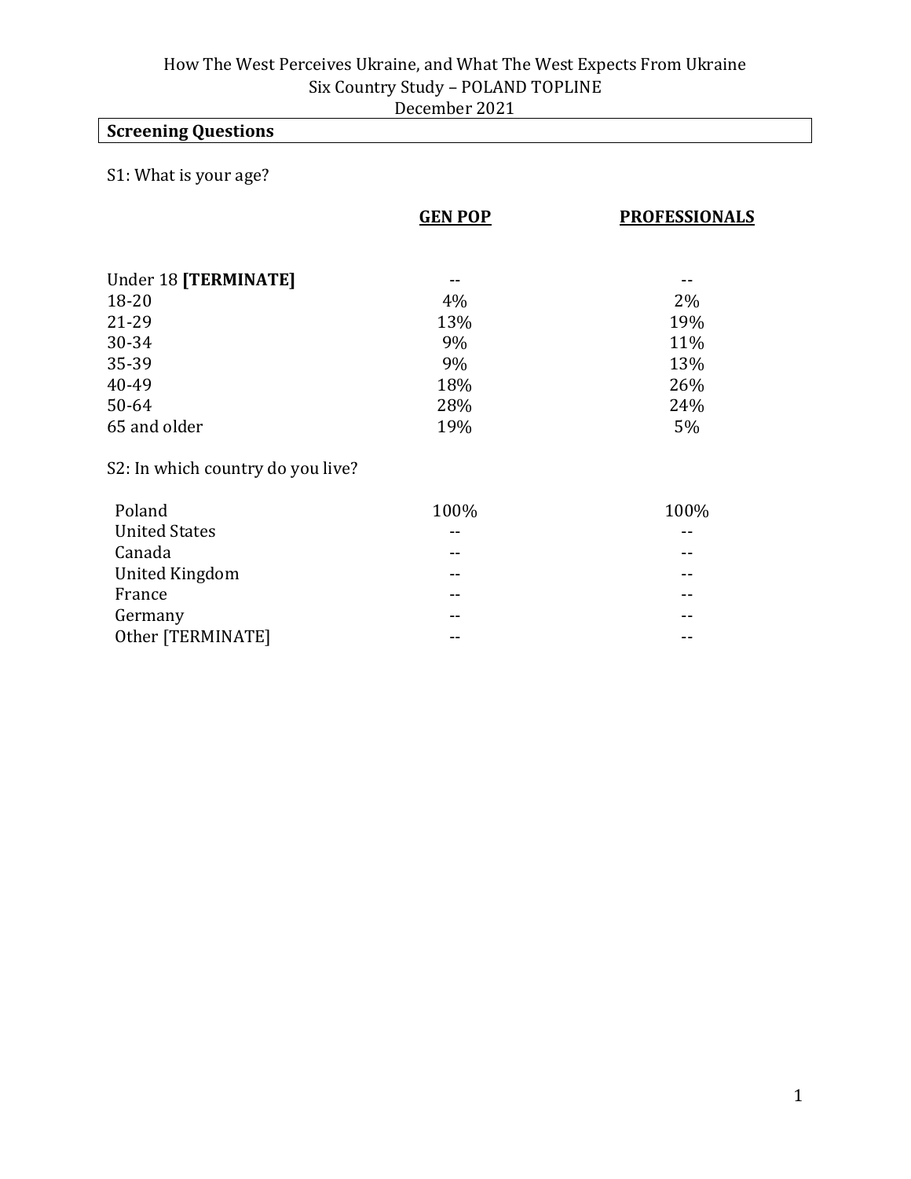How The West Perceives Ukraine, and What The West Expects From Ukraine
Six Country Study – POLAND TOPLINE
December 2021

## Screening Questions

S1: What is your age?

| | GEN POP | PROFESSIONALS |
|---|---|---|
| Under 18 **[TERMINATE]** | -- | -- |
| 18-20 | 4% | 2% |
| 21-29 | 13% | 19% |
| 30-34 | 9% | 11% |
| 35-39 | 9% | 13% |
| 40-49 | 18% | 26% |
| 50-64 | 28% | 24% |
| 65 and older | 19% | 5% |

S2: In which country do you live?

| | GEN POP | PROFESSIONALS |
|---|---|---|
| Poland | 100% | 100% |
| United States | -- | -- |
| Canada | -- | -- |
| United Kingdom | -- | -- |
| France | -- | -- |
| Germany | -- | -- |
| Other [TERMINATE] | -- | -- |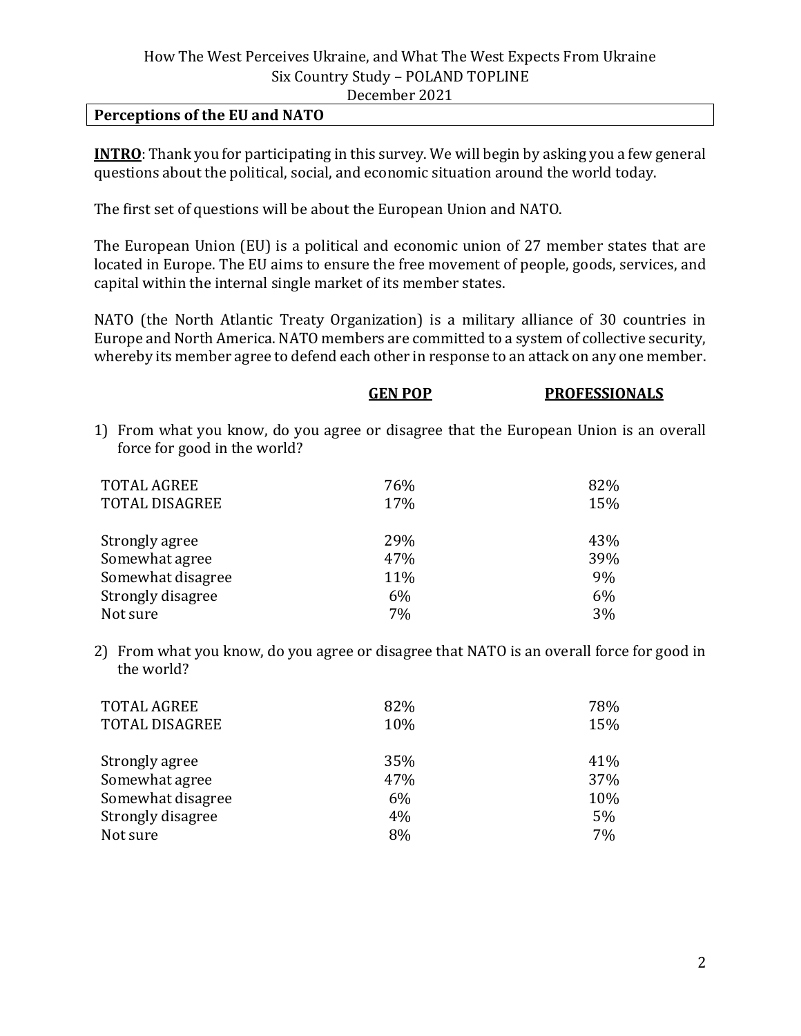How The West Perceives Ukraine, and What The West Expects From Ukraine
Six Country Study – POLAND TOPLINE
December 2021

## Perceptions of the EU and NATO

**INTRO**: Thank you for participating in this survey. We will begin by asking you a few general questions about the political, social, and economic situation around the world today.

The first set of questions will be about the European Union and NATO.

The European Union (EU) is a political and economic union of 27 member states that are located in Europe. The EU aims to ensure the free movement of people, goods, services, and capital within the internal single market of its member states.

NATO (the North Atlantic Treaty Organization) is a military alliance of 30 countries in Europe and North America. NATO members are committed to a system of collective security, whereby its member agree to defend each other in response to an attack on any one member.

1) From what you know, do you agree or disagree that the European Union is an overall force for good in the world?

| | GEN POP | PROFESSIONALS |
|---|---|---|
| TOTAL AGREE | 76% | 82% |
| TOTAL DISAGREE | 17% | 15% |
| | | |
| Strongly agree | 29% | 43% |
| Somewhat agree | 47% | 39% |
| Somewhat disagree | 11% | 9% |
| Strongly disagree | 6% | 6% |
| Not sure | 7% | 3% |

2) From what you know, do you agree or disagree that NATO is an overall force for good in the world?

| | GEN POP | PROFESSIONALS |
|---|---|---|
| TOTAL AGREE | 82% | 78% |
| TOTAL DISAGREE | 10% | 15% |
| | | |
| Strongly agree | 35% | 41% |
| Somewhat agree | 47% | 37% |
| Somewhat disagree | 6% | 10% |
| Strongly disagree | 4% | 5% |
| Not sure | 8% | 7% |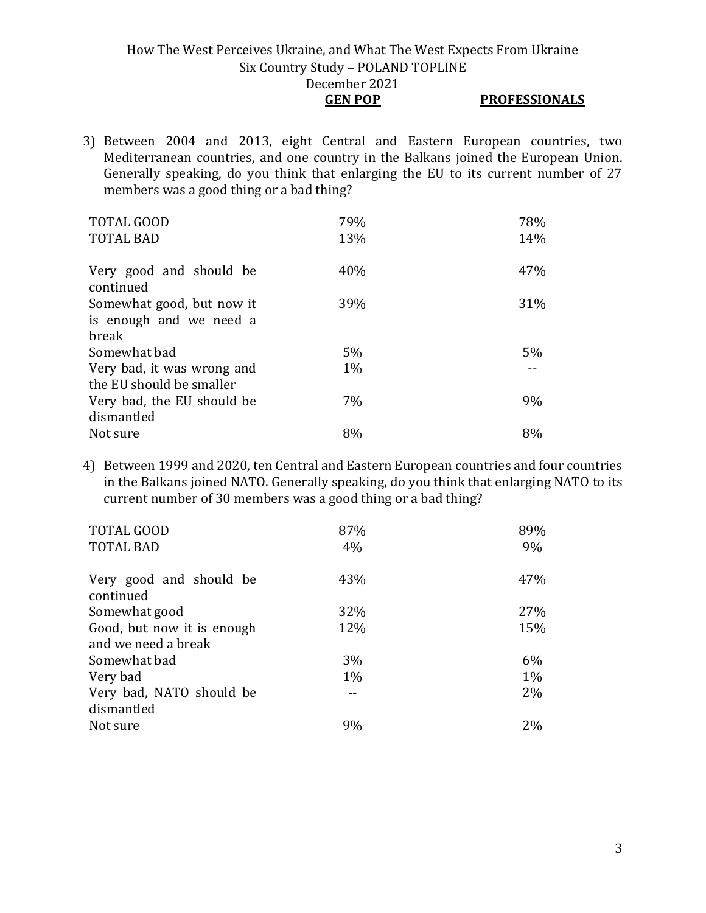3) Between 2004 and 2013, eight Central and Eastern European countries, two Mediterranean countries, and one country in the Balkans joined the European Union. Generally speaking, do you think that enlarging the EU to its current number of 27 members was a good thing or a bad thing?

| | GEN POP | PROFESSIONALS |
|---|---|---|
| TOTAL GOOD | 79% | 78% |
| TOTAL BAD | 13% | 14% |
| | | |
| Very good and should be continued | 40% | 47% |
| Somewhat good, but now it is enough and we need a break | 39% | 31% |
| Somewhat bad | 5% | 5% |
| Very bad, it was wrong and the EU should be smaller | 1% | -- |
| Very bad, the EU should be dismantled | 7% | 9% |
| Not sure | 8% | 8% |

4) Between 1999 and 2020, ten Central and Eastern European countries and four countries in the Balkans joined NATO. Generally speaking, do you think that enlarging NATO to its current number of 30 members was a good thing or a bad thing?

| | GEN POP | PROFESSIONALS |
|---|---|---|
| TOTAL GOOD | 87% | 89% |
| TOTAL BAD | 4% | 9% |
| | | |
| Very good and should be continued | 43% | 47% |
| Somewhat good | 32% | 27% |
| Good, but now it is enough and we need a break | 12% | 15% |
| Somewhat bad | 3% | 6% |
| Very bad | 1% | 1% |
| Very bad, NATO should be dismantled | -- | 2% |
| Not sure | 9% | 2% |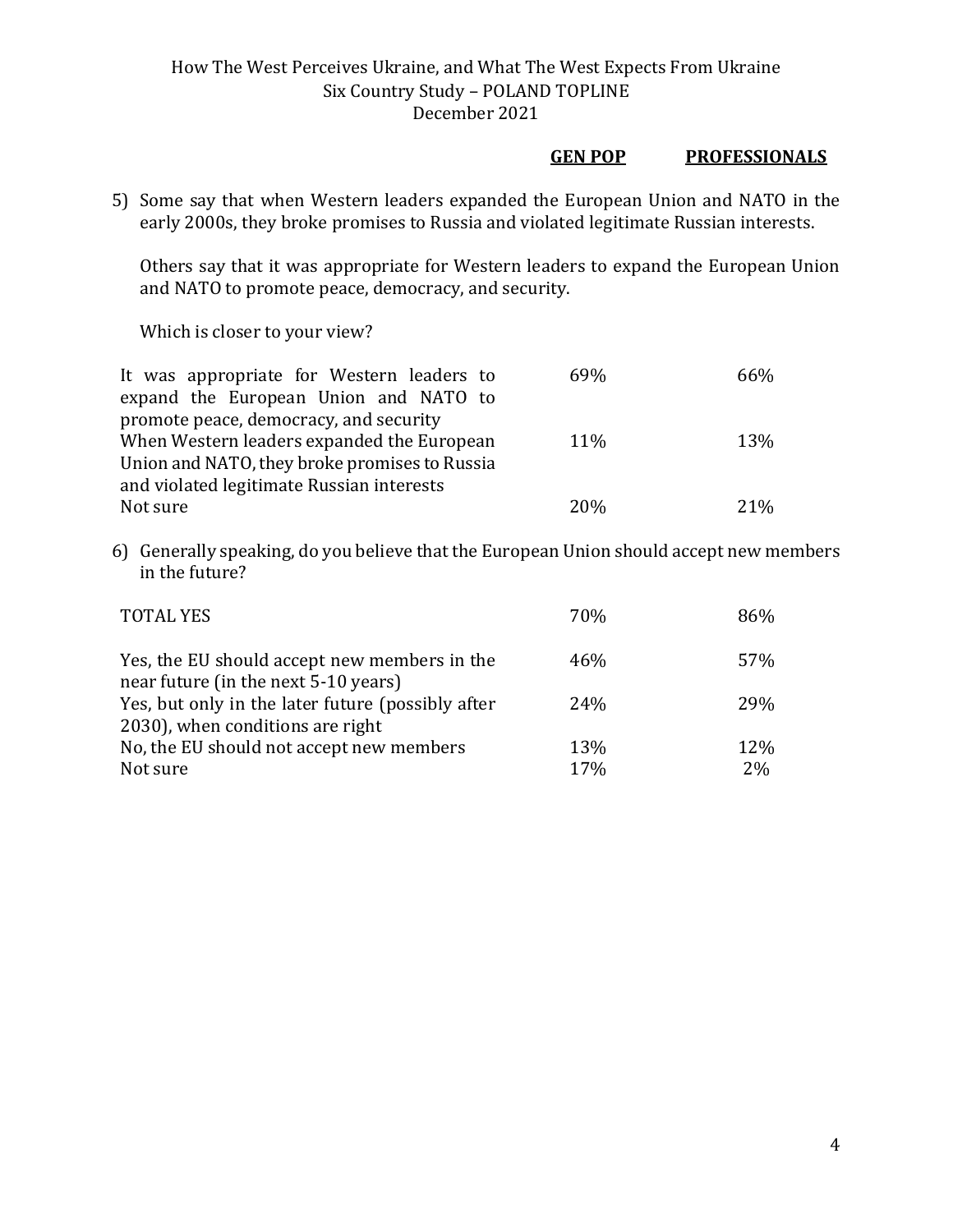How The West Perceives Ukraine, and What The West Expects From Ukraine
Six Country Study – POLAND TOPLINE
December 2021

5) Some say that when Western leaders expanded the European Union and NATO in the early 2000s, they broke promises to Russia and violated legitimate Russian interests.

   Others say that it was appropriate for Western leaders to expand the European Union and NATO to promote peace, democracy, and security.

   Which is closer to your view?

| | **GEN POP** | **PROFESSIONALS** |
|---|---|---|
| It was appropriate for Western leaders to expand the European Union and NATO to promote peace, democracy, and security | 69% | 66% |
| When Western leaders expanded the European Union and NATO, they broke promises to Russia and violated legitimate Russian interests | 11% | 13% |
| Not sure | 20% | 21% |

6) Generally speaking, do you believe that the European Union should accept new members in the future?

| | **GEN POP** | **PROFESSIONALS** |
|---|---|---|
| TOTAL YES | 70% | 86% |
| Yes, the EU should accept new members in the near future (in the next 5-10 years) | 46% | 57% |
| Yes, but only in the later future (possibly after 2030), when conditions are right | 24% | 29% |
| No, the EU should not accept new members | 13% | 12% |
| Not sure | 17% | 2% |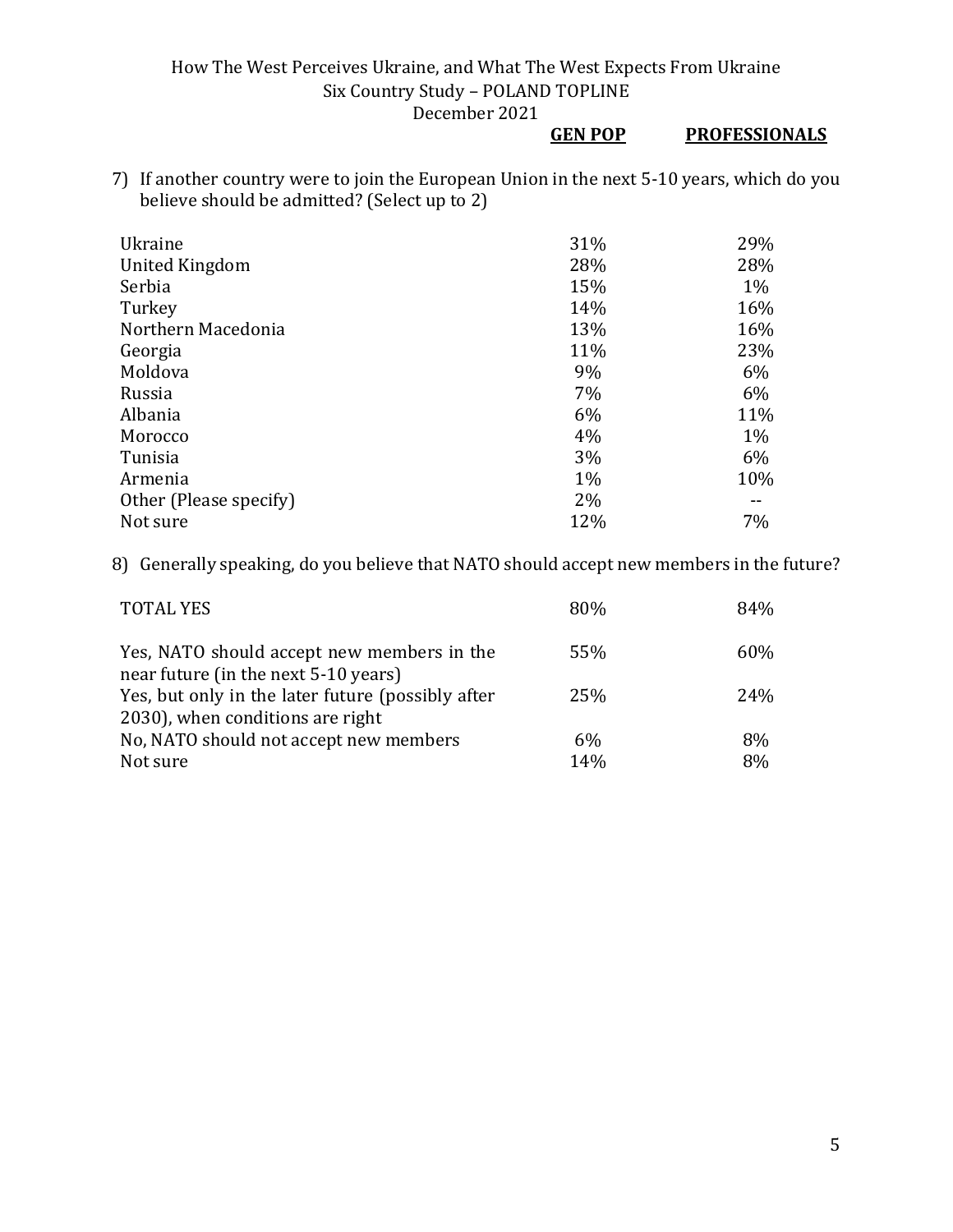7) If another country were to join the European Union in the next 5-10 years, which do you believe should be admitted? (Select up to 2)

| | GEN POP | PROFESSIONALS |
|---|---|---|
| Ukraine | 31% | 29% |
| United Kingdom | 28% | 28% |
| Serbia | 15% | 1% |
| Turkey | 14% | 16% |
| Northern Macedonia | 13% | 16% |
| Georgia | 11% | 23% |
| Moldova | 9% | 6% |
| Russia | 7% | 6% |
| Albania | 6% | 11% |
| Morocco | 4% | 1% |
| Tunisia | 3% | 6% |
| Armenia | 1% | 10% |
| Other (Please specify) | 2% | -- |
| Not sure | 12% | 7% |

8) Generally speaking, do you believe that NATO should accept new members in the future?

| | GEN POP | PROFESSIONALS |
|---|---|---|
| TOTAL YES | 80% | 84% |
| Yes, NATO should accept new members in the near future (in the next 5-10 years) | 55% | 60% |
| Yes, but only in the later future (possibly after 2030), when conditions are right | 25% | 24% |
| No, NATO should not accept new members | 6% | 8% |
| Not sure | 14% | 8% |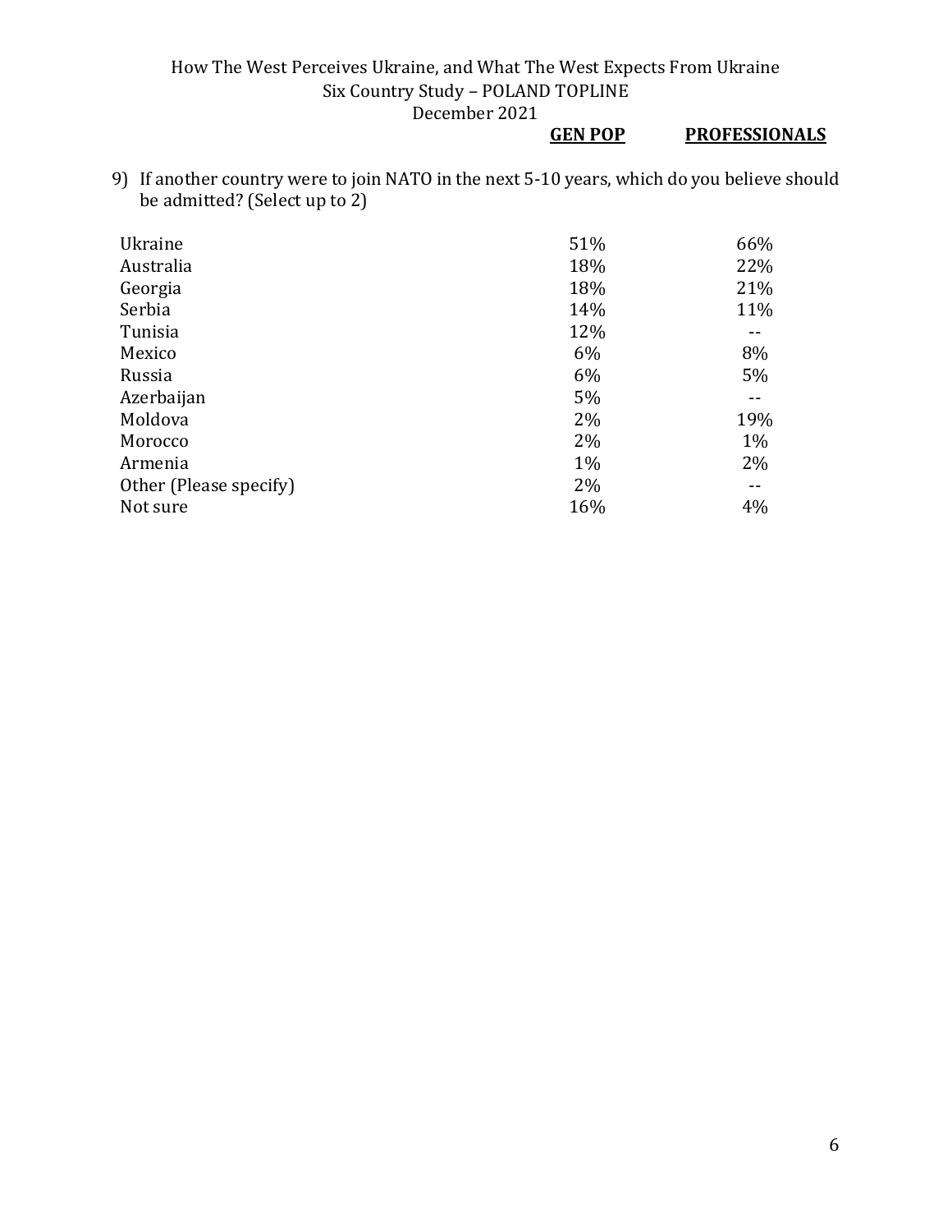9) If another country were to join NATO in the next 5-10 years, which do you believe should be admitted? (Select up to 2)

| | GEN POP | PROFESSIONALS |
|---|---|---|
| Ukraine | 51% | 66% |
| Australia | 18% | 22% |
| Georgia | 18% | 21% |
| Serbia | 14% | 11% |
| Tunisia | 12% | -- |
| Mexico | 6% | 8% |
| Russia | 6% | 5% |
| Azerbaijan | 5% | -- |
| Moldova | 2% | 19% |
| Morocco | 2% | 1% |
| Armenia | 1% | 2% |
| Other (Please specify) | 2% | -- |
| Not sure | 16% | 4% |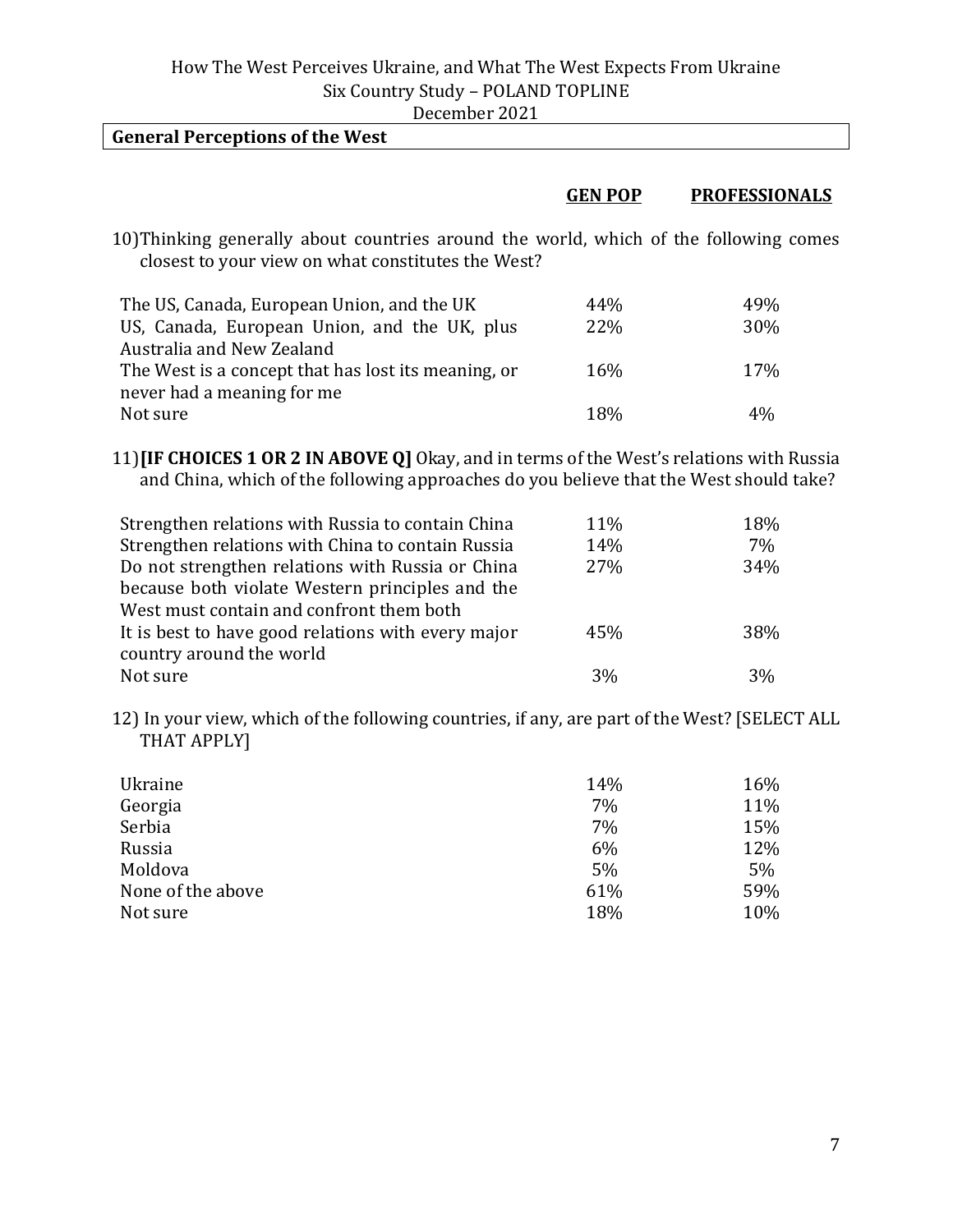How The West Perceives Ukraine, and What The West Expects From Ukraine
Six Country Study – POLAND TOPLINE
December 2021

## General Perceptions of the West

10) Thinking generally about countries around the world, which of the following comes closest to your view on what constitutes the West?

| | GEN POP | PROFESSIONALS |
|---|---|---|
| The US, Canada, European Union, and the UK | 44% | 49% |
| US, Canada, European Union, and the UK, plus Australia and New Zealand | 22% | 30% |
| The West is a concept that has lost its meaning, or never had a meaning for me | 16% | 17% |
| Not sure | 18% | 4% |

11) **[IF CHOICES 1 OR 2 IN ABOVE Q]** Okay, and in terms of the West's relations with Russia and China, which of the following approaches do you believe that the West should take?

| | GEN POP | PROFESSIONALS |
|---|---|---|
| Strengthen relations with Russia to contain China | 11% | 18% |
| Strengthen relations with China to contain Russia | 14% | 7% |
| Do not strengthen relations with Russia or China because both violate Western principles and the West must contain and confront them both | 27% | 34% |
| It is best to have good relations with every major country around the world | 45% | 38% |
| Not sure | 3% | 3% |

12) In your view, which of the following countries, if any, are part of the West? [SELECT ALL THAT APPLY]

| | GEN POP | PROFESSIONALS |
|---|---|---|
| Ukraine | 14% | 16% |
| Georgia | 7% | 11% |
| Serbia | 7% | 15% |
| Russia | 6% | 12% |
| Moldova | 5% | 5% |
| None of the above | 61% | 59% |
| Not sure | 18% | 10% |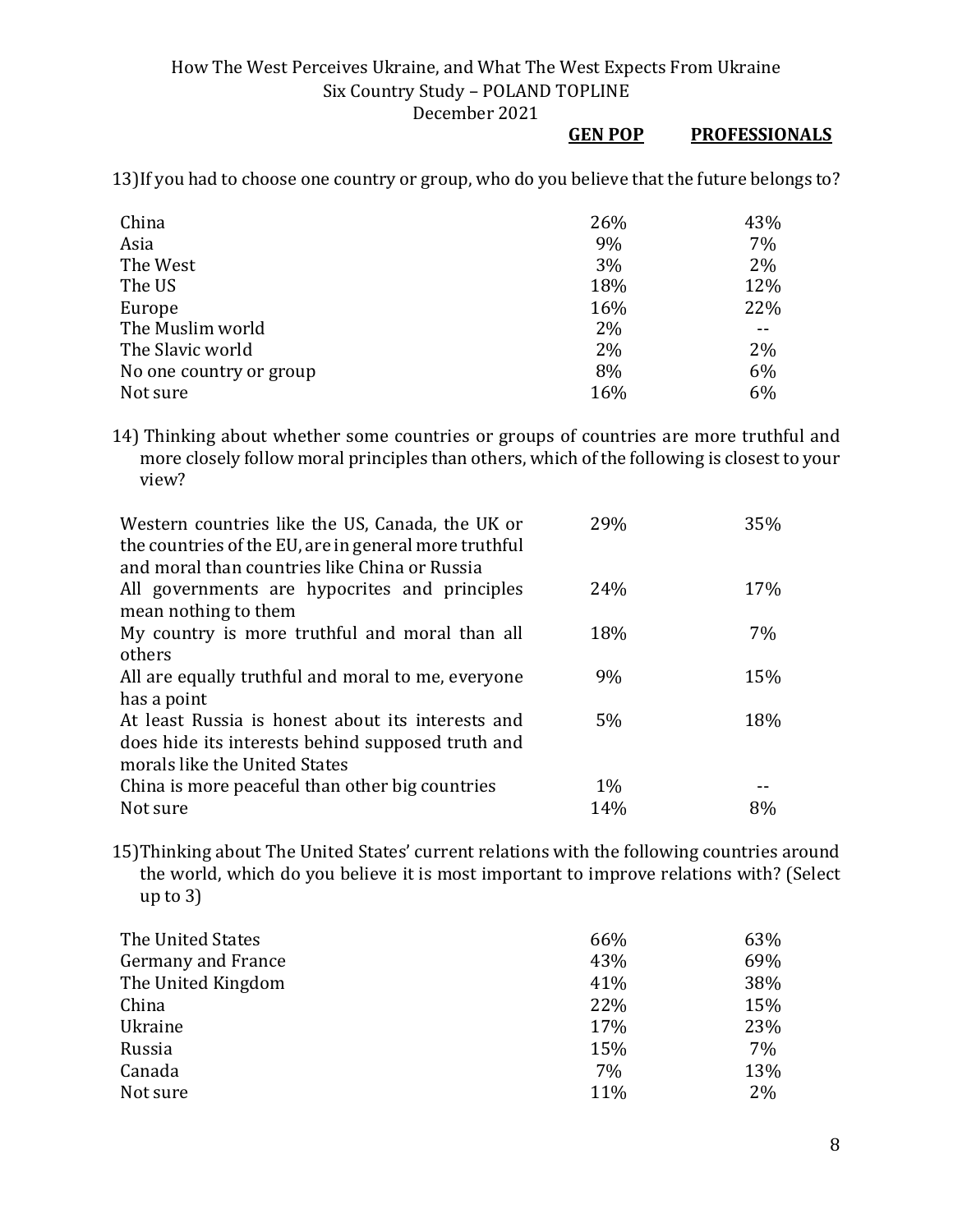13) If you had to choose one country or group, who do you believe that the future belongs to?

| | GEN POP | PROFESSIONALS |
|---|---|---|
| China | 26% | 43% |
| Asia | 9% | 7% |
| The West | 3% | 2% |
| The US | 18% | 12% |
| Europe | 16% | 22% |
| The Muslim world | 2% | -- |
| The Slavic world | 2% | 2% |
| No one country or group | 8% | 6% |
| Not sure | 16% | 6% |

14) Thinking about whether some countries or groups of countries are more truthful and more closely follow moral principles than others, which of the following is closest to your view?

| | GEN POP | PROFESSIONALS |
|---|---|---|
| Western countries like the US, Canada, the UK or the countries of the EU, are in general more truthful and moral than countries like China or Russia | 29% | 35% |
| All governments are hypocrites and principles mean nothing to them | 24% | 17% |
| My country is more truthful and moral than all others | 18% | 7% |
| All are equally truthful and moral to me, everyone has a point | 9% | 15% |
| At least Russia is honest about its interests and does hide its interests behind supposed truth and morals like the United States | 5% | 18% |
| China is more peaceful than other big countries | 1% | -- |
| Not sure | 14% | 8% |

15) Thinking about The United States' current relations with the following countries around the world, which do you believe it is most important to improve relations with? (Select up to 3)

| | GEN POP | PROFESSIONALS |
|---|---|---|
| The United States | 66% | 63% |
| Germany and France | 43% | 69% |
| The United Kingdom | 41% | 38% |
| China | 22% | 15% |
| Ukraine | 17% | 23% |
| Russia | 15% | 7% |
| Canada | 7% | 13% |
| Not sure | 11% | 2% |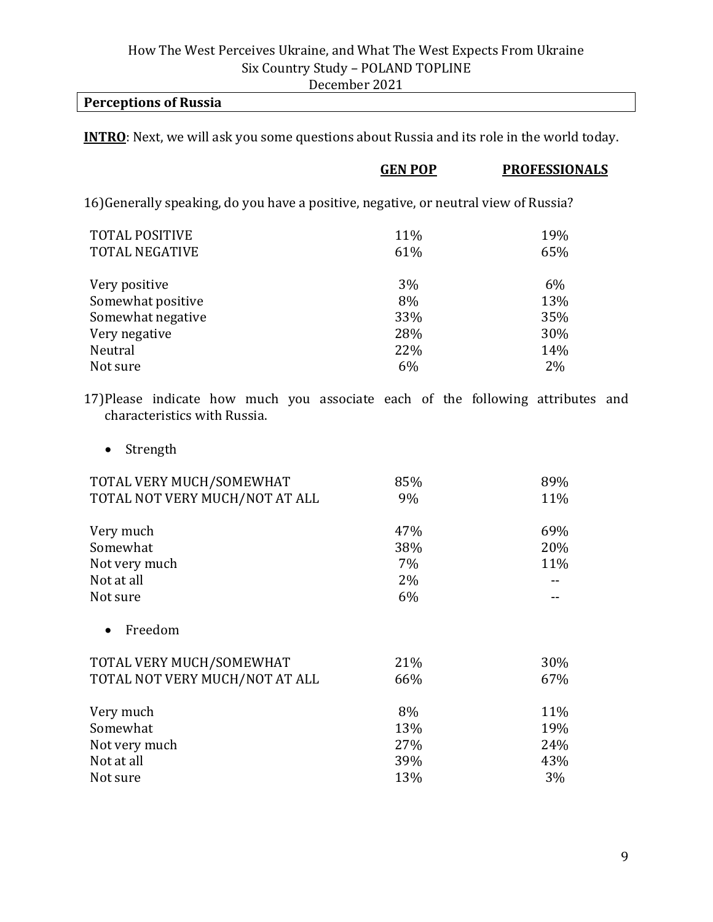## Perceptions of Russia

**INTRO**: Next, we will ask you some questions about Russia and its role in the world today.

16) Generally speaking, do you have a positive, negative, or neutral view of Russia?

| | GEN POP | PROFESSIONALS |
|---|---|---|
| TOTAL POSITIVE | 11% | 19% |
| TOTAL NEGATIVE | 61% | 65% |
| | | |
| Very positive | 3% | 6% |
| Somewhat positive | 8% | 13% |
| Somewhat negative | 33% | 35% |
| Very negative | 28% | 30% |
| Neutral | 22% | 14% |
| Not sure | 6% | 2% |

17) Please indicate how much you associate each of the following attributes and characteristics with Russia.

- Strength

| | GEN POP | PROFESSIONALS |
|---|---|---|
| TOTAL VERY MUCH/SOMEWHAT | 85% | 89% |
| TOTAL NOT VERY MUCH/NOT AT ALL | 9% | 11% |
| | | |
| Very much | 47% | 69% |
| Somewhat | 38% | 20% |
| Not very much | 7% | 11% |
| Not at all | 2% | -- |
| Not sure | 6% | -- |

- Freedom

| | GEN POP | PROFESSIONALS |
|---|---|---|
| TOTAL VERY MUCH/SOMEWHAT | 21% | 30% |
| TOTAL NOT VERY MUCH/NOT AT ALL | 66% | 67% |
| | | |
| Very much | 8% | 11% |
| Somewhat | 13% | 19% |
| Not very much | 27% | 24% |
| Not at all | 39% | 43% |
| Not sure | 13% | 3% |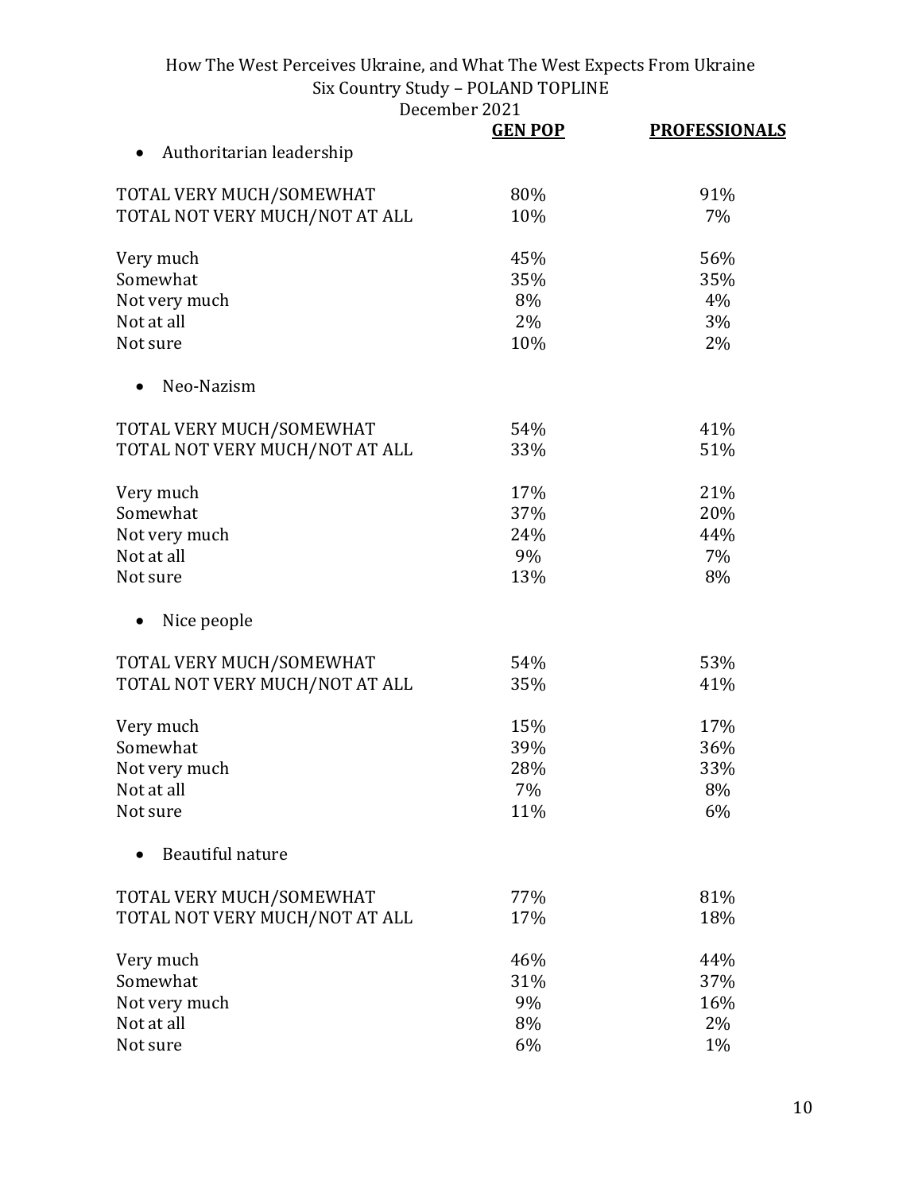| | GEN POP | PROFESSIONALS |
|---|---|---|
| • Authoritarian leadership | | |
| TOTAL VERY MUCH/SOMEWHAT | 80% | 91% |
| TOTAL NOT VERY MUCH/NOT AT ALL | 10% | 7% |
| Very much | 45% | 56% |
| Somewhat | 35% | 35% |
| Not very much | 8% | 4% |
| Not at all | 2% | 3% |
| Not sure | 10% | 2% |
| • Neo-Nazism | | |
| TOTAL VERY MUCH/SOMEWHAT | 54% | 41% |
| TOTAL NOT VERY MUCH/NOT AT ALL | 33% | 51% |
| Very much | 17% | 21% |
| Somewhat | 37% | 20% |
| Not very much | 24% | 44% |
| Not at all | 9% | 7% |
| Not sure | 13% | 8% |
| • Nice people | | |
| TOTAL VERY MUCH/SOMEWHAT | 54% | 53% |
| TOTAL NOT VERY MUCH/NOT AT ALL | 35% | 41% |
| Very much | 15% | 17% |
| Somewhat | 39% | 36% |
| Not very much | 28% | 33% |
| Not at all | 7% | 8% |
| Not sure | 11% | 6% |
| • Beautiful nature | | |
| TOTAL VERY MUCH/SOMEWHAT | 77% | 81% |
| TOTAL NOT VERY MUCH/NOT AT ALL | 17% | 18% |
| Very much | 46% | 44% |
| Somewhat | 31% | 37% |
| Not very much | 9% | 16% |
| Not at all | 8% | 2% |
| Not sure | 6% | 1% |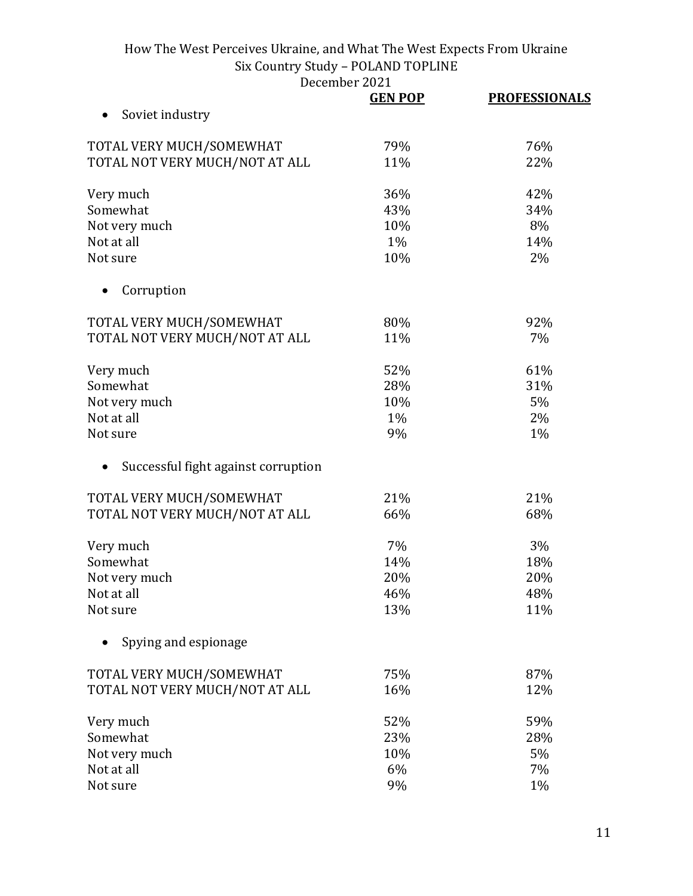| | GEN POP | PROFESSIONALS |
|---|---|---|
| • Soviet industry | | |
| TOTAL VERY MUCH/SOMEWHAT | 79% | 76% |
| TOTAL NOT VERY MUCH/NOT AT ALL | 11% | 22% |
| Very much | 36% | 42% |
| Somewhat | 43% | 34% |
| Not very much | 10% | 8% |
| Not at all | 1% | 14% |
| Not sure | 10% | 2% |
| • Corruption | | |
| TOTAL VERY MUCH/SOMEWHAT | 80% | 92% |
| TOTAL NOT VERY MUCH/NOT AT ALL | 11% | 7% |
| Very much | 52% | 61% |
| Somewhat | 28% | 31% |
| Not very much | 10% | 5% |
| Not at all | 1% | 2% |
| Not sure | 9% | 1% |
| • Successful fight against corruption | | |
| TOTAL VERY MUCH/SOMEWHAT | 21% | 21% |
| TOTAL NOT VERY MUCH/NOT AT ALL | 66% | 68% |
| Very much | 7% | 3% |
| Somewhat | 14% | 18% |
| Not very much | 20% | 20% |
| Not at all | 46% | 48% |
| Not sure | 13% | 11% |
| • Spying and espionage | | |
| TOTAL VERY MUCH/SOMEWHAT | 75% | 87% |
| TOTAL NOT VERY MUCH/NOT AT ALL | 16% | 12% |
| Very much | 52% | 59% |
| Somewhat | 23% | 28% |
| Not very much | 10% | 5% |
| Not at all | 6% | 7% |
| Not sure | 9% | 1% |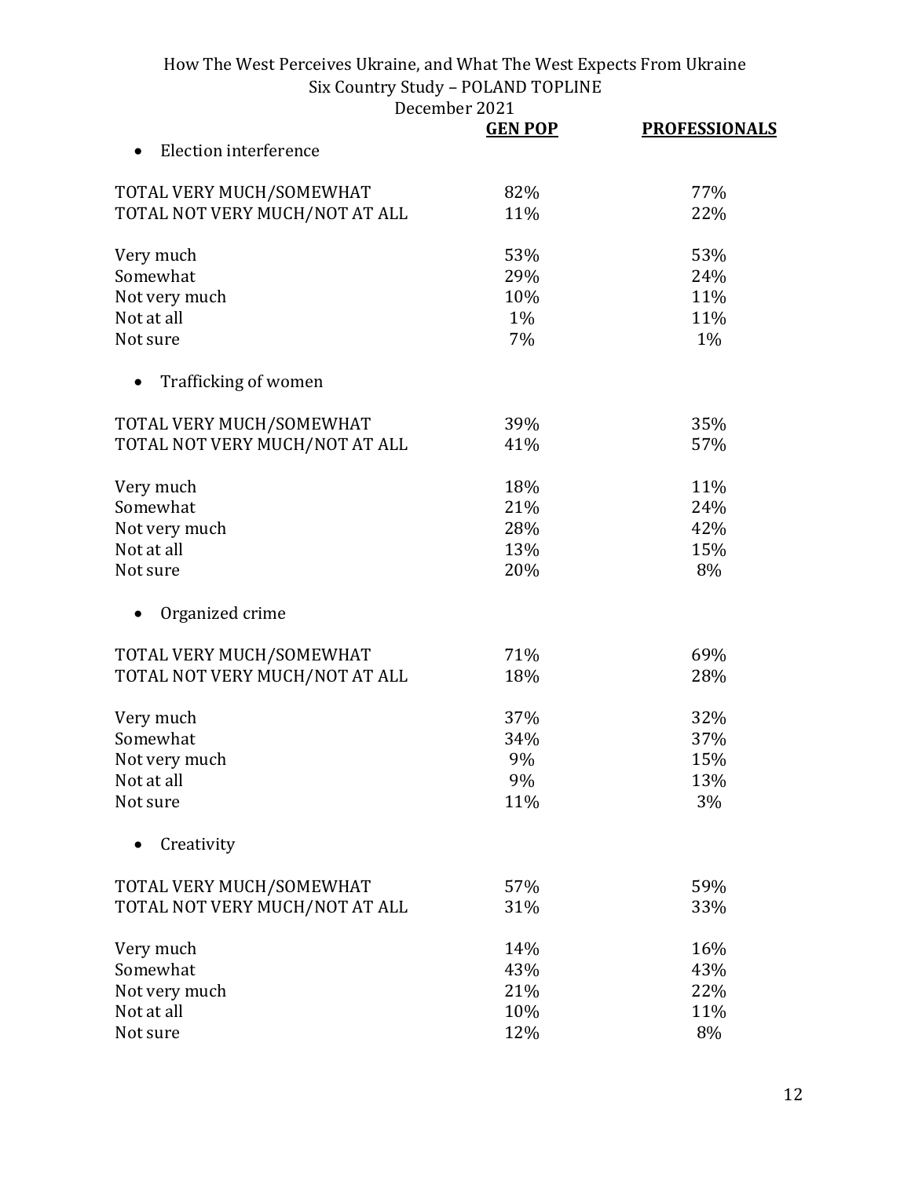| | GEN POP | PROFESSIONALS |
|---|---|---|
| **Election interference** | | |
| TOTAL VERY MUCH/SOMEWHAT | 82% | 77% |
| TOTAL NOT VERY MUCH/NOT AT ALL | 11% | 22% |
| Very much | 53% | 53% |
| Somewhat | 29% | 24% |
| Not very much | 10% | 11% |
| Not at all | 1% | 11% |
| Not sure | 7% | 1% |
| **Trafficking of women** | | |
| TOTAL VERY MUCH/SOMEWHAT | 39% | 35% |
| TOTAL NOT VERY MUCH/NOT AT ALL | 41% | 57% |
| Very much | 18% | 11% |
| Somewhat | 21% | 24% |
| Not very much | 28% | 42% |
| Not at all | 13% | 15% |
| Not sure | 20% | 8% |
| **Organized crime** | | |
| TOTAL VERY MUCH/SOMEWHAT | 71% | 69% |
| TOTAL NOT VERY MUCH/NOT AT ALL | 18% | 28% |
| Very much | 37% | 32% |
| Somewhat | 34% | 37% |
| Not very much | 9% | 15% |
| Not at all | 9% | 13% |
| Not sure | 11% | 3% |
| **Creativity** | | |
| TOTAL VERY MUCH/SOMEWHAT | 57% | 59% |
| TOTAL NOT VERY MUCH/NOT AT ALL | 31% | 33% |
| Very much | 14% | 16% |
| Somewhat | 43% | 43% |
| Not very much | 21% | 22% |
| Not at all | 10% | 11% |
| Not sure | 12% | 8% |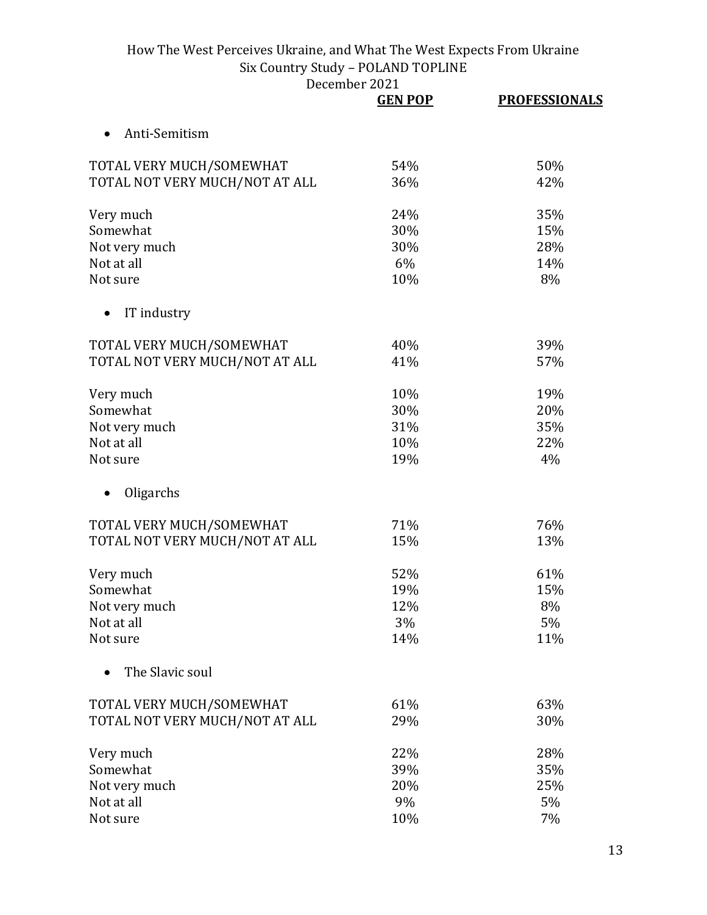| | GEN POP | PROFESSIONALS |
|---|---|---|
| • Anti-Semitism | | |
| TOTAL VERY MUCH/SOMEWHAT | 54% | 50% |
| TOTAL NOT VERY MUCH/NOT AT ALL | 36% | 42% |
| Very much | 24% | 35% |
| Somewhat | 30% | 15% |
| Not very much | 30% | 28% |
| Not at all | 6% | 14% |
| Not sure | 10% | 8% |
| • IT industry | | |
| TOTAL VERY MUCH/SOMEWHAT | 40% | 39% |
| TOTAL NOT VERY MUCH/NOT AT ALL | 41% | 57% |
| Very much | 10% | 19% |
| Somewhat | 30% | 20% |
| Not very much | 31% | 35% |
| Not at all | 10% | 22% |
| Not sure | 19% | 4% |
| • Oligarchs | | |
| TOTAL VERY MUCH/SOMEWHAT | 71% | 76% |
| TOTAL NOT VERY MUCH/NOT AT ALL | 15% | 13% |
| Very much | 52% | 61% |
| Somewhat | 19% | 15% |
| Not very much | 12% | 8% |
| Not at all | 3% | 5% |
| Not sure | 14% | 11% |
| • The Slavic soul | | |
| TOTAL VERY MUCH/SOMEWHAT | 61% | 63% |
| TOTAL NOT VERY MUCH/NOT AT ALL | 29% | 30% |
| Very much | 22% | 28% |
| Somewhat | 39% | 35% |
| Not very much | 20% | 25% |
| Not at all | 9% | 5% |
| Not sure | 10% | 7% |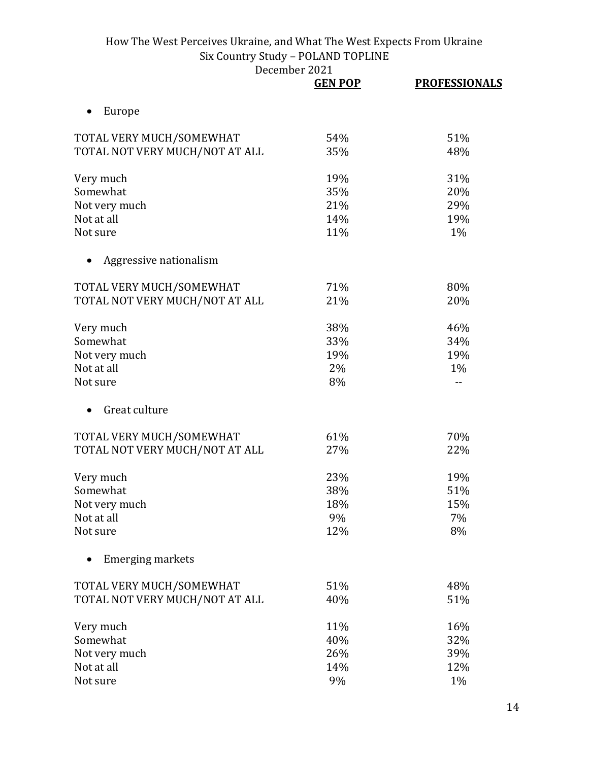| | GEN POP | PROFESSIONALS |
|---|---|---|
| • Europe | | |
| TOTAL VERY MUCH/SOMEWHAT | 54% | 51% |
| TOTAL NOT VERY MUCH/NOT AT ALL | 35% | 48% |
| Very much | 19% | 31% |
| Somewhat | 35% | 20% |
| Not very much | 21% | 29% |
| Not at all | 14% | 19% |
| Not sure | 11% | 1% |
| • Aggressive nationalism | | |
| TOTAL VERY MUCH/SOMEWHAT | 71% | 80% |
| TOTAL NOT VERY MUCH/NOT AT ALL | 21% | 20% |
| Very much | 38% | 46% |
| Somewhat | 33% | 34% |
| Not very much | 19% | 19% |
| Not at all | 2% | 1% |
| Not sure | 8% | -- |
| • Great culture | | |
| TOTAL VERY MUCH/SOMEWHAT | 61% | 70% |
| TOTAL NOT VERY MUCH/NOT AT ALL | 27% | 22% |
| Very much | 23% | 19% |
| Somewhat | 38% | 51% |
| Not very much | 18% | 15% |
| Not at all | 9% | 7% |
| Not sure | 12% | 8% |
| • Emerging markets | | |
| TOTAL VERY MUCH/SOMEWHAT | 51% | 48% |
| TOTAL NOT VERY MUCH/NOT AT ALL | 40% | 51% |
| Very much | 11% | 16% |
| Somewhat | 40% | 32% |
| Not very much | 26% | 39% |
| Not at all | 14% | 12% |
| Not sure | 9% | 1% |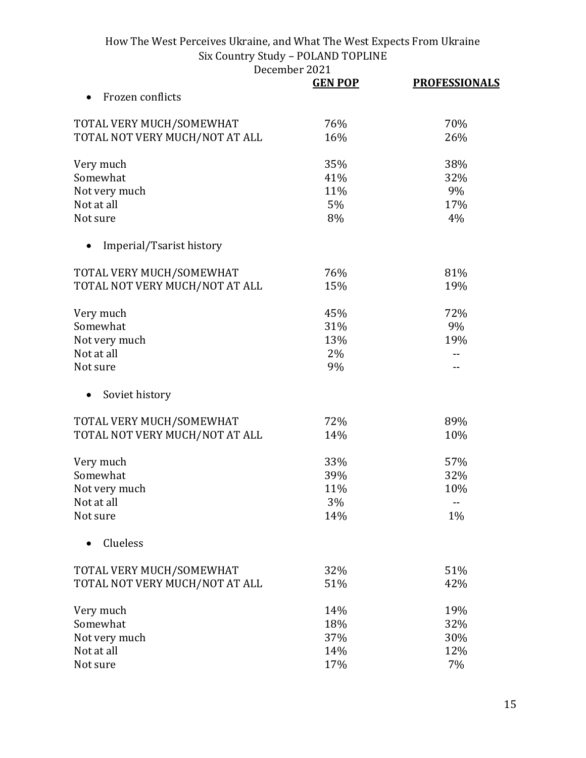| | GEN POP | PROFESSIONALS |
|---|---|---|
| **• Frozen conflicts** | | |
| TOTAL VERY MUCH/SOMEWHAT | 76% | 70% |
| TOTAL NOT VERY MUCH/NOT AT ALL | 16% | 26% |
| Very much | 35% | 38% |
| Somewhat | 41% | 32% |
| Not very much | 11% | 9% |
| Not at all | 5% | 17% |
| Not sure | 8% | 4% |
| **• Imperial/Tsarist history** | | |
| TOTAL VERY MUCH/SOMEWHAT | 76% | 81% |
| TOTAL NOT VERY MUCH/NOT AT ALL | 15% | 19% |
| Very much | 45% | 72% |
| Somewhat | 31% | 9% |
| Not very much | 13% | 19% |
| Not at all | 2% | -- |
| Not sure | 9% | -- |
| **• Soviet history** | | |
| TOTAL VERY MUCH/SOMEWHAT | 72% | 89% |
| TOTAL NOT VERY MUCH/NOT AT ALL | 14% | 10% |
| Very much | 33% | 57% |
| Somewhat | 39% | 32% |
| Not very much | 11% | 10% |
| Not at all | 3% | -- |
| Not sure | 14% | 1% |
| **• Clueless** | | |
| TOTAL VERY MUCH/SOMEWHAT | 32% | 51% |
| TOTAL NOT VERY MUCH/NOT AT ALL | 51% | 42% |
| Very much | 14% | 19% |
| Somewhat | 18% | 32% |
| Not very much | 37% | 30% |
| Not at all | 14% | 12% |
| Not sure | 17% | 7% |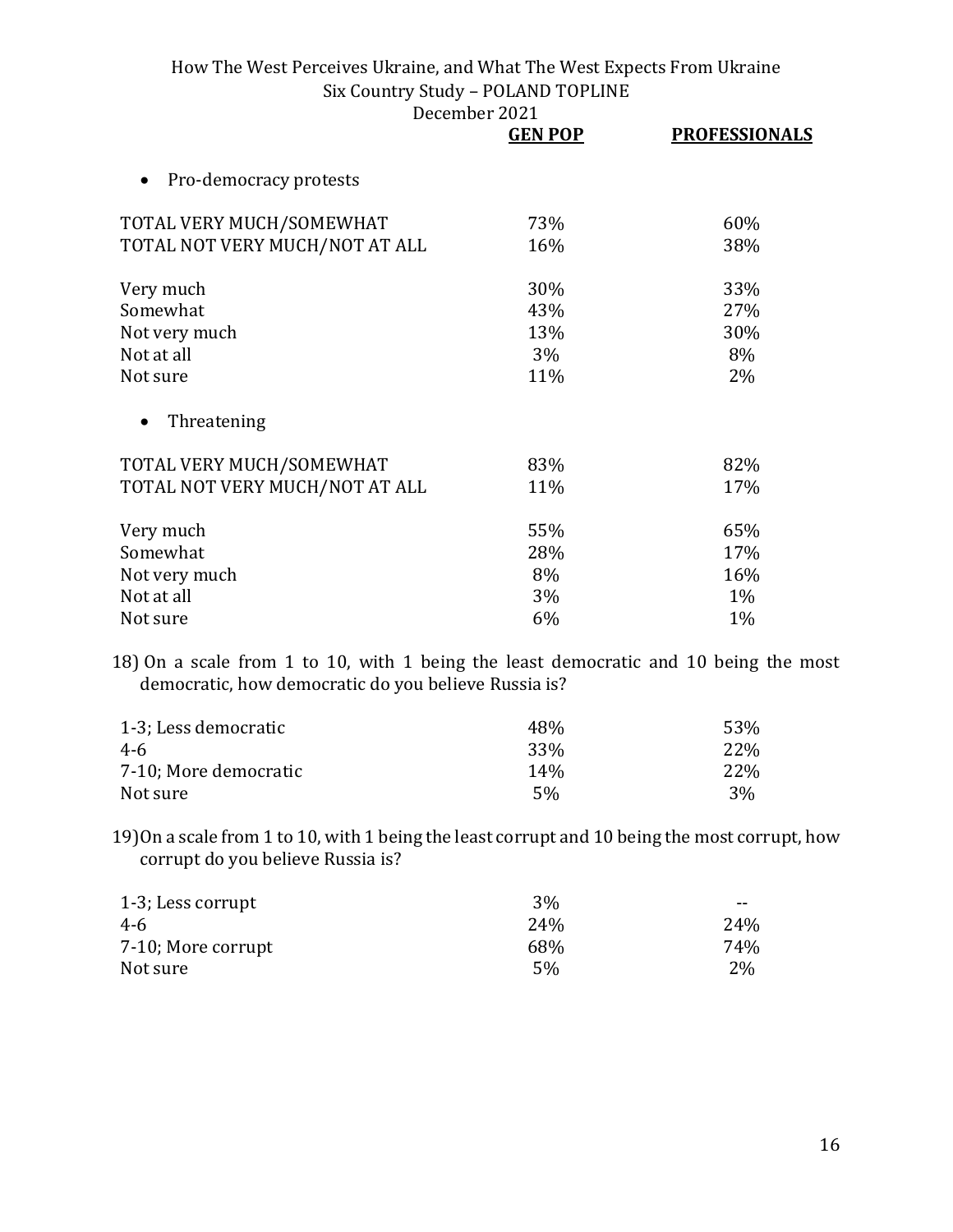| | GEN POP | PROFESSIONALS |
|---|---|---|
| • Pro-democracy protests | | |
| TOTAL VERY MUCH/SOMEWHAT | 73% | 60% |
| TOTAL NOT VERY MUCH/NOT AT ALL | 16% | 38% |
| Very much | 30% | 33% |
| Somewhat | 43% | 27% |
| Not very much | 13% | 30% |
| Not at all | 3% | 8% |
| Not sure | 11% | 2% |
| • Threatening | | |
| TOTAL VERY MUCH/SOMEWHAT | 83% | 82% |
| TOTAL NOT VERY MUCH/NOT AT ALL | 11% | 17% |
| Very much | 55% | 65% |
| Somewhat | 28% | 17% |
| Not very much | 8% | 16% |
| Not at all | 3% | 1% |
| Not sure | 6% | 1% |

18) On a scale from 1 to 10, with 1 being the least democratic and 10 being the most democratic, how democratic do you believe Russia is?

| | GEN POP | PROFESSIONALS |
|---|---|---|
| 1-3; Less democratic | 48% | 53% |
| 4-6 | 33% | 22% |
| 7-10; More democratic | 14% | 22% |
| Not sure | 5% | 3% |

19) On a scale from 1 to 10, with 1 being the least corrupt and 10 being the most corrupt, how corrupt do you believe Russia is?

| | GEN POP | PROFESSIONALS |
|---|---|---|
| 1-3; Less corrupt | 3% | -- |
| 4-6 | 24% | 24% |
| 7-10; More corrupt | 68% | 74% |
| Not sure | 5% | 2% |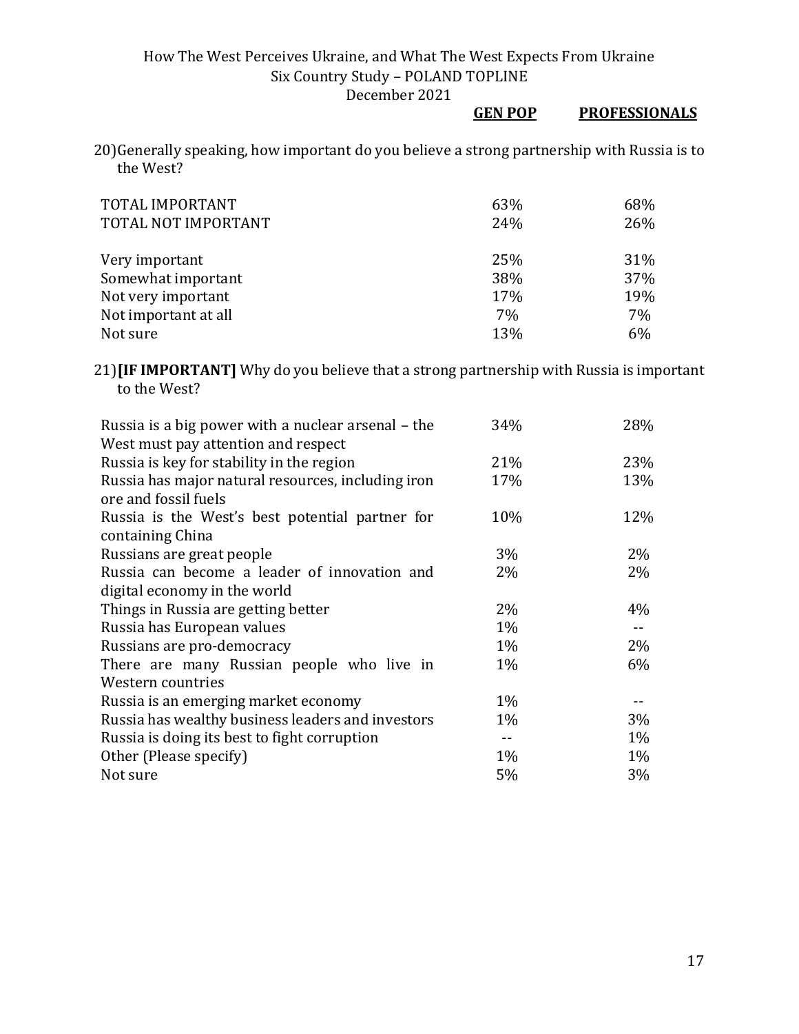20) Generally speaking, how important do you believe a strong partnership with Russia is to the West?

| | GEN POP | PROFESSIONALS |
|---|---|---|
| TOTAL IMPORTANT | 63% | 68% |
| TOTAL NOT IMPORTANT | 24% | 26% |
| | | |
| Very important | 25% | 31% |
| Somewhat important | 38% | 37% |
| Not very important | 17% | 19% |
| Not important at all | 7% | 7% |
| Not sure | 13% | 6% |

21) **[IF IMPORTANT]** Why do you believe that a strong partnership with Russia is important to the West?

| | GEN POP | PROFESSIONALS |
|---|---|---|
| Russia is a big power with a nuclear arsenal – the West must pay attention and respect | 34% | 28% |
| Russia is key for stability in the region | 21% | 23% |
| Russia has major natural resources, including iron ore and fossil fuels | 17% | 13% |
| Russia is the West's best potential partner for containing China | 10% | 12% |
| Russians are great people | 3% | 2% |
| Russia can become a leader of innovation and digital economy in the world | 2% | 2% |
| Things in Russia are getting better | 2% | 4% |
| Russia has European values | 1% | -- |
| Russians are pro-democracy | 1% | 2% |
| There are many Russian people who live in Western countries | 1% | 6% |
| Russia is an emerging market economy | 1% | -- |
| Russia has wealthy business leaders and investors | 1% | 3% |
| Russia is doing its best to fight corruption | -- | 1% |
| Other (Please specify) | 1% | 1% |
| Not sure | 5% | 3% |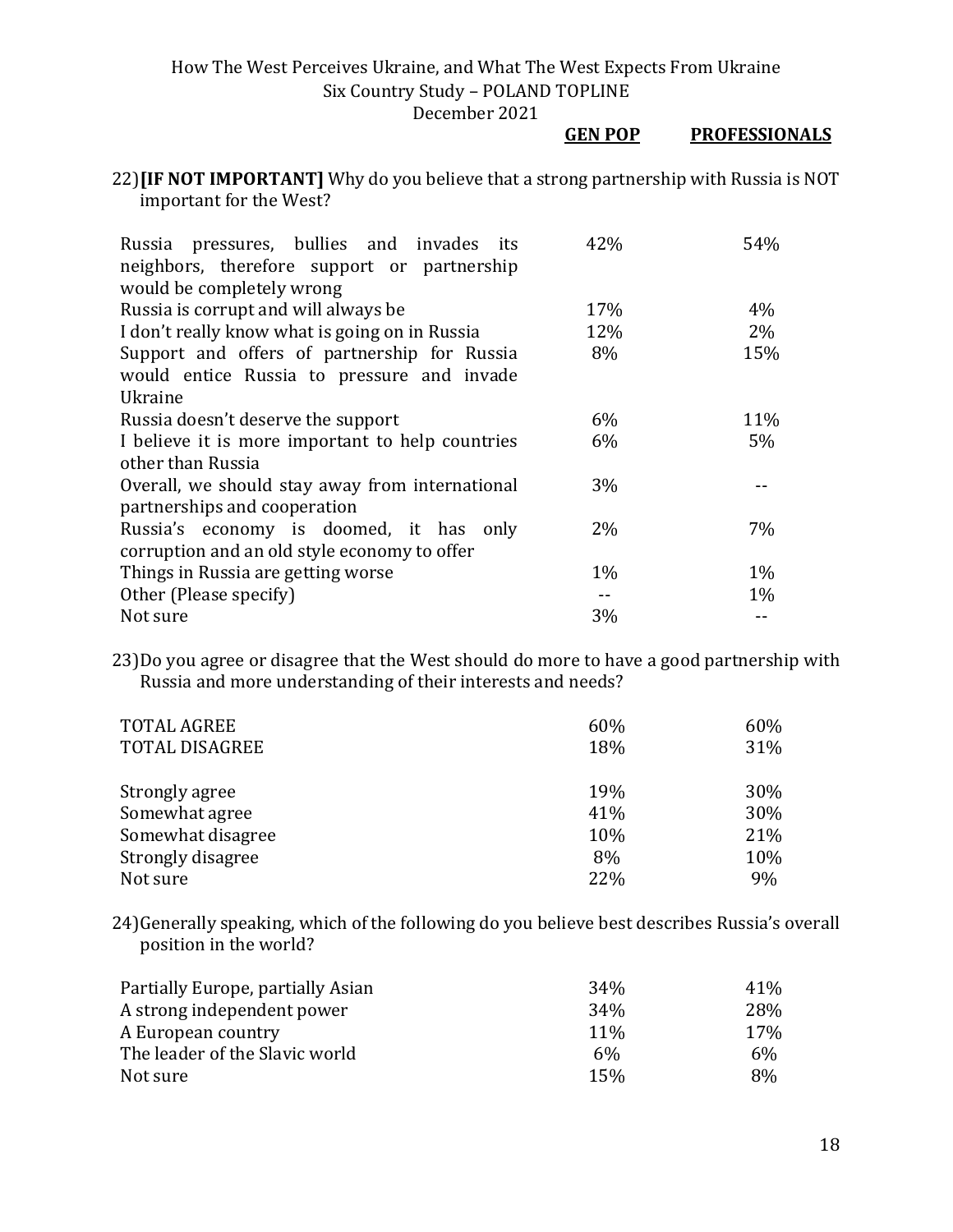22) **[IF NOT IMPORTANT]** Why do you believe that a strong partnership with Russia is NOT important for the West?

| | GEN POP | PROFESSIONALS |
|---|---|---|
| Russia pressures, bullies and invades its neighbors, therefore support or partnership would be completely wrong | 42% | 54% |
| Russia is corrupt and will always be | 17% | 4% |
| I don't really know what is going on in Russia | 12% | 2% |
| Support and offers of partnership for Russia would entice Russia to pressure and invade Ukraine | 8% | 15% |
| Russia doesn't deserve the support | 6% | 11% |
| I believe it is more important to help countries other than Russia | 6% | 5% |
| Overall, we should stay away from international partnerships and cooperation | 3% | -- |
| Russia's economy is doomed, it has only corruption and an old style economy to offer | 2% | 7% |
| Things in Russia are getting worse | 1% | 1% |
| Other (Please specify) | -- | 1% |
| Not sure | 3% | -- |

23) Do you agree or disagree that the West should do more to have a good partnership with Russia and more understanding of their interests and needs?

| | GEN POP | PROFESSIONALS |
|---|---|---|
| TOTAL AGREE | 60% | 60% |
| TOTAL DISAGREE | 18% | 31% |
| | | |
| Strongly agree | 19% | 30% |
| Somewhat agree | 41% | 30% |
| Somewhat disagree | 10% | 21% |
| Strongly disagree | 8% | 10% |
| Not sure | 22% | 9% |

24) Generally speaking, which of the following do you believe best describes Russia's overall position in the world?

| | GEN POP | PROFESSIONALS |
|---|---|---|
| Partially Europe, partially Asian | 34% | 41% |
| A strong independent power | 34% | 28% |
| A European country | 11% | 17% |
| The leader of the Slavic world | 6% | 6% |
| Not sure | 15% | 8% |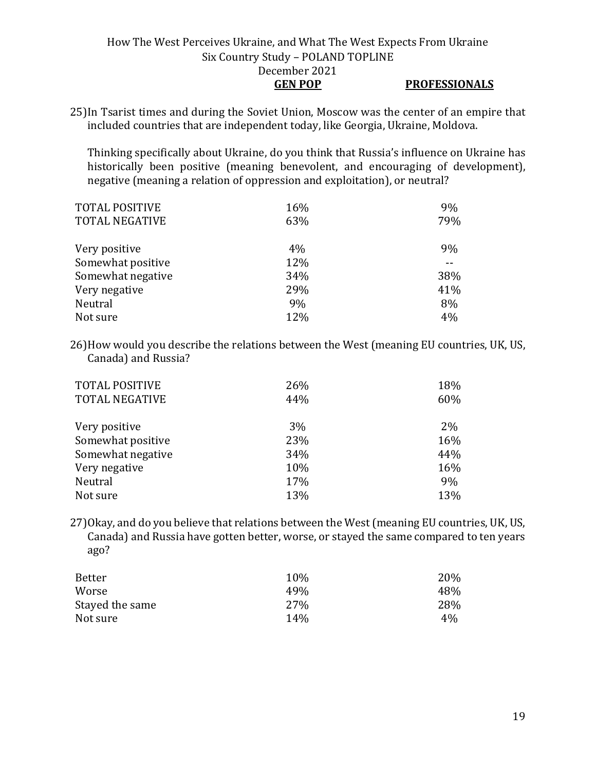25) In Tsarist times and during the Soviet Union, Moscow was the center of an empire that included countries that are independent today, like Georgia, Ukraine, Moldova.

Thinking specifically about Ukraine, do you think that Russia's influence on Ukraine has historically been positive (meaning benevolent, and encouraging of development), negative (meaning a relation of oppression and exploitation), or neutral?

| | GEN POP | PROFESSIONALS |
|---|---|---|
| TOTAL POSITIVE | 16% | 9% |
| TOTAL NEGATIVE | 63% | 79% |
| Very positive | 4% | 9% |
| Somewhat positive | 12% | -- |
| Somewhat negative | 34% | 38% |
| Very negative | 29% | 41% |
| Neutral | 9% | 8% |
| Not sure | 12% | 4% |

26) How would you describe the relations between the West (meaning EU countries, UK, US, Canada) and Russia?

| | GEN POP | PROFESSIONALS |
|---|---|---|
| TOTAL POSITIVE | 26% | 18% |
| TOTAL NEGATIVE | 44% | 60% |
| Very positive | 3% | 2% |
| Somewhat positive | 23% | 16% |
| Somewhat negative | 34% | 44% |
| Very negative | 10% | 16% |
| Neutral | 17% | 9% |
| Not sure | 13% | 13% |

27) Okay, and do you believe that relations between the West (meaning EU countries, UK, US, Canada) and Russia have gotten better, worse, or stayed the same compared to ten years ago?

| | GEN POP | PROFESSIONALS |
|---|---|---|
| Better | 10% | 20% |
| Worse | 49% | 48% |
| Stayed the same | 27% | 28% |
| Not sure | 14% | 4% |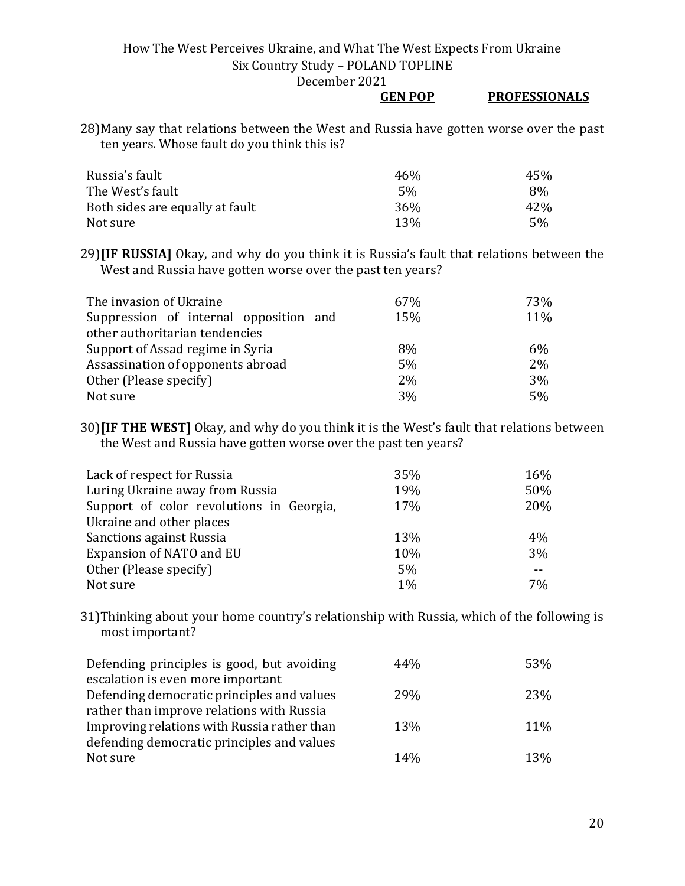28) Many say that relations between the West and Russia have gotten worse over the past ten years. Whose fault do you think this is?

| | GEN POP | PROFESSIONALS |
|---|---|---|
| Russia's fault | 46% | 45% |
| The West's fault | 5% | 8% |
| Both sides are equally at fault | 36% | 42% |
| Not sure | 13% | 5% |

29) **[IF RUSSIA]** Okay, and why do you think it is Russia's fault that relations between the West and Russia have gotten worse over the past ten years?

| | GEN POP | PROFESSIONALS |
|---|---|---|
| The invasion of Ukraine | 67% | 73% |
| Suppression of internal opposition and other authoritarian tendencies | 15% | 11% |
| Support of Assad regime in Syria | 8% | 6% |
| Assassination of opponents abroad | 5% | 2% |
| Other (Please specify) | 2% | 3% |
| Not sure | 3% | 5% |

30) **[IF THE WEST]** Okay, and why do you think it is the West's fault that relations between the West and Russia have gotten worse over the past ten years?

| | GEN POP | PROFESSIONALS |
|---|---|---|
| Lack of respect for Russia | 35% | 16% |
| Luring Ukraine away from Russia | 19% | 50% |
| Support of color revolutions in Georgia, Ukraine and other places | 17% | 20% |
| Sanctions against Russia | 13% | 4% |
| Expansion of NATO and EU | 10% | 3% |
| Other (Please specify) | 5% | -- |
| Not sure | 1% | 7% |

31) Thinking about your home country's relationship with Russia, which of the following is most important?

| | GEN POP | PROFESSIONALS |
|---|---|---|
| Defending principles is good, but avoiding escalation is even more important | 44% | 53% |
| Defending democratic principles and values rather than improve relations with Russia | 29% | 23% |
| Improving relations with Russia rather than defending democratic principles and values | 13% | 11% |
| Not sure | 14% | 13% |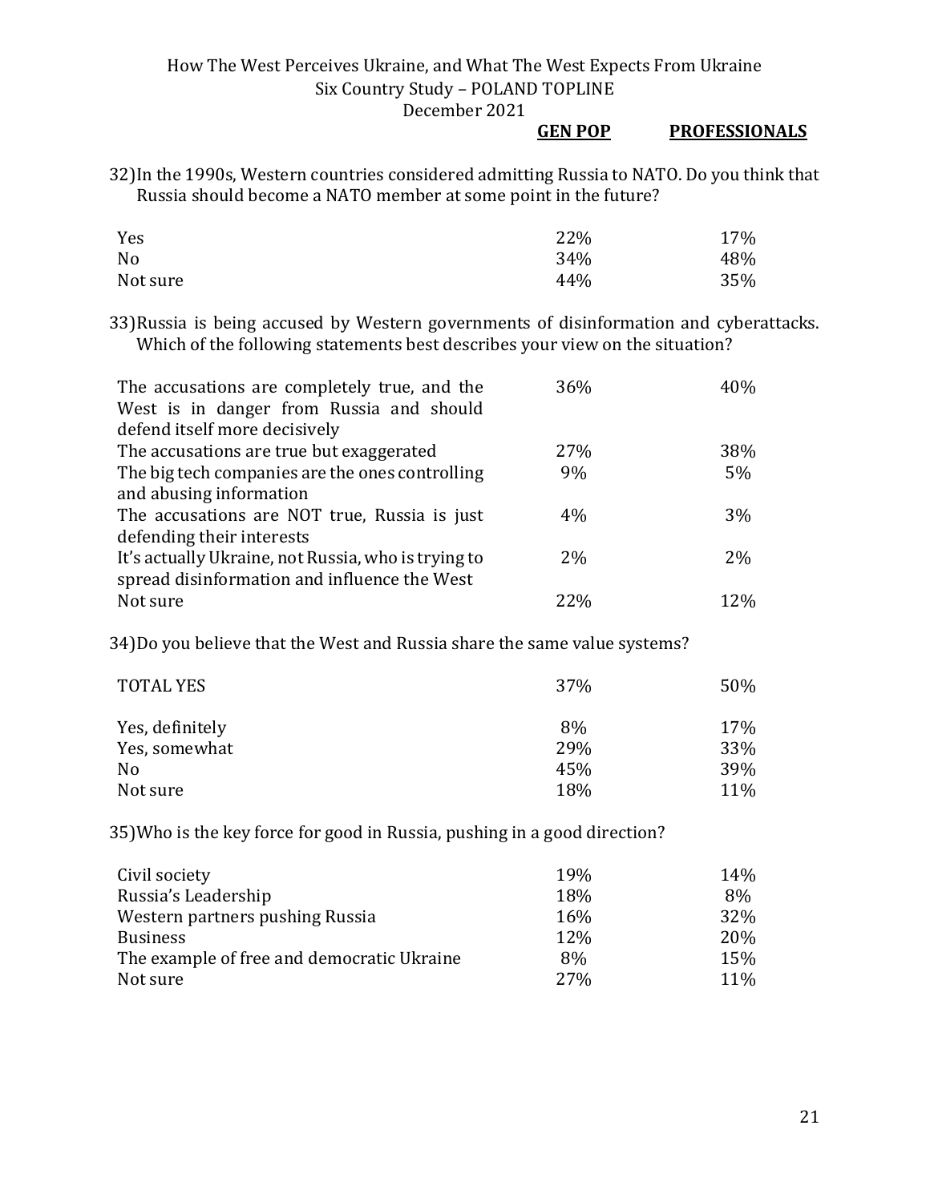32) In the 1990s, Western countries considered admitting Russia to NATO. Do you think that Russia should become a NATO member at some point in the future?

| | GEN POP | PROFESSIONALS |
|---|---|---|
| Yes | 22% | 17% |
| No | 34% | 48% |
| Not sure | 44% | 35% |

33) Russia is being accused by Western governments of disinformation and cyberattacks. Which of the following statements best describes your view on the situation?

| | GEN POP | PROFESSIONALS |
|---|---|---|
| The accusations are completely true, and the West is in danger from Russia and should defend itself more decisively | 36% | 40% |
| The accusations are true but exaggerated | 27% | 38% |
| The big tech companies are the ones controlling and abusing information | 9% | 5% |
| The accusations are NOT true, Russia is just defending their interests | 4% | 3% |
| It's actually Ukraine, not Russia, who is trying to spread disinformation and influence the West | 2% | 2% |
| Not sure | 22% | 12% |

34) Do you believe that the West and Russia share the same value systems?

| | GEN POP | PROFESSIONALS |
|---|---|---|
| TOTAL YES | 37% | 50% |
| Yes, definitely | 8% | 17% |
| Yes, somewhat | 29% | 33% |
| No | 45% | 39% |
| Not sure | 18% | 11% |

35) Who is the key force for good in Russia, pushing in a good direction?

| | GEN POP | PROFESSIONALS |
|---|---|---|
| Civil society | 19% | 14% |
| Russia's Leadership | 18% | 8% |
| Western partners pushing Russia | 16% | 32% |
| Business | 12% | 20% |
| The example of free and democratic Ukraine | 8% | 15% |
| Not sure | 27% | 11% |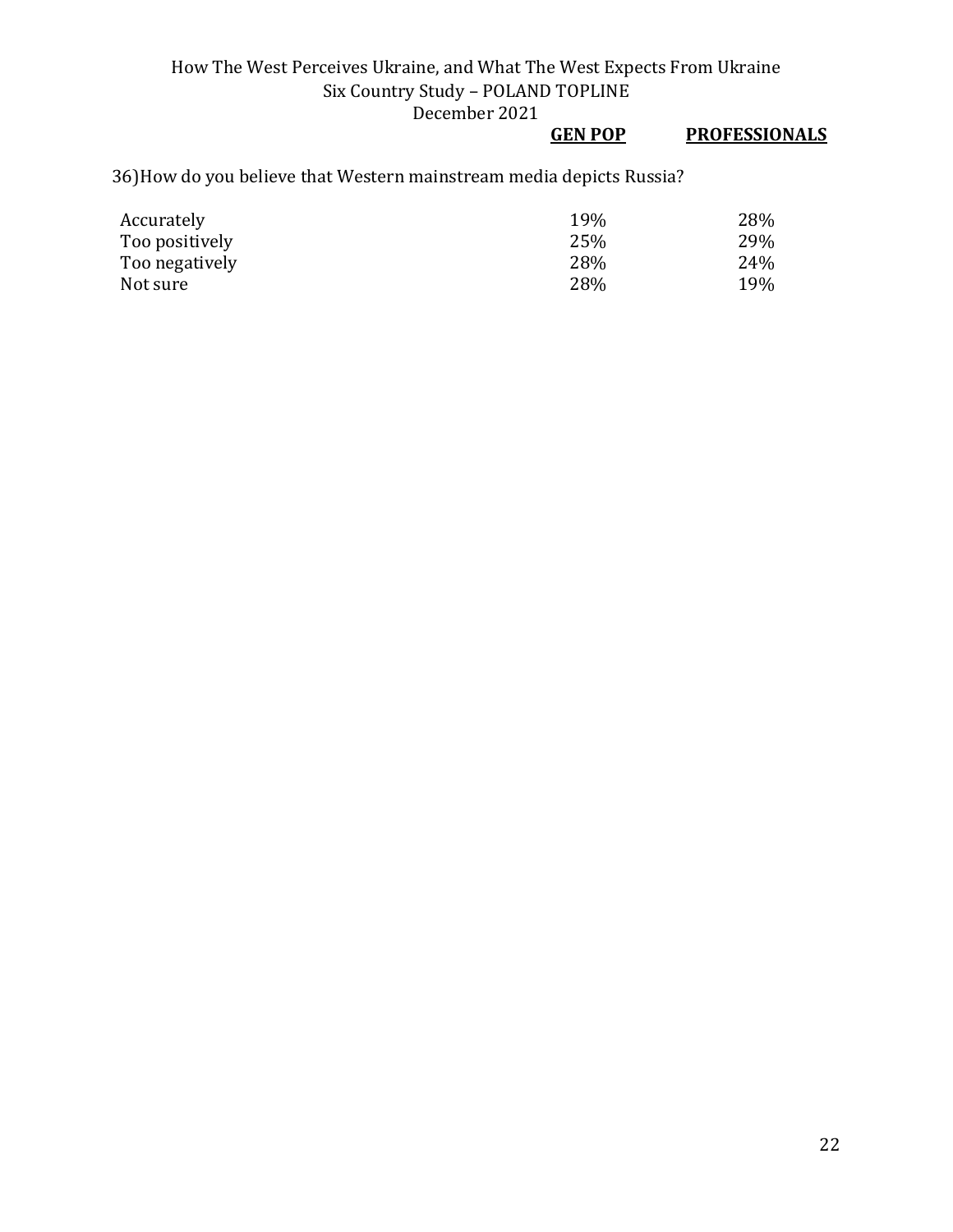36)How do you believe that Western mainstream media depicts Russia?

| | GEN POP | PROFESSIONALS |
|---|---|---|
| Accurately | 19% | 28% |
| Too positively | 25% | 29% |
| Too negatively | 28% | 24% |
| Not sure | 28% | 19% |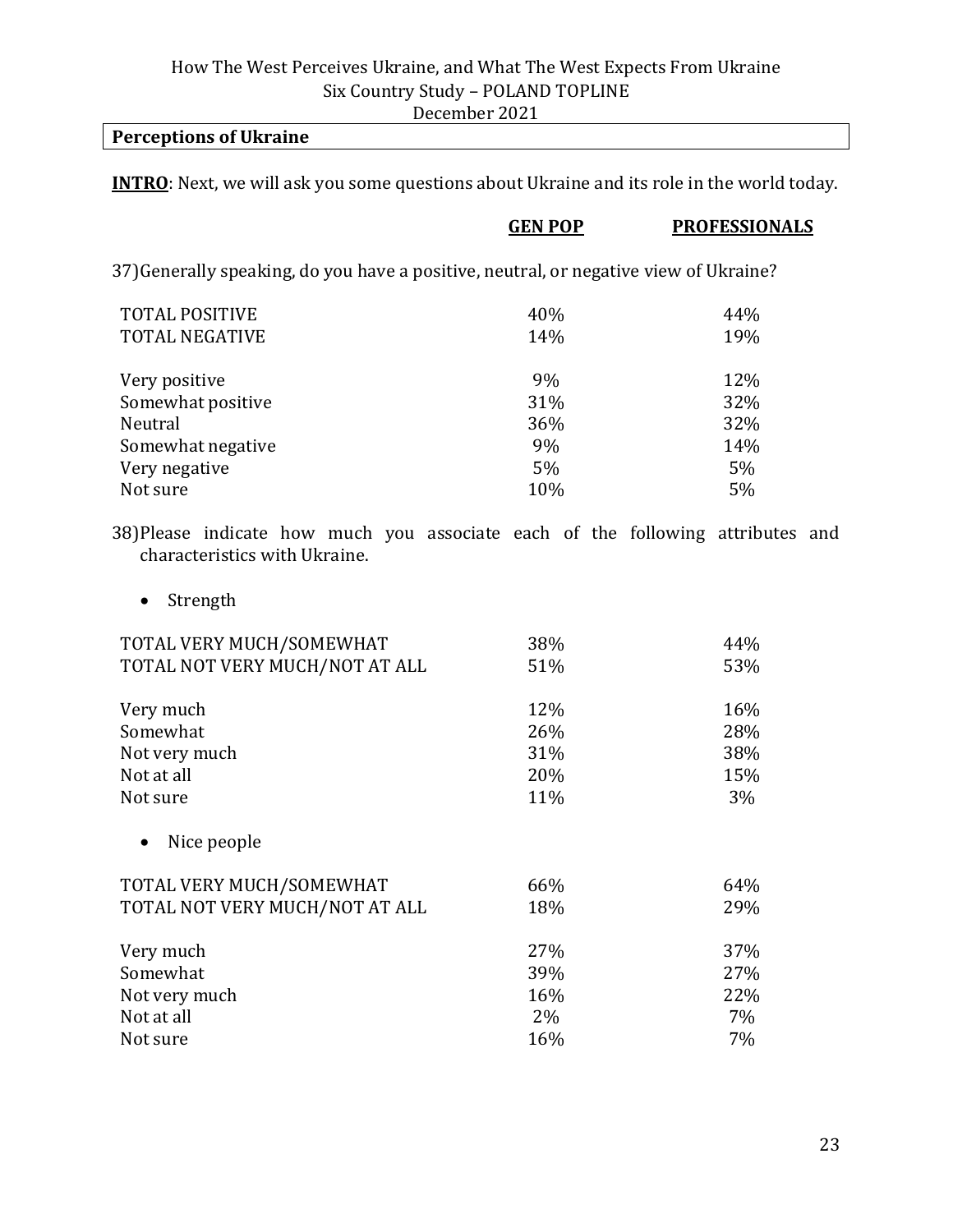## Perceptions of Ukraine

**INTRO**: Next, we will ask you some questions about Ukraine and its role in the world today.

37) Generally speaking, do you have a positive, neutral, or negative view of Ukraine?

| | GEN POP | PROFESSIONALS |
|---|---|---|
| TOTAL POSITIVE | 40% | 44% |
| TOTAL NEGATIVE | 14% | 19% |
| | | |
| Very positive | 9% | 12% |
| Somewhat positive | 31% | 32% |
| Neutral | 36% | 32% |
| Somewhat negative | 9% | 14% |
| Very negative | 5% | 5% |
| Not sure | 10% | 5% |

38) Please indicate how much you associate each of the following attributes and characteristics with Ukraine.

- Strength

| | GEN POP | PROFESSIONALS |
|---|---|---|
| TOTAL VERY MUCH/SOMEWHAT | 38% | 44% |
| TOTAL NOT VERY MUCH/NOT AT ALL | 51% | 53% |
| | | |
| Very much | 12% | 16% |
| Somewhat | 26% | 28% |
| Not very much | 31% | 38% |
| Not at all | 20% | 15% |
| Not sure | 11% | 3% |

- Nice people

| | GEN POP | PROFESSIONALS |
|---|---|---|
| TOTAL VERY MUCH/SOMEWHAT | 66% | 64% |
| TOTAL NOT VERY MUCH/NOT AT ALL | 18% | 29% |
| | | |
| Very much | 27% | 37% |
| Somewhat | 39% | 27% |
| Not very much | 16% | 22% |
| Not at all | 2% | 7% |
| Not sure | 16% | 7% |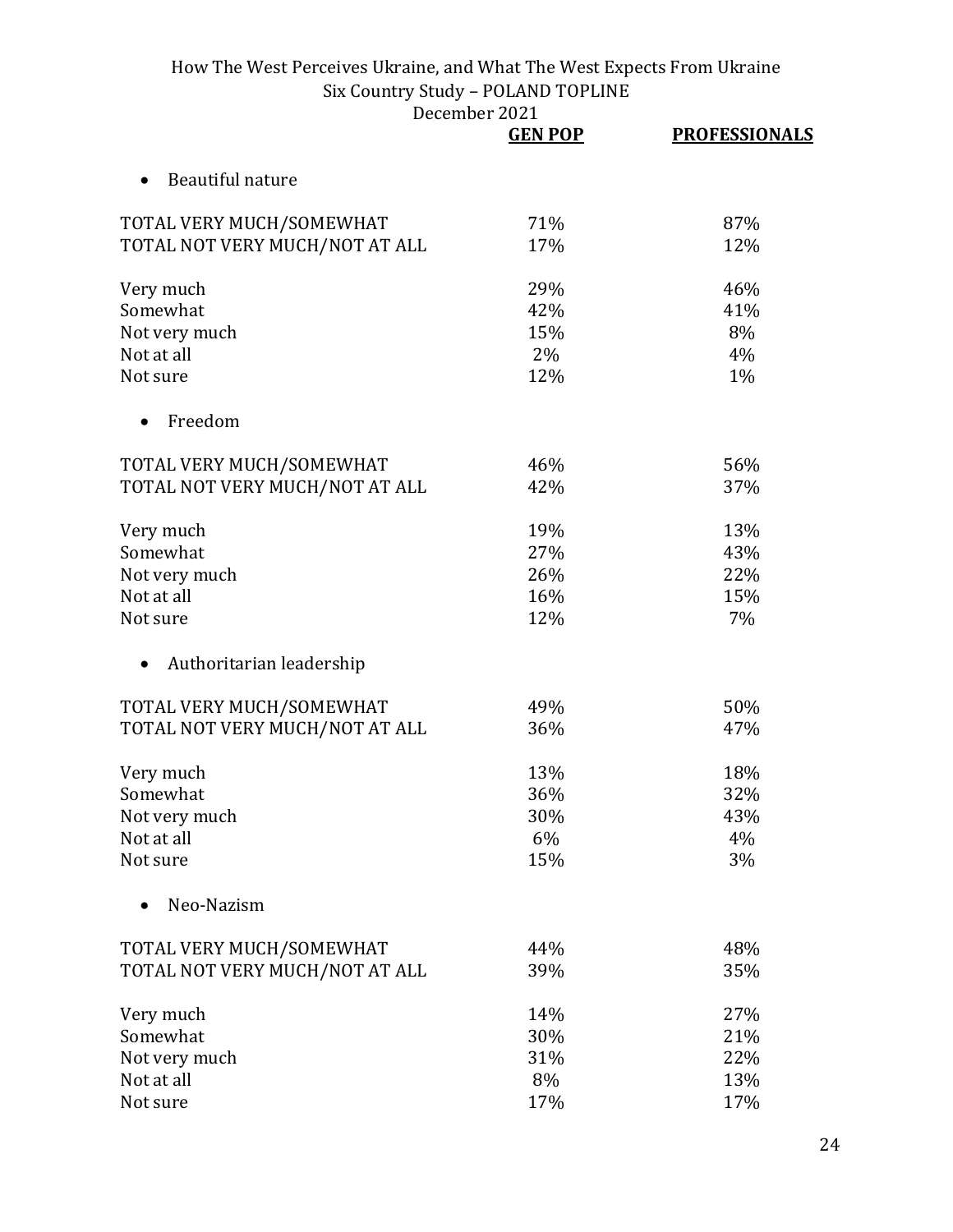| | **GEN POP** | **PROFESSIONALS** |
|---|---|---|
| • Beautiful nature | | |
| TOTAL VERY MUCH/SOMEWHAT | 71% | 87% |
| TOTAL NOT VERY MUCH/NOT AT ALL | 17% | 12% |
| Very much | 29% | 46% |
| Somewhat | 42% | 41% |
| Not very much | 15% | 8% |
| Not at all | 2% | 4% |
| Not sure | 12% | 1% |
| • Freedom | | |
| TOTAL VERY MUCH/SOMEWHAT | 46% | 56% |
| TOTAL NOT VERY MUCH/NOT AT ALL | 42% | 37% |
| Very much | 19% | 13% |
| Somewhat | 27% | 43% |
| Not very much | 26% | 22% |
| Not at all | 16% | 15% |
| Not sure | 12% | 7% |
| • Authoritarian leadership | | |
| TOTAL VERY MUCH/SOMEWHAT | 49% | 50% |
| TOTAL NOT VERY MUCH/NOT AT ALL | 36% | 47% |
| Very much | 13% | 18% |
| Somewhat | 36% | 32% |
| Not very much | 30% | 43% |
| Not at all | 6% | 4% |
| Not sure | 15% | 3% |
| • Neo-Nazism | | |
| TOTAL VERY MUCH/SOMEWHAT | 44% | 48% |
| TOTAL NOT VERY MUCH/NOT AT ALL | 39% | 35% |
| Very much | 14% | 27% |
| Somewhat | 30% | 21% |
| Not very much | 31% | 22% |
| Not at all | 8% | 13% |
| Not sure | 17% | 17% |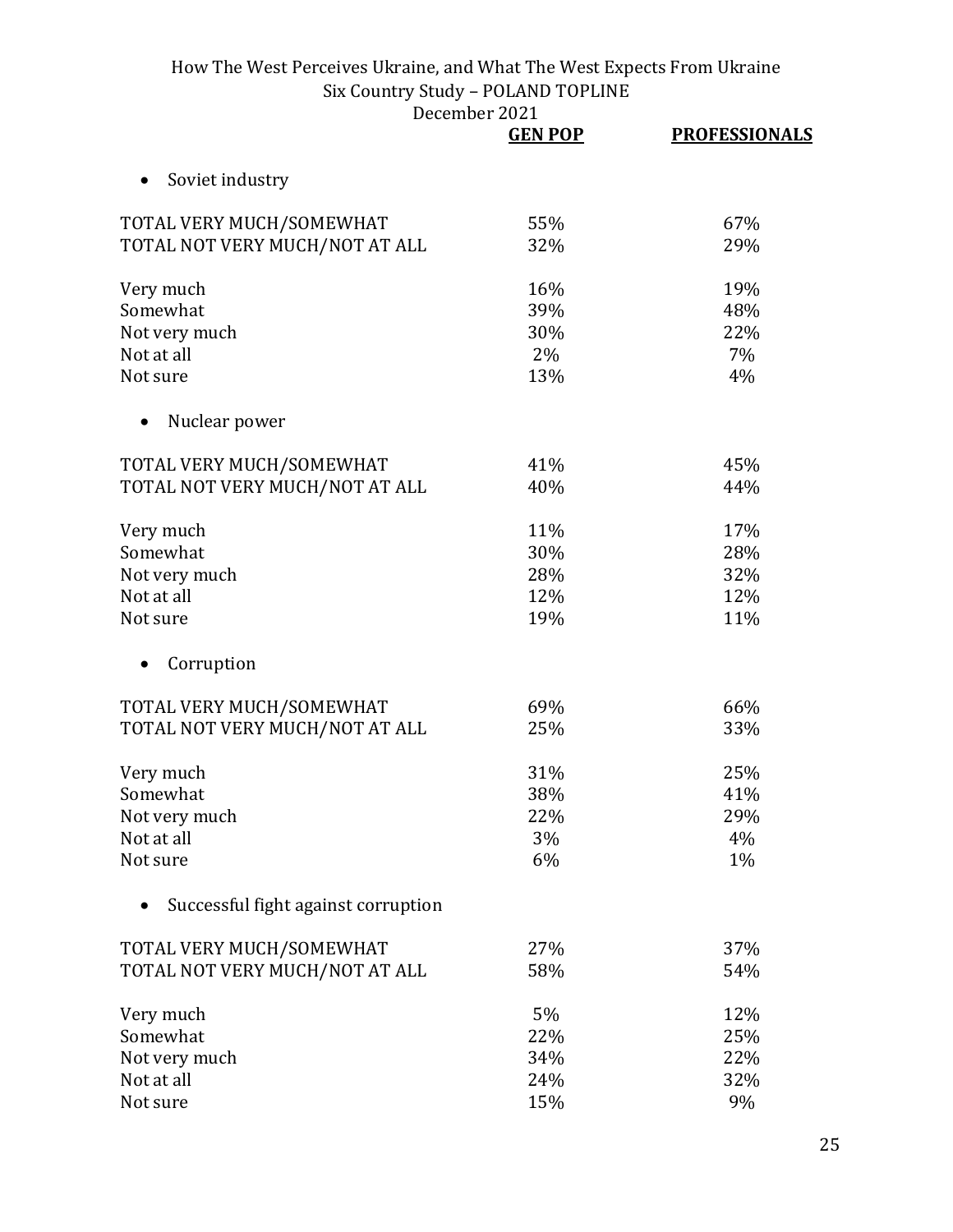| | GEN POP | PROFESSIONALS |
|---|---|---|
| • Soviet industry | | |
| TOTAL VERY MUCH/SOMEWHAT | 55% | 67% |
| TOTAL NOT VERY MUCH/NOT AT ALL | 32% | 29% |
| Very much | 16% | 19% |
| Somewhat | 39% | 48% |
| Not very much | 30% | 22% |
| Not at all | 2% | 7% |
| Not sure | 13% | 4% |
| • Nuclear power | | |
| TOTAL VERY MUCH/SOMEWHAT | 41% | 45% |
| TOTAL NOT VERY MUCH/NOT AT ALL | 40% | 44% |
| Very much | 11% | 17% |
| Somewhat | 30% | 28% |
| Not very much | 28% | 32% |
| Not at all | 12% | 12% |
| Not sure | 19% | 11% |
| • Corruption | | |
| TOTAL VERY MUCH/SOMEWHAT | 69% | 66% |
| TOTAL NOT VERY MUCH/NOT AT ALL | 25% | 33% |
| Very much | 31% | 25% |
| Somewhat | 38% | 41% |
| Not very much | 22% | 29% |
| Not at all | 3% | 4% |
| Not sure | 6% | 1% |
| • Successful fight against corruption | | |
| TOTAL VERY MUCH/SOMEWHAT | 27% | 37% |
| TOTAL NOT VERY MUCH/NOT AT ALL | 58% | 54% |
| Very much | 5% | 12% |
| Somewhat | 22% | 25% |
| Not very much | 34% | 22% |
| Not at all | 24% | 32% |
| Not sure | 15% | 9% |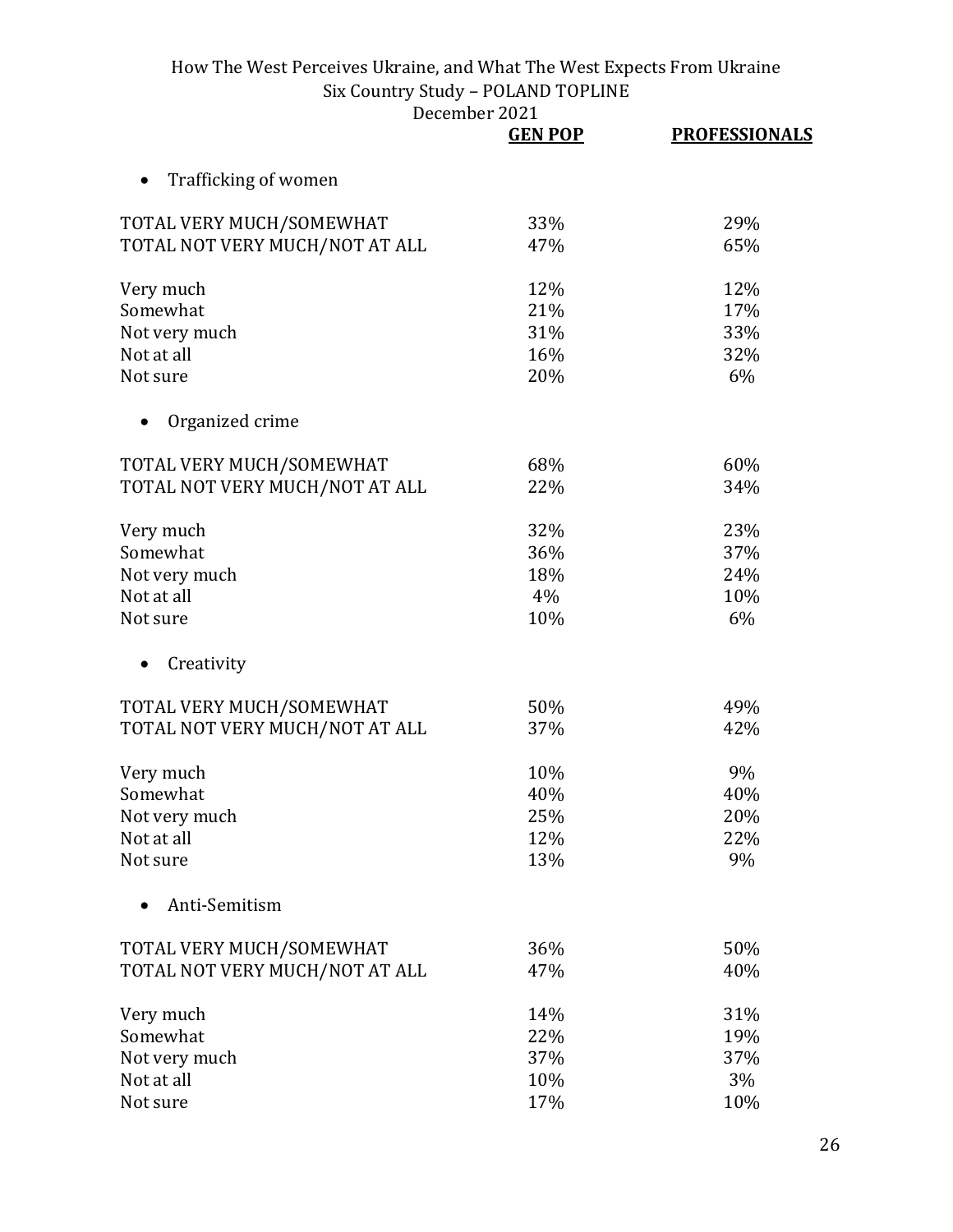| | GEN POP | PROFESSIONALS |
|---|---|---|
| • Trafficking of women | | |
| TOTAL VERY MUCH/SOMEWHAT | 33% | 29% |
| TOTAL NOT VERY MUCH/NOT AT ALL | 47% | 65% |
| Very much | 12% | 12% |
| Somewhat | 21% | 17% |
| Not very much | 31% | 33% |
| Not at all | 16% | 32% |
| Not sure | 20% | 6% |
| • Organized crime | | |
| TOTAL VERY MUCH/SOMEWHAT | 68% | 60% |
| TOTAL NOT VERY MUCH/NOT AT ALL | 22% | 34% |
| Very much | 32% | 23% |
| Somewhat | 36% | 37% |
| Not very much | 18% | 24% |
| Not at all | 4% | 10% |
| Not sure | 10% | 6% |
| • Creativity | | |
| TOTAL VERY MUCH/SOMEWHAT | 50% | 49% |
| TOTAL NOT VERY MUCH/NOT AT ALL | 37% | 42% |
| Very much | 10% | 9% |
| Somewhat | 40% | 40% |
| Not very much | 25% | 20% |
| Not at all | 12% | 22% |
| Not sure | 13% | 9% |
| • Anti-Semitism | | |
| TOTAL VERY MUCH/SOMEWHAT | 36% | 50% |
| TOTAL NOT VERY MUCH/NOT AT ALL | 47% | 40% |
| Very much | 14% | 31% |
| Somewhat | 22% | 19% |
| Not very much | 37% | 37% |
| Not at all | 10% | 3% |
| Not sure | 17% | 10% |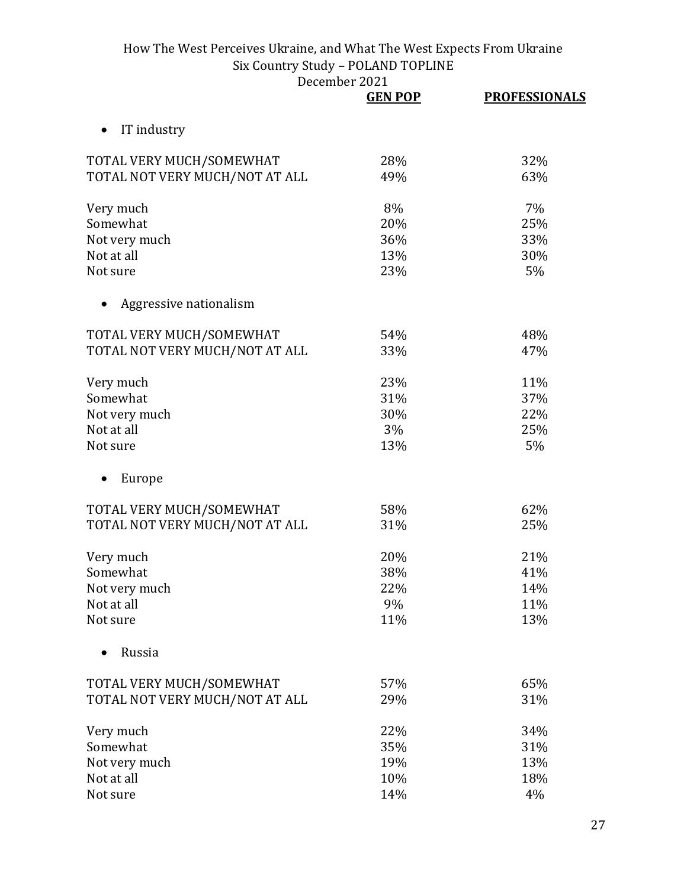| | GEN POP | PROFESSIONALS |
|---|---|---|
| • IT industry | | |
| TOTAL VERY MUCH/SOMEWHAT | 28% | 32% |
| TOTAL NOT VERY MUCH/NOT AT ALL | 49% | 63% |
| Very much | 8% | 7% |
| Somewhat | 20% | 25% |
| Not very much | 36% | 33% |
| Not at all | 13% | 30% |
| Not sure | 23% | 5% |
| • Aggressive nationalism | | |
| TOTAL VERY MUCH/SOMEWHAT | 54% | 48% |
| TOTAL NOT VERY MUCH/NOT AT ALL | 33% | 47% |
| Very much | 23% | 11% |
| Somewhat | 31% | 37% |
| Not very much | 30% | 22% |
| Not at all | 3% | 25% |
| Not sure | 13% | 5% |
| • Europe | | |
| TOTAL VERY MUCH/SOMEWHAT | 58% | 62% |
| TOTAL NOT VERY MUCH/NOT AT ALL | 31% | 25% |
| Very much | 20% | 21% |
| Somewhat | 38% | 41% |
| Not very much | 22% | 14% |
| Not at all | 9% | 11% |
| Not sure | 11% | 13% |
| • Russia | | |
| TOTAL VERY MUCH/SOMEWHAT | 57% | 65% |
| TOTAL NOT VERY MUCH/NOT AT ALL | 29% | 31% |
| Very much | 22% | 34% |
| Somewhat | 35% | 31% |
| Not very much | 19% | 13% |
| Not at all | 10% | 18% |
| Not sure | 14% | 4% |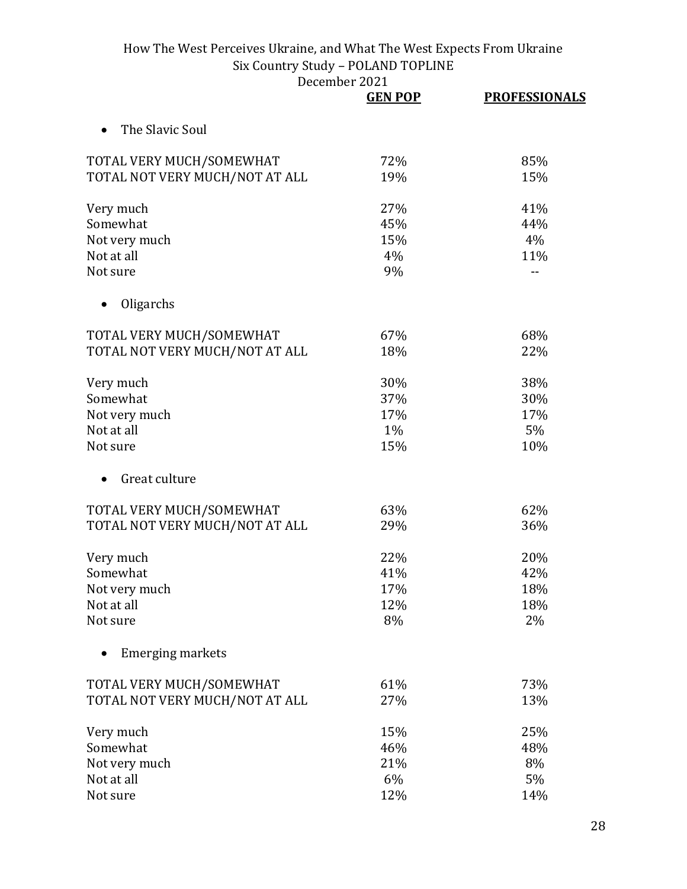| | GEN POP | PROFESSIONALS |
|---|---|---|
| • The Slavic Soul | | |
| TOTAL VERY MUCH/SOMEWHAT | 72% | 85% |
| TOTAL NOT VERY MUCH/NOT AT ALL | 19% | 15% |
| Very much | 27% | 41% |
| Somewhat | 45% | 44% |
| Not very much | 15% | 4% |
| Not at all | 4% | 11% |
| Not sure | 9% | -- |
| • Oligarchs | | |
| TOTAL VERY MUCH/SOMEWHAT | 67% | 68% |
| TOTAL NOT VERY MUCH/NOT AT ALL | 18% | 22% |
| Very much | 30% | 38% |
| Somewhat | 37% | 30% |
| Not very much | 17% | 17% |
| Not at all | 1% | 5% |
| Not sure | 15% | 10% |
| • Great culture | | |
| TOTAL VERY MUCH/SOMEWHAT | 63% | 62% |
| TOTAL NOT VERY MUCH/NOT AT ALL | 29% | 36% |
| Very much | 22% | 20% |
| Somewhat | 41% | 42% |
| Not very much | 17% | 18% |
| Not at all | 12% | 18% |
| Not sure | 8% | 2% |
| • Emerging markets | | |
| TOTAL VERY MUCH/SOMEWHAT | 61% | 73% |
| TOTAL NOT VERY MUCH/NOT AT ALL | 27% | 13% |
| Very much | 15% | 25% |
| Somewhat | 46% | 48% |
| Not very much | 21% | 8% |
| Not at all | 6% | 5% |
| Not sure | 12% | 14% |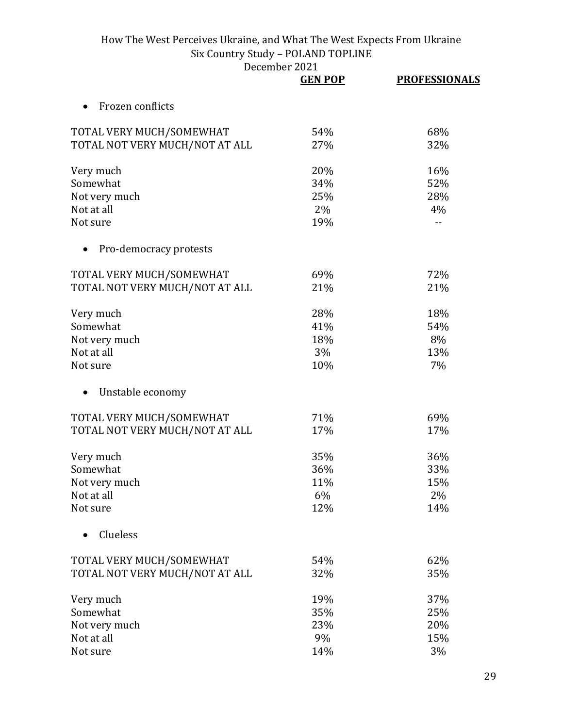| | GEN POP | PROFESSIONALS |
|---|---|---|
| • Frozen conflicts | | |
| TOTAL VERY MUCH/SOMEWHAT | 54% | 68% |
| TOTAL NOT VERY MUCH/NOT AT ALL | 27% | 32% |
| Very much | 20% | 16% |
| Somewhat | 34% | 52% |
| Not very much | 25% | 28% |
| Not at all | 2% | 4% |
| Not sure | 19% | -- |
| • Pro-democracy protests | | |
| TOTAL VERY MUCH/SOMEWHAT | 69% | 72% |
| TOTAL NOT VERY MUCH/NOT AT ALL | 21% | 21% |
| Very much | 28% | 18% |
| Somewhat | 41% | 54% |
| Not very much | 18% | 8% |
| Not at all | 3% | 13% |
| Not sure | 10% | 7% |
| • Unstable economy | | |
| TOTAL VERY MUCH/SOMEWHAT | 71% | 69% |
| TOTAL NOT VERY MUCH/NOT AT ALL | 17% | 17% |
| Very much | 35% | 36% |
| Somewhat | 36% | 33% |
| Not very much | 11% | 15% |
| Not at all | 6% | 2% |
| Not sure | 12% | 14% |
| • Clueless | | |
| TOTAL VERY MUCH/SOMEWHAT | 54% | 62% |
| TOTAL NOT VERY MUCH/NOT AT ALL | 32% | 35% |
| Very much | 19% | 37% |
| Somewhat | 35% | 25% |
| Not very much | 23% | 20% |
| Not at all | 9% | 15% |
| Not sure | 14% | 3% |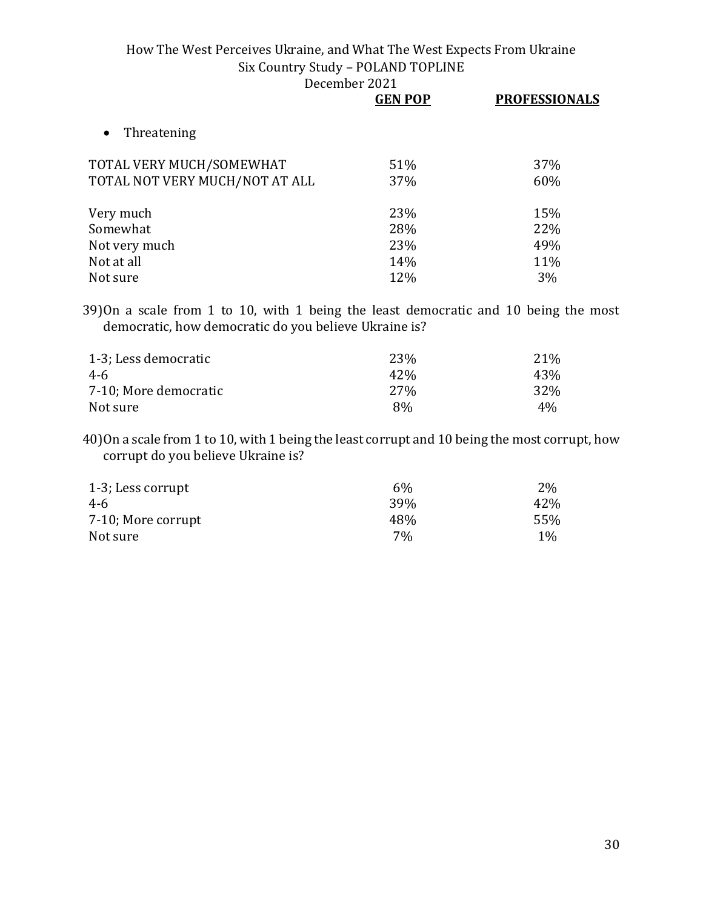- Threatening

| | GEN POP | PROFESSIONALS |
|---|---|---|
| TOTAL VERY MUCH/SOMEWHAT | 51% | 37% |
| TOTAL NOT VERY MUCH/NOT AT ALL | 37% | 60% |
| | | |
| Very much | 23% | 15% |
| Somewhat | 28% | 22% |
| Not very much | 23% | 49% |
| Not at all | 14% | 11% |
| Not sure | 12% | 3% |

39) On a scale from 1 to 10, with 1 being the least democratic and 10 being the most democratic, how democratic do you believe Ukraine is?

| | GEN POP | PROFESSIONALS |
|---|---|---|
| 1-3; Less democratic | 23% | 21% |
| 4-6 | 42% | 43% |
| 7-10; More democratic | 27% | 32% |
| Not sure | 8% | 4% |

40) On a scale from 1 to 10, with 1 being the least corrupt and 10 being the most corrupt, how corrupt do you believe Ukraine is?

| | GEN POP | PROFESSIONALS |
|---|---|---|
| 1-3; Less corrupt | 6% | 2% |
| 4-6 | 39% | 42% |
| 7-10; More corrupt | 48% | 55% |
| Not sure | 7% | 1% |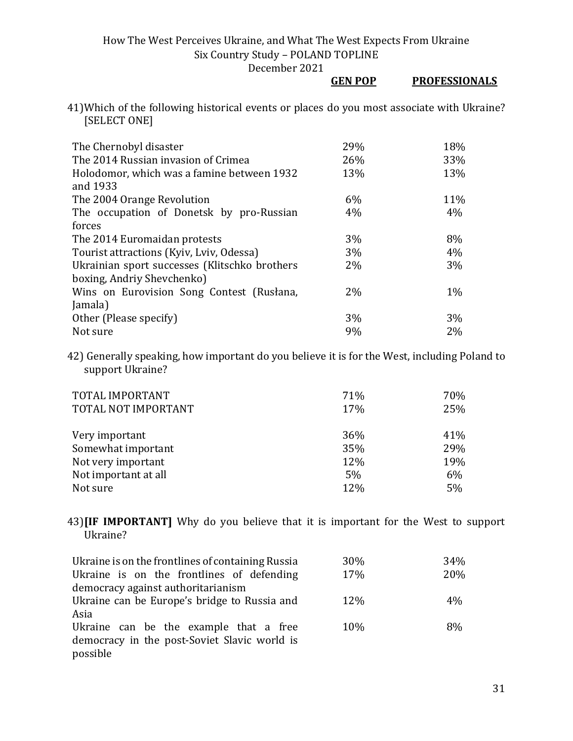| | GEN POP | PROFESSIONALS |
|---|---|---|

41) Which of the following historical events or places do you most associate with Ukraine? [SELECT ONE]

| | GEN POP | PROFESSIONALS |
|---|---|---|
| The Chernobyl disaster | 29% | 18% |
| The 2014 Russian invasion of Crimea | 26% | 33% |
| Holodomor, which was a famine between 1932 and 1933 | 13% | 13% |
| The 2004 Orange Revolution | 6% | 11% |
| The occupation of Donetsk by pro-Russian forces | 4% | 4% |
| The 2014 Euromaidan protests | 3% | 8% |
| Tourist attractions (Kyiv, Lviv, Odessa) | 3% | 4% |
| Ukrainian sport successes (Klitschko brothers boxing, Andriy Shevchenko) | 2% | 3% |
| Wins on Eurovision Song Contest (Rusłana, Jamala) | 2% | 1% |
| Other (Please specify) | 3% | 3% |
| Not sure | 9% | 2% |

42) Generally speaking, how important do you believe it is for the West, including Poland to support Ukraine?

| | GEN POP | PROFESSIONALS |
|---|---|---|
| TOTAL IMPORTANT | 71% | 70% |
| TOTAL NOT IMPORTANT | 17% | 25% |
| | | |
| Very important | 36% | 41% |
| Somewhat important | 35% | 29% |
| Not very important | 12% | 19% |
| Not important at all | 5% | 6% |
| Not sure | 12% | 5% |

43) **[IF IMPORTANT]** Why do you believe that it is important for the West to support Ukraine?

| | GEN POP | PROFESSIONALS |
|---|---|---|
| Ukraine is on the frontlines of containing Russia | 30% | 34% |
| Ukraine is on the frontlines of defending democracy against authoritarianism | 17% | 20% |
| Ukraine can be Europe's bridge to Russia and Asia | 12% | 4% |
| Ukraine can be the example that a free democracy in the post-Soviet Slavic world is possible | 10% | 8% |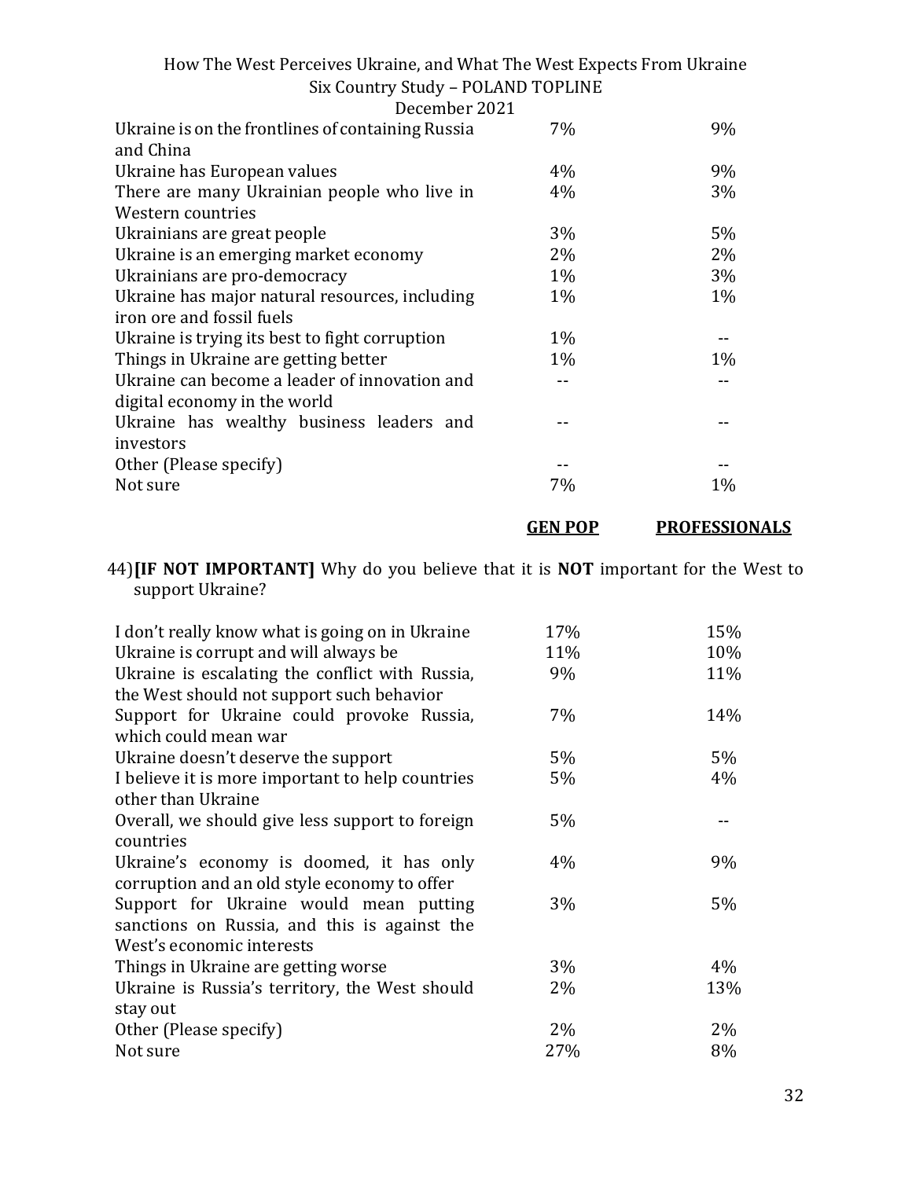| | GEN POP | PROFESSIONALS |
|---|---|---|
| Ukraine is on the frontlines of containing Russia and China | 7% | 9% |
| Ukraine has European values | 4% | 9% |
| There are many Ukrainian people who live in Western countries | 4% | 3% |
| Ukrainians are great people | 3% | 5% |
| Ukraine is an emerging market economy | 2% | 2% |
| Ukrainians are pro-democracy | 1% | 3% |
| Ukraine has major natural resources, including iron ore and fossil fuels | 1% | 1% |
| Ukraine is trying its best to fight corruption | 1% | -- |
| Things in Ukraine are getting better | 1% | 1% |
| Ukraine can become a leader of innovation and digital economy in the world | -- | -- |
| Ukraine has wealthy business leaders and investors | -- | -- |
| Other (Please specify) | -- | -- |
| Not sure | 7% | 1% |

44) **[IF NOT IMPORTANT]** Why do you believe that it is **NOT** important for the West to support Ukraine?

| | GEN POP | PROFESSIONALS |
|---|---|---|
| I don't really know what is going on in Ukraine | 17% | 15% |
| Ukraine is corrupt and will always be | 11% | 10% |
| Ukraine is escalating the conflict with Russia, the West should not support such behavior | 9% | 11% |
| Support for Ukraine could provoke Russia, which could mean war | 7% | 14% |
| Ukraine doesn't deserve the support | 5% | 5% |
| I believe it is more important to help countries other than Ukraine | 5% | 4% |
| Overall, we should give less support to foreign countries | 5% | -- |
| Ukraine's economy is doomed, it has only corruption and an old style economy to offer | 4% | 9% |
| Support for Ukraine would mean putting sanctions on Russia, and this is against the West's economic interests | 3% | 5% |
| Things in Ukraine are getting worse | 3% | 4% |
| Ukraine is Russia's territory, the West should stay out | 2% | 13% |
| Other (Please specify) | 2% | 2% |
| Not sure | 27% | 8% |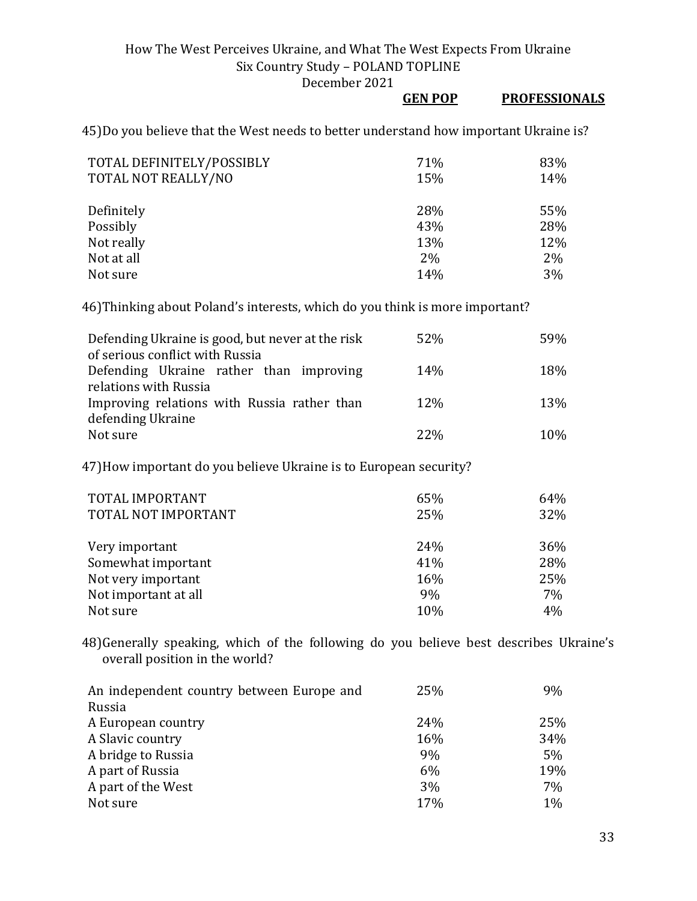45) Do you believe that the West needs to better understand how important Ukraine is?

| | GEN POP | PROFESSIONALS |
|---|---|---|
| TOTAL DEFINITELY/POSSIBLY | 71% | 83% |
| TOTAL NOT REALLY/NO | 15% | 14% |
| Definitely | 28% | 55% |
| Possibly | 43% | 28% |
| Not really | 13% | 12% |
| Not at all | 2% | 2% |
| Not sure | 14% | 3% |

46) Thinking about Poland's interests, which do you think is more important?

| | GEN POP | PROFESSIONALS |
|---|---|---|
| Defending Ukraine is good, but never at the risk of serious conflict with Russia | 52% | 59% |
| Defending Ukraine rather than improving relations with Russia | 14% | 18% |
| Improving relations with Russia rather than defending Ukraine | 12% | 13% |
| Not sure | 22% | 10% |

47) How important do you believe Ukraine is to European security?

| | GEN POP | PROFESSIONALS |
|---|---|---|
| TOTAL IMPORTANT | 65% | 64% |
| TOTAL NOT IMPORTANT | 25% | 32% |
| Very important | 24% | 36% |
| Somewhat important | 41% | 28% |
| Not very important | 16% | 25% |
| Not important at all | 9% | 7% |
| Not sure | 10% | 4% |

48) Generally speaking, which of the following do you believe best describes Ukraine's overall position in the world?

| | GEN POP | PROFESSIONALS |
|---|---|---|
| An independent country between Europe and Russia | 25% | 9% |
| A European country | 24% | 25% |
| A Slavic country | 16% | 34% |
| A bridge to Russia | 9% | 5% |
| A part of Russia | 6% | 19% |
| A part of the West | 3% | 7% |
| Not sure | 17% | 1% |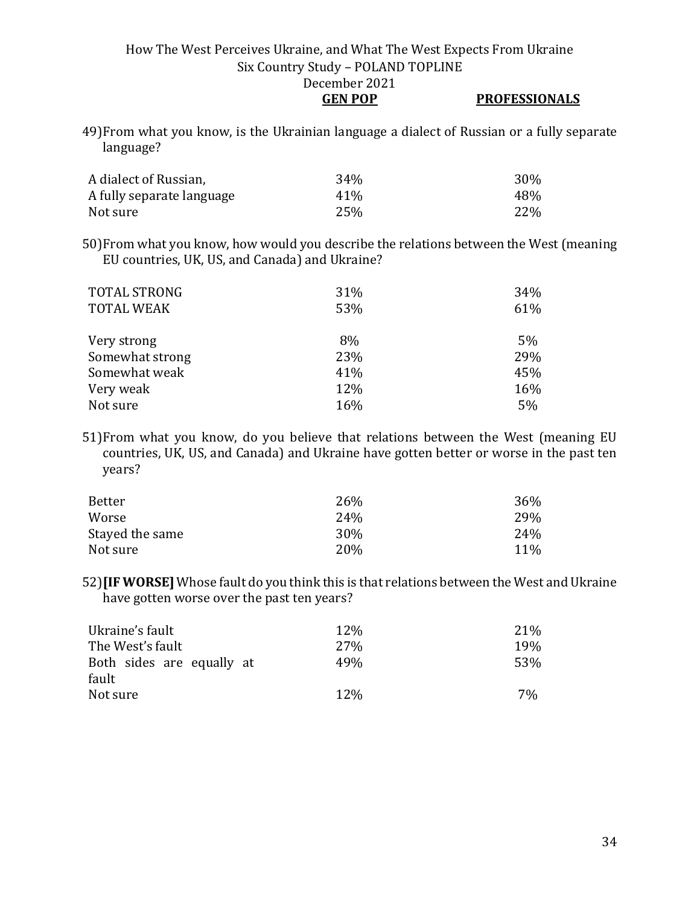49) From what you know, is the Ukrainian language a dialect of Russian or a fully separate language?

| | GEN POP | PROFESSIONALS |
|---|---|---|
| A dialect of Russian, | 34% | 30% |
| A fully separate language | 41% | 48% |
| Not sure | 25% | 22% |

50) From what you know, how would you describe the relations between the West (meaning EU countries, UK, US, and Canada) and Ukraine?

| | GEN POP | PROFESSIONALS |
|---|---|---|
| TOTAL STRONG | 31% | 34% |
| TOTAL WEAK | 53% | 61% |
| Very strong | 8% | 5% |
| Somewhat strong | 23% | 29% |
| Somewhat weak | 41% | 45% |
| Very weak | 12% | 16% |
| Not sure | 16% | 5% |

51) From what you know, do you believe that relations between the West (meaning EU countries, UK, US, and Canada) and Ukraine have gotten better or worse in the past ten years?

| | GEN POP | PROFESSIONALS |
|---|---|---|
| Better | 26% | 36% |
| Worse | 24% | 29% |
| Stayed the same | 30% | 24% |
| Not sure | 20% | 11% |

52) **[IF WORSE]** Whose fault do you think this is that relations between the West and Ukraine have gotten worse over the past ten years?

| | GEN POP | PROFESSIONALS |
|---|---|---|
| Ukraine's fault | 12% | 21% |
| The West's fault | 27% | 19% |
| Both sides are equally at fault | 49% | 53% |
| Not sure | 12% | 7% |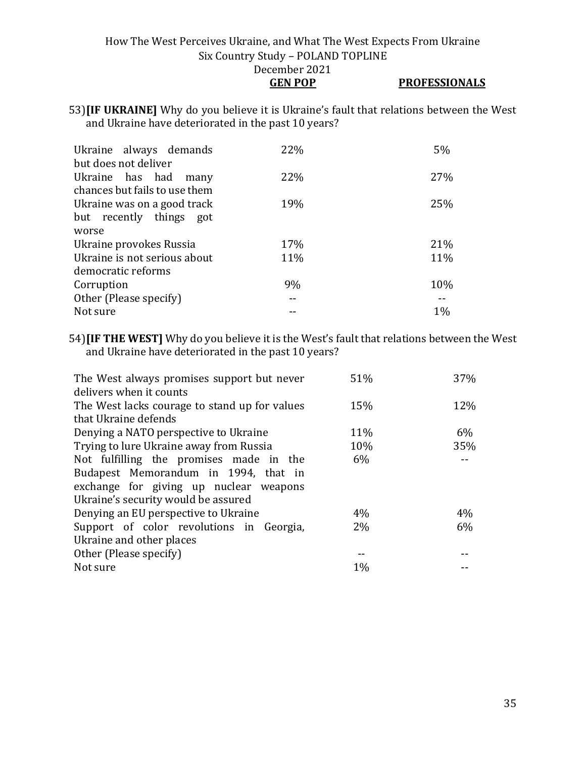53) **[IF UKRAINE]** Why do you believe it is Ukraine's fault that relations between the West and Ukraine have deteriorated in the past 10 years?

| | GEN POP | PROFESSIONALS |
|---|---|---|
| Ukraine always demands but does not deliver | 22% | 5% |
| Ukraine has had many chances but fails to use them | 22% | 27% |
| Ukraine was on a good track but recently things got worse | 19% | 25% |
| Ukraine provokes Russia | 17% | 21% |
| Ukraine is not serious about democratic reforms | 11% | 11% |
| Corruption | 9% | 10% |
| Other (Please specify) | -- | -- |
| Not sure | -- | 1% |

54) **[IF THE WEST]** Why do you believe it is the West's fault that relations between the West and Ukraine have deteriorated in the past 10 years?

| | GEN POP | PROFESSIONALS |
|---|---|---|
| The West always promises support but never delivers when it counts | 51% | 37% |
| The West lacks courage to stand up for values that Ukraine defends | 15% | 12% |
| Denying a NATO perspective to Ukraine | 11% | 6% |
| Trying to lure Ukraine away from Russia | 10% | 35% |
| Not fulfilling the promises made in the Budapest Memorandum in 1994, that in exchange for giving up nuclear weapons Ukraine's security would be assured | 6% | -- |
| Denying an EU perspective to Ukraine | 4% | 4% |
| Support of color revolutions in Georgia, Ukraine and other places | 2% | 6% |
| Other (Please specify) | -- | -- |
| Not sure | 1% | -- |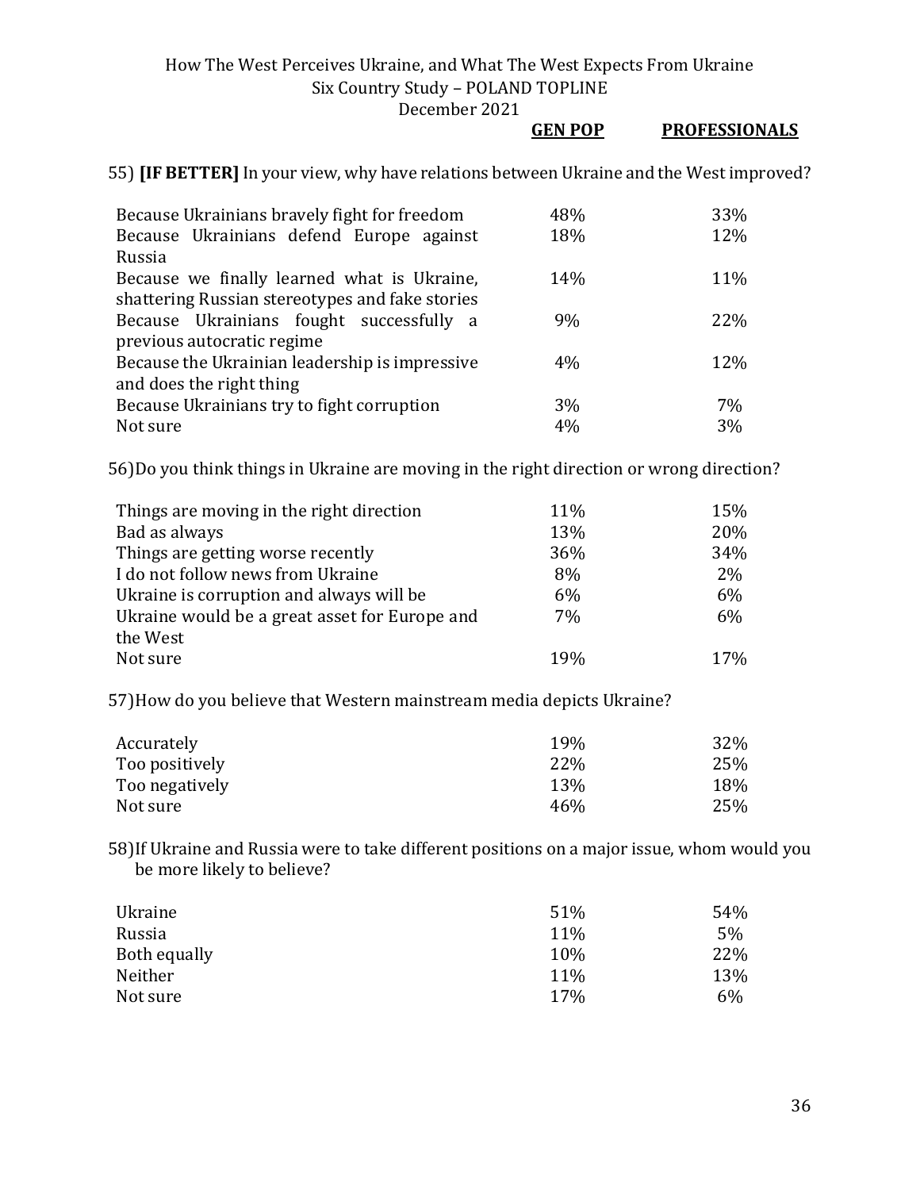| | GEN POP | PROFESSIONALS |
|---|---|---|

55) **[IF BETTER]** In your view, why have relations between Ukraine and the West improved?

| | GEN POP | PROFESSIONALS |
|---|---|---|
| Because Ukrainians bravely fight for freedom | 48% | 33% |
| Because Ukrainians defend Europe against Russia | 18% | 12% |
| Because we finally learned what is Ukraine, shattering Russian stereotypes and fake stories | 14% | 11% |
| Because Ukrainians fought successfully a previous autocratic regime | 9% | 22% |
| Because the Ukrainian leadership is impressive and does the right thing | 4% | 12% |
| Because Ukrainians try to fight corruption | 3% | 7% |
| Not sure | 4% | 3% |

56) Do you think things in Ukraine are moving in the right direction or wrong direction?

| | GEN POP | PROFESSIONALS |
|---|---|---|
| Things are moving in the right direction | 11% | 15% |
| Bad as always | 13% | 20% |
| Things are getting worse recently | 36% | 34% |
| I do not follow news from Ukraine | 8% | 2% |
| Ukraine is corruption and always will be | 6% | 6% |
| Ukraine would be a great asset for Europe and the West | 7% | 6% |
| Not sure | 19% | 17% |

57) How do you believe that Western mainstream media depicts Ukraine?

| | GEN POP | PROFESSIONALS |
|---|---|---|
| Accurately | 19% | 32% |
| Too positively | 22% | 25% |
| Too negatively | 13% | 18% |
| Not sure | 46% | 25% |

58) If Ukraine and Russia were to take different positions on a major issue, whom would you be more likely to believe?

| | GEN POP | PROFESSIONALS |
|---|---|---|
| Ukraine | 51% | 54% |
| Russia | 11% | 5% |
| Both equally | 10% | 22% |
| Neither | 11% | 13% |
| Not sure | 17% | 6% |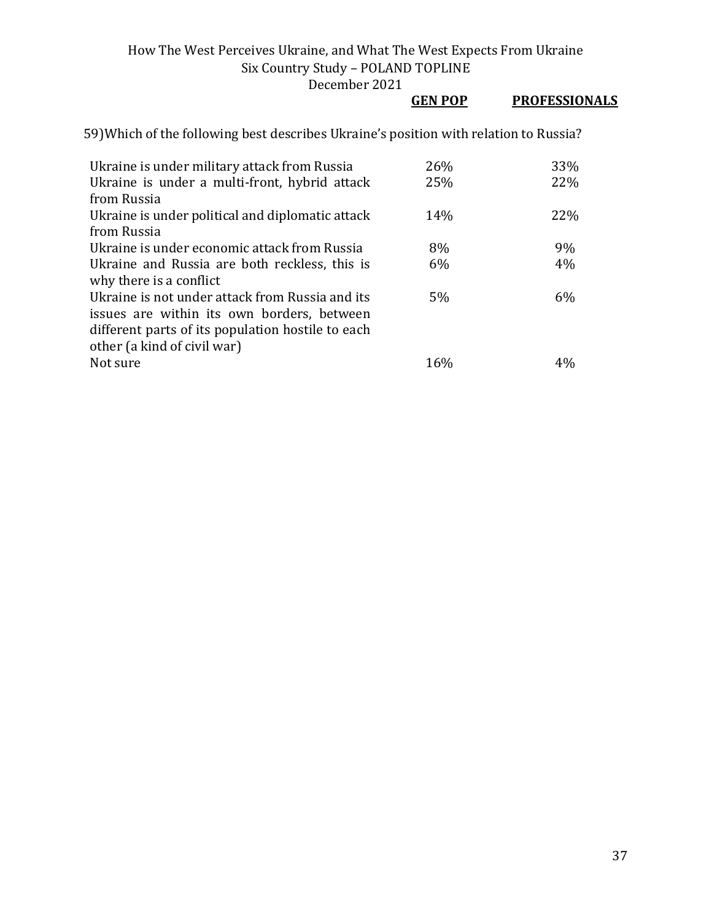59) Which of the following best describes Ukraine's position with relation to Russia?

| | GEN POP | PROFESSIONALS |
|---|---|---|
| Ukraine is under military attack from Russia | 26% | 33% |
| Ukraine is under a multi-front, hybrid attack from Russia | 25% | 22% |
| Ukraine is under political and diplomatic attack from Russia | 14% | 22% |
| Ukraine is under economic attack from Russia | 8% | 9% |
| Ukraine and Russia are both reckless, this is why there is a conflict | 6% | 4% |
| Ukraine is not under attack from Russia and its issues are within its own borders, between different parts of its population hostile to each other (a kind of civil war) | 5% | 6% |
| Not sure | 16% | 4% |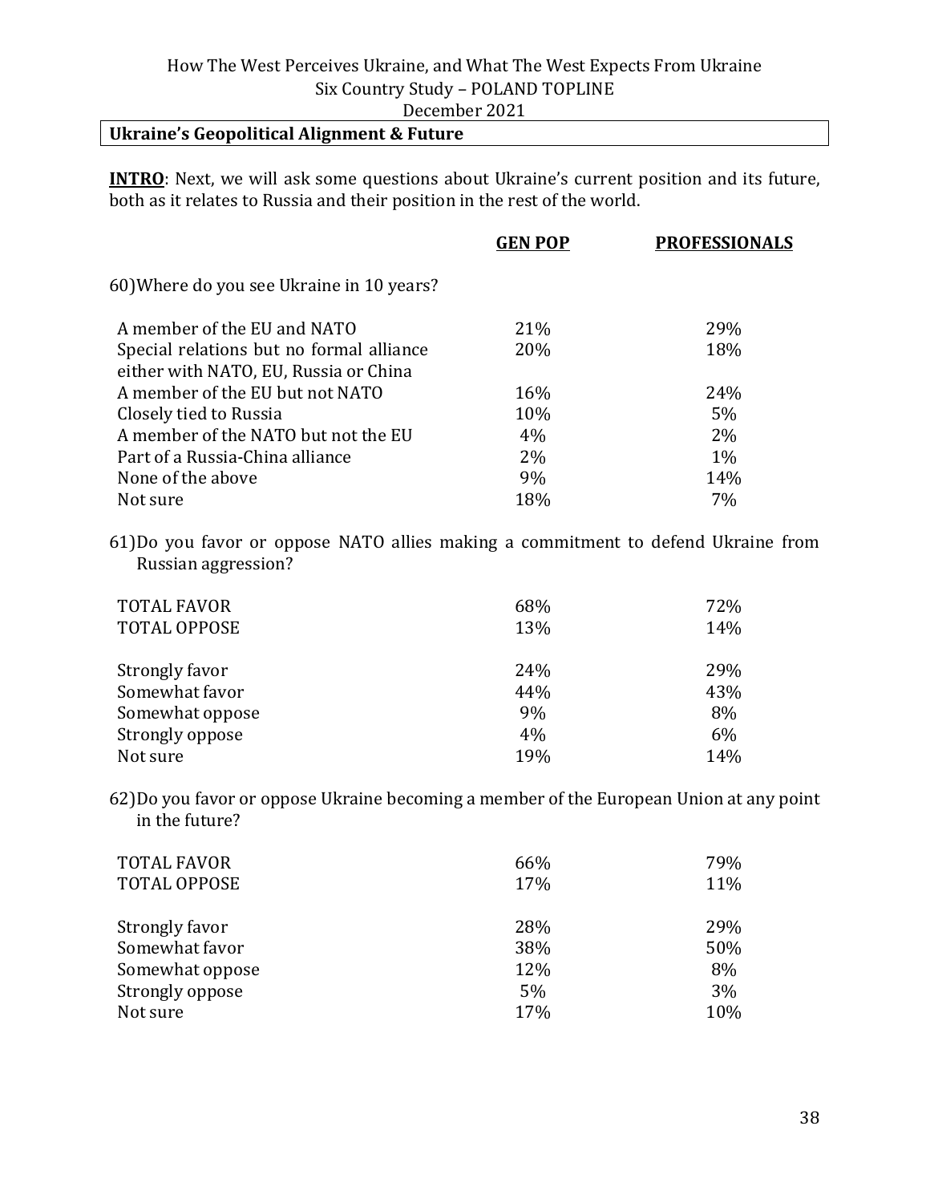How The West Perceives Ukraine, and What The West Expects From Ukraine
Six Country Study – POLAND TOPLINE
December 2021

## Ukraine's Geopolitical Alignment & Future

**INTRO**: Next, we will ask some questions about Ukraine's current position and its future, both as it relates to Russia and their position in the rest of the world.

60) Where do you see Ukraine in 10 years?

| | GEN POP | PROFESSIONALS |
|---|---|---|
| A member of the EU and NATO | 21% | 29% |
| Special relations but no formal alliance either with NATO, EU, Russia or China | 20% | 18% |
| A member of the EU but not NATO | 16% | 24% |
| Closely tied to Russia | 10% | 5% |
| A member of the NATO but not the EU | 4% | 2% |
| Part of a Russia-China alliance | 2% | 1% |
| None of the above | 9% | 14% |
| Not sure | 18% | 7% |

61) Do you favor or oppose NATO allies making a commitment to defend Ukraine from Russian aggression?

| | GEN POP | PROFESSIONALS |
|---|---|---|
| TOTAL FAVOR | 68% | 72% |
| TOTAL OPPOSE | 13% | 14% |
| | | |
| Strongly favor | 24% | 29% |
| Somewhat favor | 44% | 43% |
| Somewhat oppose | 9% | 8% |
| Strongly oppose | 4% | 6% |
| Not sure | 19% | 14% |

62) Do you favor or oppose Ukraine becoming a member of the European Union at any point in the future?

| | GEN POP | PROFESSIONALS |
|---|---|---|
| TOTAL FAVOR | 66% | 79% |
| TOTAL OPPOSE | 17% | 11% |
| | | |
| Strongly favor | 28% | 29% |
| Somewhat favor | 38% | 50% |
| Somewhat oppose | 12% | 8% |
| Strongly oppose | 5% | 3% |
| Not sure | 17% | 10% |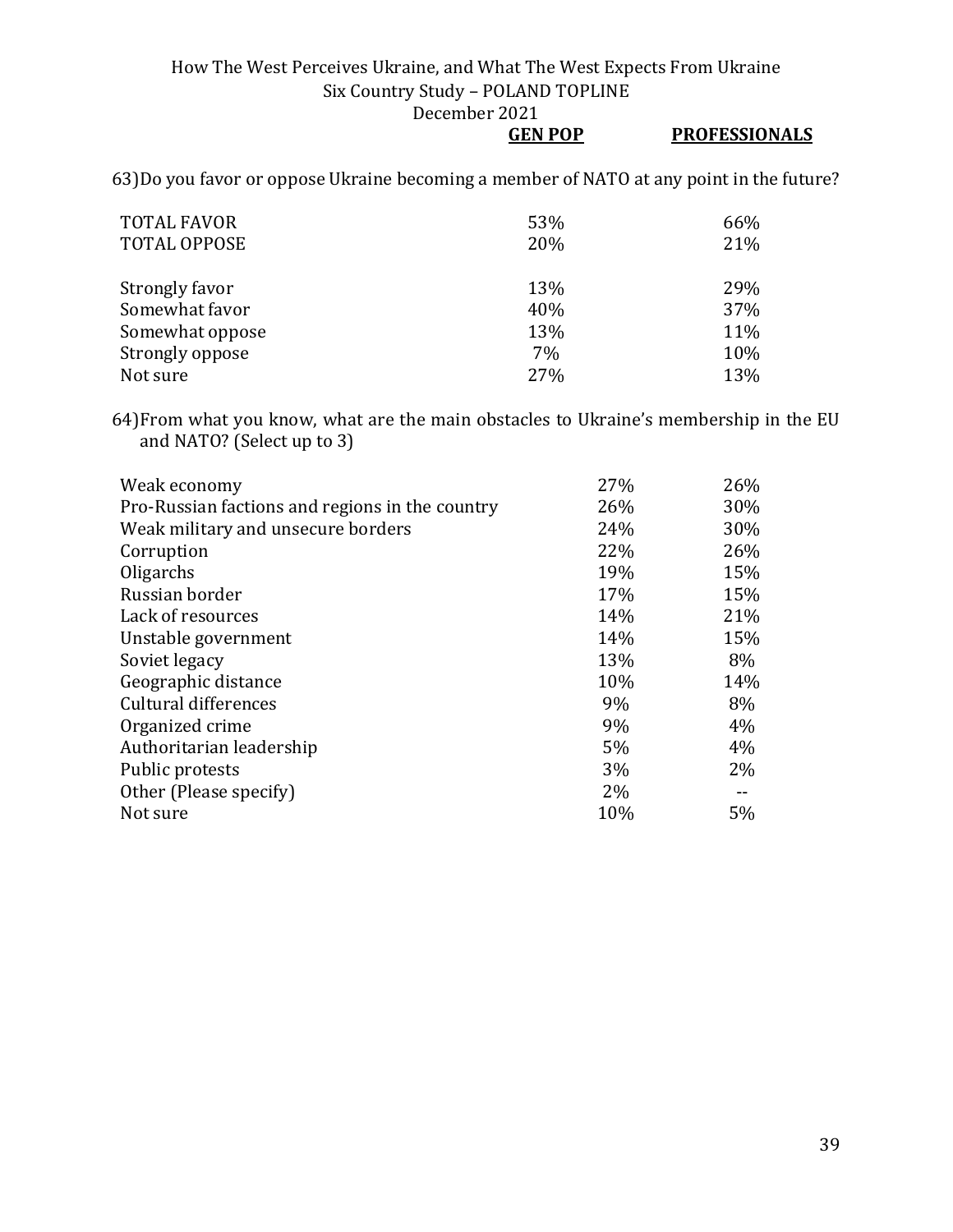63) Do you favor or oppose Ukraine becoming a member of NATO at any point in the future?

| | GEN POP | PROFESSIONALS |
|---|---|---|
| TOTAL FAVOR | 53% | 66% |
| TOTAL OPPOSE | 20% | 21% |
| | | |
| Strongly favor | 13% | 29% |
| Somewhat favor | 40% | 37% |
| Somewhat oppose | 13% | 11% |
| Strongly oppose | 7% | 10% |
| Not sure | 27% | 13% |

64) From what you know, what are the main obstacles to Ukraine's membership in the EU and NATO? (Select up to 3)

| | GEN POP | PROFESSIONALS |
|---|---|---|
| Weak economy | 27% | 26% |
| Pro-Russian factions and regions in the country | 26% | 30% |
| Weak military and unsecure borders | 24% | 30% |
| Corruption | 22% | 26% |
| Oligarchs | 19% | 15% |
| Russian border | 17% | 15% |
| Lack of resources | 14% | 21% |
| Unstable government | 14% | 15% |
| Soviet legacy | 13% | 8% |
| Geographic distance | 10% | 14% |
| Cultural differences | 9% | 8% |
| Organized crime | 9% | 4% |
| Authoritarian leadership | 5% | 4% |
| Public protests | 3% | 2% |
| Other (Please specify) | 2% | -- |
| Not sure | 10% | 5% |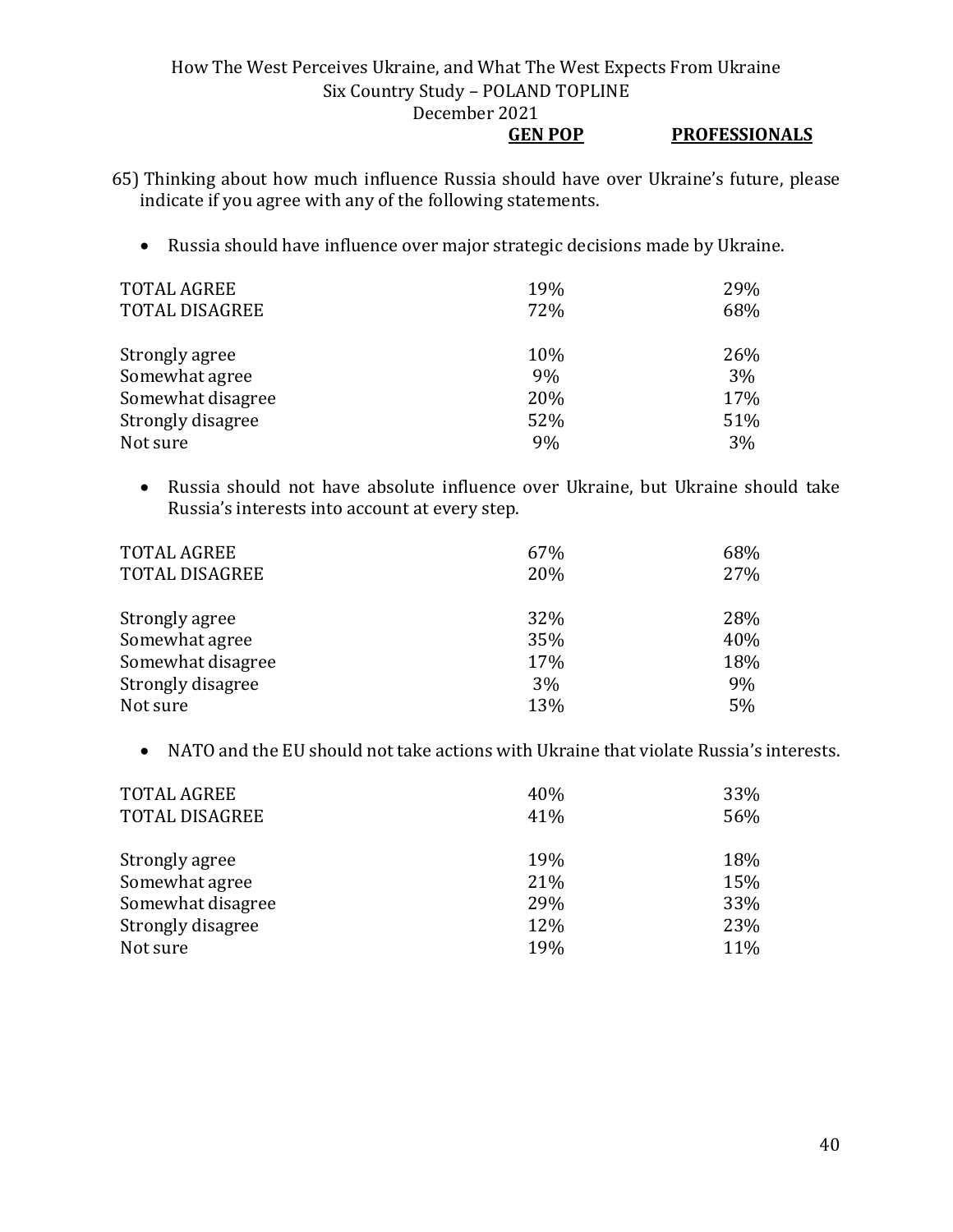65) Thinking about how much influence Russia should have over Ukraine's future, please indicate if you agree with any of the following statements.

- Russia should have influence over major strategic decisions made by Ukraine.

| | GEN POP | PROFESSIONALS |
|---|---|---|
| TOTAL AGREE | 19% | 29% |
| TOTAL DISAGREE | 72% | 68% |
| | | |
| Strongly agree | 10% | 26% |
| Somewhat agree | 9% | 3% |
| Somewhat disagree | 20% | 17% |
| Strongly disagree | 52% | 51% |
| Not sure | 9% | 3% |

- Russia should not have absolute influence over Ukraine, but Ukraine should take Russia's interests into account at every step.

| | GEN POP | PROFESSIONALS |
|---|---|---|
| TOTAL AGREE | 67% | 68% |
| TOTAL DISAGREE | 20% | 27% |
| | | |
| Strongly agree | 32% | 28% |
| Somewhat agree | 35% | 40% |
| Somewhat disagree | 17% | 18% |
| Strongly disagree | 3% | 9% |
| Not sure | 13% | 5% |

- NATO and the EU should not take actions with Ukraine that violate Russia's interests.

| | GEN POP | PROFESSIONALS |
|---|---|---|
| TOTAL AGREE | 40% | 33% |
| TOTAL DISAGREE | 41% | 56% |
| | | |
| Strongly agree | 19% | 18% |
| Somewhat agree | 21% | 15% |
| Somewhat disagree | 29% | 33% |
| Strongly disagree | 12% | 23% |
| Not sure | 19% | 11% |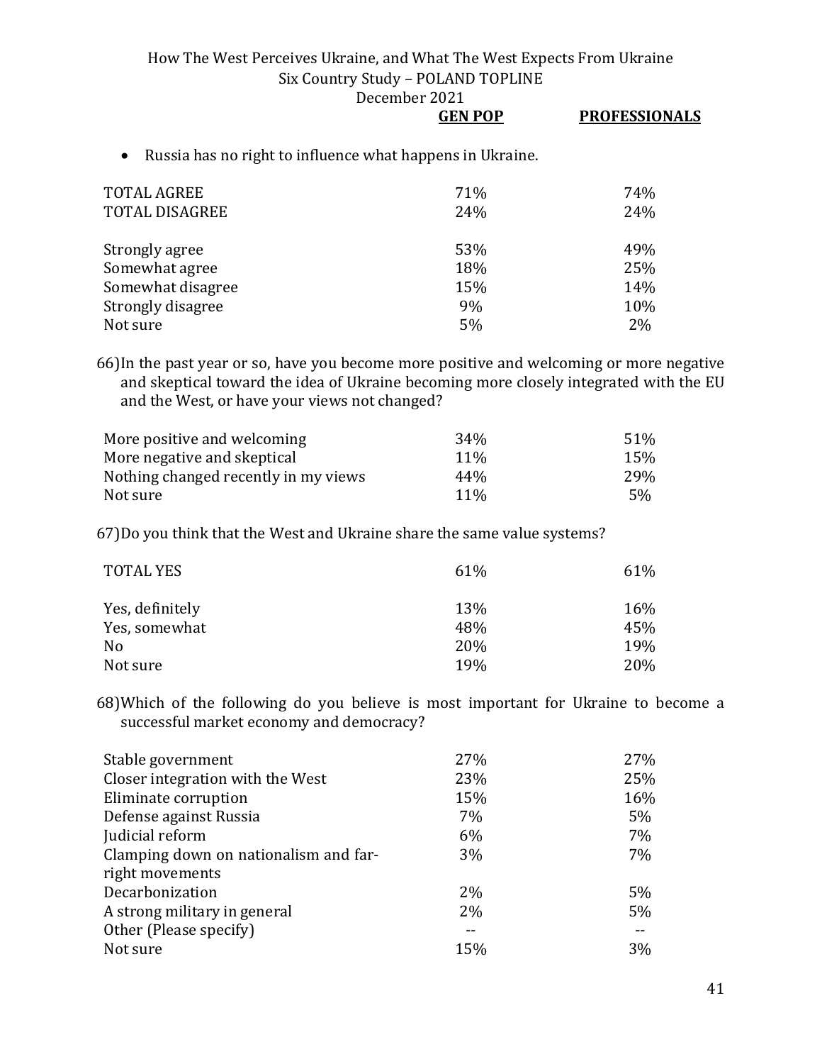- Russia has no right to influence what happens in Ukraine.

| | GEN POP | PROFESSIONALS |
|---|---|---|
| TOTAL AGREE | 71% | 74% |
| TOTAL DISAGREE | 24% | 24% |
| | | |
| Strongly agree | 53% | 49% |
| Somewhat agree | 18% | 25% |
| Somewhat disagree | 15% | 14% |
| Strongly disagree | 9% | 10% |
| Not sure | 5% | 2% |

66) In the past year or so, have you become more positive and welcoming or more negative and skeptical toward the idea of Ukraine becoming more closely integrated with the EU and the West, or have your views not changed?

| | GEN POP | PROFESSIONALS |
|---|---|---|
| More positive and welcoming | 34% | 51% |
| More negative and skeptical | 11% | 15% |
| Nothing changed recently in my views | 44% | 29% |
| Not sure | 11% | 5% |

67) Do you think that the West and Ukraine share the same value systems?

| | GEN POP | PROFESSIONALS |
|---|---|---|
| TOTAL YES | 61% | 61% |
| | | |
| Yes, definitely | 13% | 16% |
| Yes, somewhat | 48% | 45% |
| No | 20% | 19% |
| Not sure | 19% | 20% |

68) Which of the following do you believe is most important for Ukraine to become a successful market economy and democracy?

| | GEN POP | PROFESSIONALS |
|---|---|---|
| Stable government | 27% | 27% |
| Closer integration with the West | 23% | 25% |
| Eliminate corruption | 15% | 16% |
| Defense against Russia | 7% | 5% |
| Judicial reform | 6% | 7% |
| Clamping down on nationalism and far-right movements | 3% | 7% |
| Decarbonization | 2% | 5% |
| A strong military in general | 2% | 5% |
| Other (Please specify) | -- | -- |
| Not sure | 15% | 3% |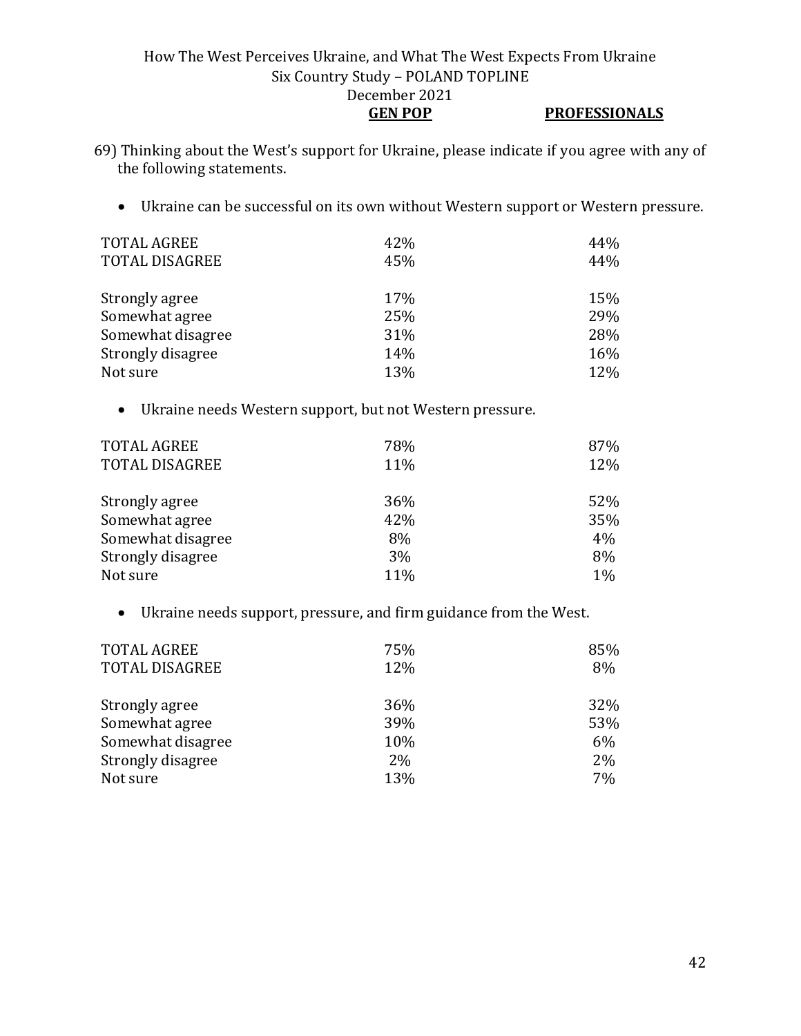69) Thinking about the West's support for Ukraine, please indicate if you agree with any of the following statements.

- Ukraine can be successful on its own without Western support or Western pressure.

| | GEN POP | PROFESSIONALS |
|---|---|---|
| TOTAL AGREE | 42% | 44% |
| TOTAL DISAGREE | 45% | 44% |
| Strongly agree | 17% | 15% |
| Somewhat agree | 25% | 29% |
| Somewhat disagree | 31% | 28% |
| Strongly disagree | 14% | 16% |
| Not sure | 13% | 12% |

- Ukraine needs Western support, but not Western pressure.

| | GEN POP | PROFESSIONALS |
|---|---|---|
| TOTAL AGREE | 78% | 87% |
| TOTAL DISAGREE | 11% | 12% |
| Strongly agree | 36% | 52% |
| Somewhat agree | 42% | 35% |
| Somewhat disagree | 8% | 4% |
| Strongly disagree | 3% | 8% |
| Not sure | 11% | 1% |

- Ukraine needs support, pressure, and firm guidance from the West.

| | GEN POP | PROFESSIONALS |
|---|---|---|
| TOTAL AGREE | 75% | 85% |
| TOTAL DISAGREE | 12% | 8% |
| Strongly agree | 36% | 32% |
| Somewhat agree | 39% | 53% |
| Somewhat disagree | 10% | 6% |
| Strongly disagree | 2% | 2% |
| Not sure | 13% | 7% |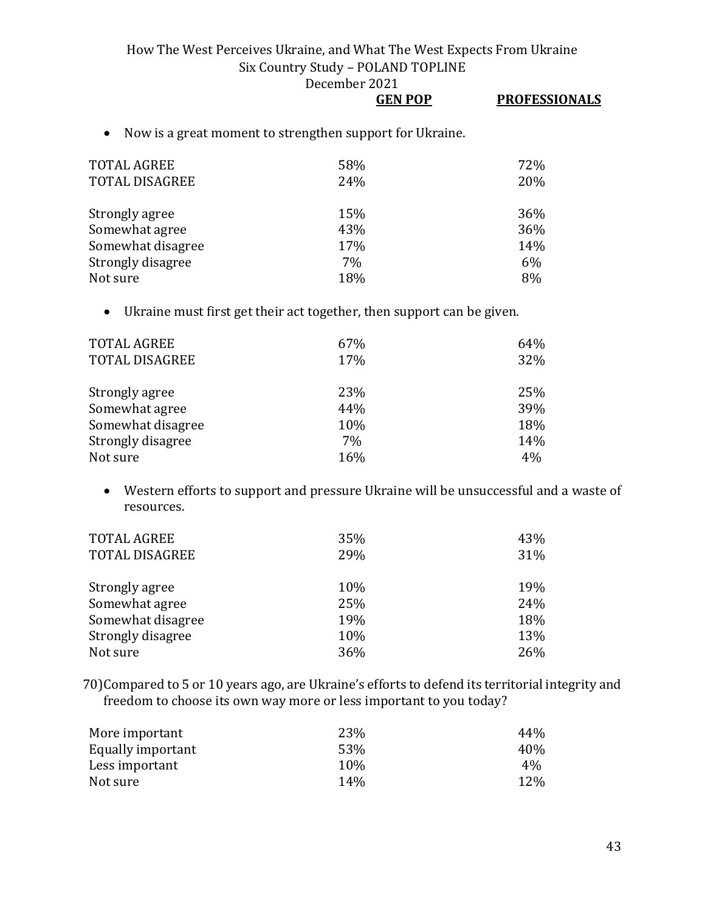- Now is a great moment to strengthen support for Ukraine.

| | GEN POP | PROFESSIONALS |
|---|---|---|
| TOTAL AGREE | 58% | 72% |
| TOTAL DISAGREE | 24% | 20% |
| Strongly agree | 15% | 36% |
| Somewhat agree | 43% | 36% |
| Somewhat disagree | 17% | 14% |
| Strongly disagree | 7% | 6% |
| Not sure | 18% | 8% |

- Ukraine must first get their act together, then support can be given.

| | GEN POP | PROFESSIONALS |
|---|---|---|
| TOTAL AGREE | 67% | 64% |
| TOTAL DISAGREE | 17% | 32% |
| Strongly agree | 23% | 25% |
| Somewhat agree | 44% | 39% |
| Somewhat disagree | 10% | 18% |
| Strongly disagree | 7% | 14% |
| Not sure | 16% | 4% |

- Western efforts to support and pressure Ukraine will be unsuccessful and a waste of resources.

| | GEN POP | PROFESSIONALS |
|---|---|---|
| TOTAL AGREE | 35% | 43% |
| TOTAL DISAGREE | 29% | 31% |
| Strongly agree | 10% | 19% |
| Somewhat agree | 25% | 24% |
| Somewhat disagree | 19% | 18% |
| Strongly disagree | 10% | 13% |
| Not sure | 36% | 26% |

70) Compared to 5 or 10 years ago, are Ukraine's efforts to defend its territorial integrity and freedom to choose its own way more or less important to you today?

| | GEN POP | PROFESSIONALS |
|---|---|---|
| More important | 23% | 44% |
| Equally important | 53% | 40% |
| Less important | 10% | 4% |
| Not sure | 14% | 12% |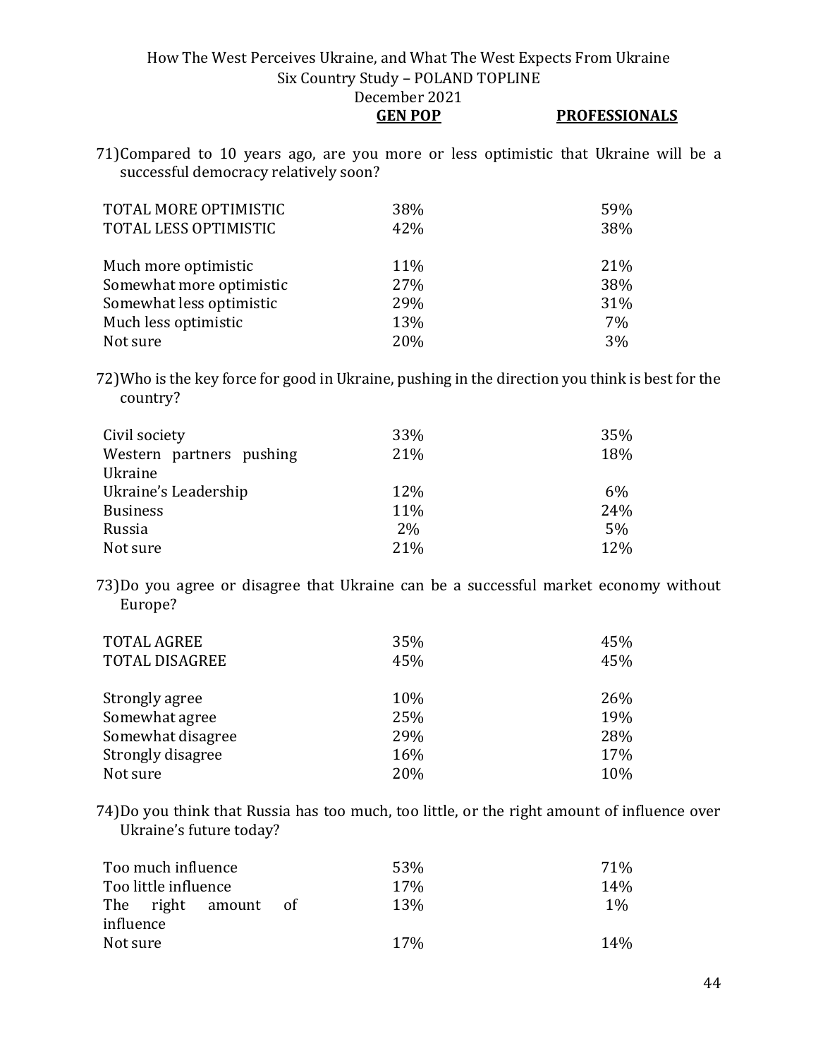71) Compared to 10 years ago, are you more or less optimistic that Ukraine will be a successful democracy relatively soon?

| | GEN POP | PROFESSIONALS |
|---|---|---|
| TOTAL MORE OPTIMISTIC | 38% | 59% |
| TOTAL LESS OPTIMISTIC | 42% | 38% |
| | | |
| Much more optimistic | 11% | 21% |
| Somewhat more optimistic | 27% | 38% |
| Somewhat less optimistic | 29% | 31% |
| Much less optimistic | 13% | 7% |
| Not sure | 20% | 3% |

72) Who is the key force for good in Ukraine, pushing in the direction you think is best for the country?

| | GEN POP | PROFESSIONALS |
|---|---|---|
| Civil society | 33% | 35% |
| Western partners pushing Ukraine | 21% | 18% |
| Ukraine's Leadership | 12% | 6% |
| Business | 11% | 24% |
| Russia | 2% | 5% |
| Not sure | 21% | 12% |

73) Do you agree or disagree that Ukraine can be a successful market economy without Europe?

| | GEN POP | PROFESSIONALS |
|---|---|---|
| TOTAL AGREE | 35% | 45% |
| TOTAL DISAGREE | 45% | 45% |
| | | |
| Strongly agree | 10% | 26% |
| Somewhat agree | 25% | 19% |
| Somewhat disagree | 29% | 28% |
| Strongly disagree | 16% | 17% |
| Not sure | 20% | 10% |

74) Do you think that Russia has too much, too little, or the right amount of influence over Ukraine's future today?

| | GEN POP | PROFESSIONALS |
|---|---|---|
| Too much influence | 53% | 71% |
| Too little influence | 17% | 14% |
| The right amount of influence | 13% | 1% |
| Not sure | 17% | 14% |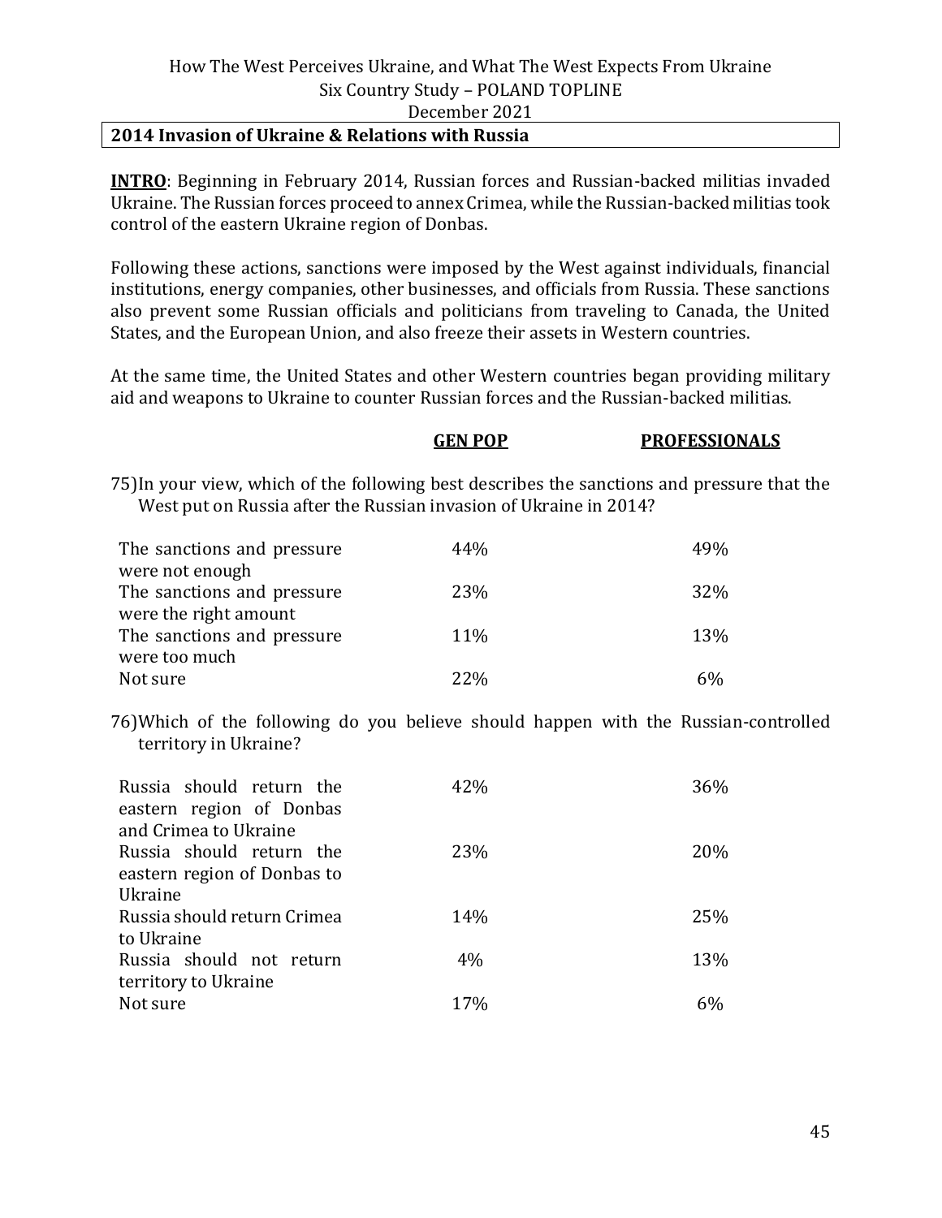## 2014 Invasion of Ukraine & Relations with Russia

**INTRO**: Beginning in February 2014, Russian forces and Russian-backed militias invaded Ukraine. The Russian forces proceed to annex Crimea, while the Russian-backed militias took control of the eastern Ukraine region of Donbas.

Following these actions, sanctions were imposed by the West against individuals, financial institutions, energy companies, other businesses, and officials from Russia. These sanctions also prevent some Russian officials and politicians from traveling to Canada, the United States, and the European Union, and also freeze their assets in Western countries.

At the same time, the United States and other Western countries began providing military aid and weapons to Ukraine to counter Russian forces and the Russian-backed militias.

75) In your view, which of the following best describes the sanctions and pressure that the West put on Russia after the Russian invasion of Ukraine in 2014?

| | **GEN POP** | **PROFESSIONALS** |
|---|---|---|
| The sanctions and pressure were not enough | 44% | 49% |
| The sanctions and pressure were the right amount | 23% | 32% |
| The sanctions and pressure were too much | 11% | 13% |
| Not sure | 22% | 6% |

76) Which of the following do you believe should happen with the Russian-controlled territory in Ukraine?

| | **GEN POP** | **PROFESSIONALS** |
|---|---|---|
| Russia should return the eastern region of Donbas and Crimea to Ukraine | 42% | 36% |
| Russia should return the eastern region of Donbas to Ukraine | 23% | 20% |
| Russia should return Crimea to Ukraine | 14% | 25% |
| Russia should not return territory to Ukraine | 4% | 13% |
| Not sure | 17% | 6% |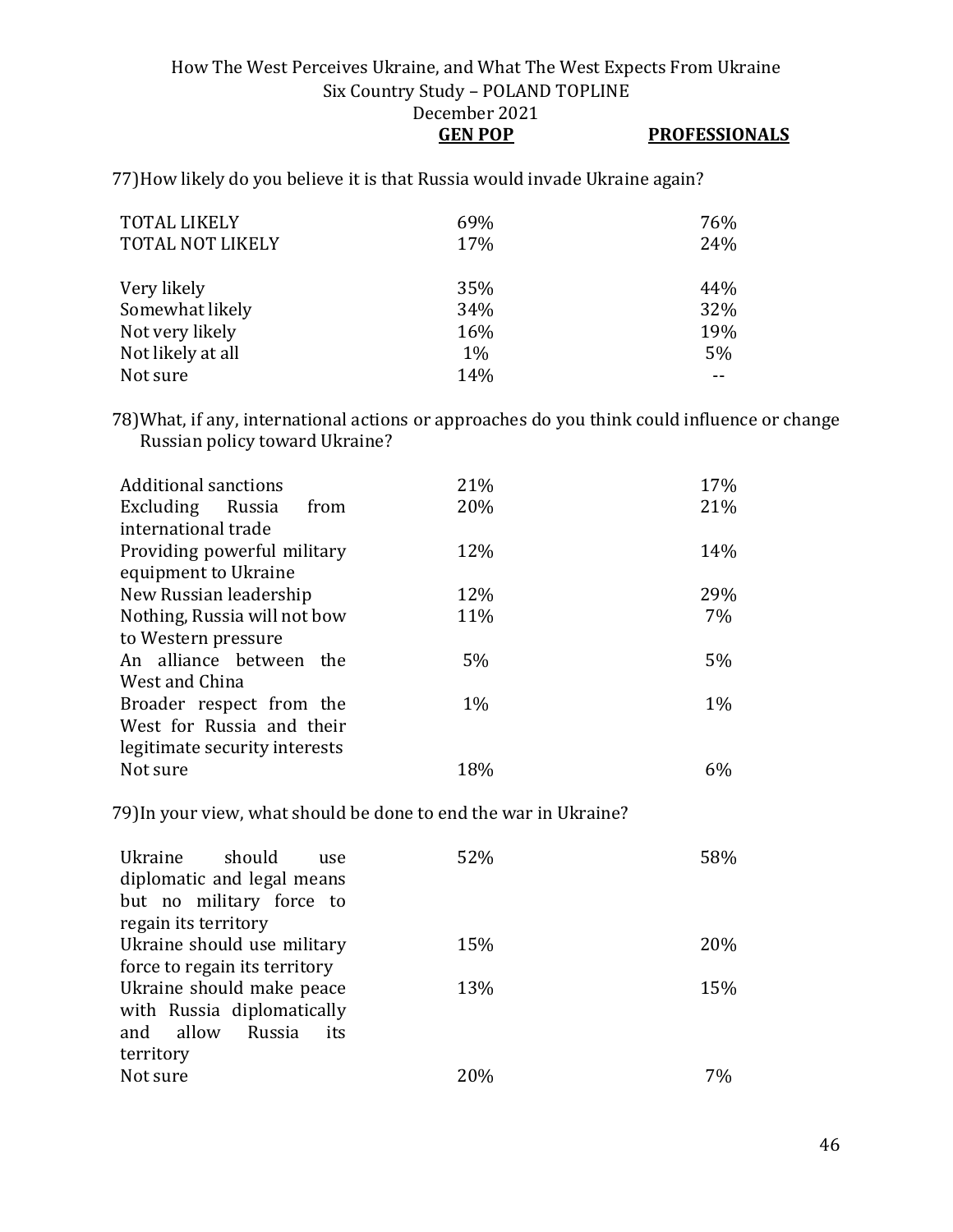77) How likely do you believe it is that Russia would invade Ukraine again?

| | GEN POP | PROFESSIONALS |
|---|---|---|
| TOTAL LIKELY | 69% | 76% |
| TOTAL NOT LIKELY | 17% | 24% |
| Very likely | 35% | 44% |
| Somewhat likely | 34% | 32% |
| Not very likely | 16% | 19% |
| Not likely at all | 1% | 5% |
| Not sure | 14% | -- |

78) What, if any, international actions or approaches do you think could influence or change Russian policy toward Ukraine?

| | GEN POP | PROFESSIONALS |
|---|---|---|
| Additional sanctions | 21% | 17% |
| Excluding Russia from international trade | 20% | 21% |
| Providing powerful military equipment to Ukraine | 12% | 14% |
| New Russian leadership | 12% | 29% |
| Nothing, Russia will not bow to Western pressure | 11% | 7% |
| An alliance between the West and China | 5% | 5% |
| Broader respect from the West for Russia and their legitimate security interests | 1% | 1% |
| Not sure | 18% | 6% |

79) In your view, what should be done to end the war in Ukraine?

| | GEN POP | PROFESSIONALS |
|---|---|---|
| Ukraine should use diplomatic and legal means but no military force to regain its territory | 52% | 58% |
| Ukraine should use military force to regain its territory | 15% | 20% |
| Ukraine should make peace with Russia diplomatically and allow Russia its territory | 13% | 15% |
| Not sure | 20% | 7% |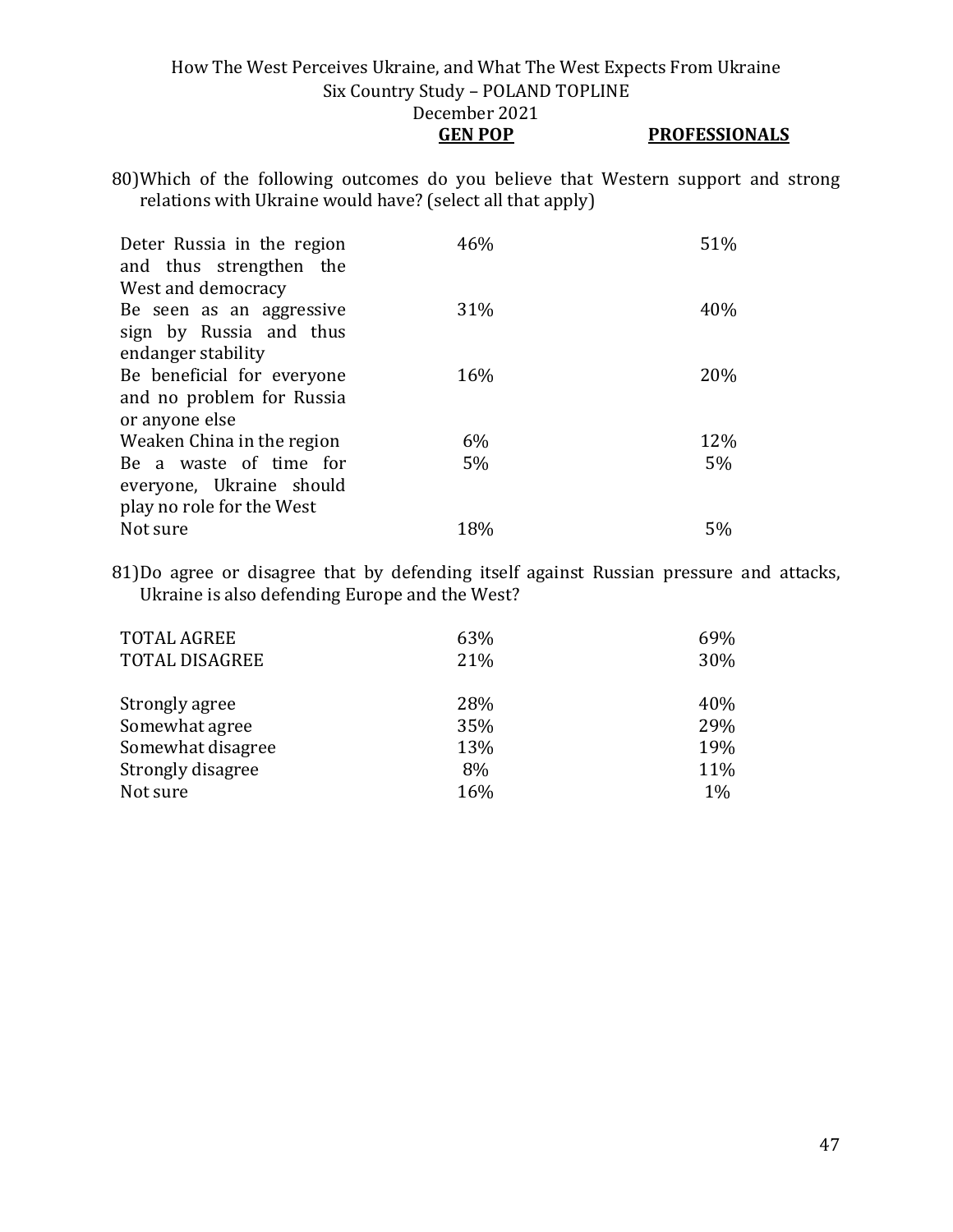80)Which of the following outcomes do you believe that Western support and strong relations with Ukraine would have? (select all that apply)

| | GEN POP | PROFESSIONALS |
|---|---|---|
| Deter Russia in the region and thus strengthen the West and democracy | 46% | 51% |
| Be seen as an aggressive sign by Russia and thus endanger stability | 31% | 40% |
| Be beneficial for everyone and no problem for Russia or anyone else | 16% | 20% |
| Weaken China in the region | 6% | 12% |
| Be a waste of time for everyone, Ukraine should play no role for the West | 5% | 5% |
| Not sure | 18% | 5% |

81)Do agree or disagree that by defending itself against Russian pressure and attacks, Ukraine is also defending Europe and the West?

| | GEN POP | PROFESSIONALS |
|---|---|---|
| TOTAL AGREE | 63% | 69% |
| TOTAL DISAGREE | 21% | 30% |
| | | |
| Strongly agree | 28% | 40% |
| Somewhat agree | 35% | 29% |
| Somewhat disagree | 13% | 19% |
| Strongly disagree | 8% | 11% |
| Not sure | 16% | 1% |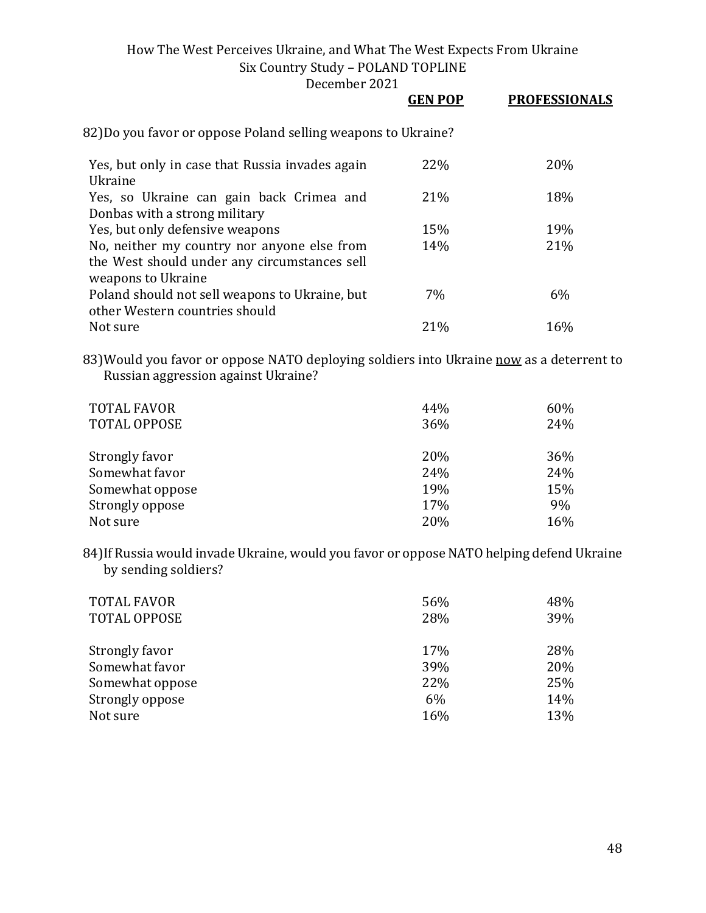| | GEN POP | PROFESSIONALS |
|---|---|---|

82) Do you favor or oppose Poland selling weapons to Ukraine?

| | GEN POP | PROFESSIONALS |
|---|---|---|
| Yes, but only in case that Russia invades again Ukraine | 22% | 20% |
| Yes, so Ukraine can gain back Crimea and Donbas with a strong military | 21% | 18% |
| Yes, but only defensive weapons | 15% | 19% |
| No, neither my country nor anyone else from the West should under any circumstances sell weapons to Ukraine | 14% | 21% |
| Poland should not sell weapons to Ukraine, but other Western countries should | 7% | 6% |
| Not sure | 21% | 16% |

83) Would you favor or oppose NATO deploying soldiers into Ukraine now as a deterrent to Russian aggression against Ukraine?

| | GEN POP | PROFESSIONALS |
|---|---|---|
| TOTAL FAVOR | 44% | 60% |
| TOTAL OPPOSE | 36% | 24% |
| | | |
| Strongly favor | 20% | 36% |
| Somewhat favor | 24% | 24% |
| Somewhat oppose | 19% | 15% |
| Strongly oppose | 17% | 9% |
| Not sure | 20% | 16% |

84) If Russia would invade Ukraine, would you favor or oppose NATO helping defend Ukraine by sending soldiers?

| | GEN POP | PROFESSIONALS |
|---|---|---|
| TOTAL FAVOR | 56% | 48% |
| TOTAL OPPOSE | 28% | 39% |
| | | |
| Strongly favor | 17% | 28% |
| Somewhat favor | 39% | 20% |
| Somewhat oppose | 22% | 25% |
| Strongly oppose | 6% | 14% |
| Not sure | 16% | 13% |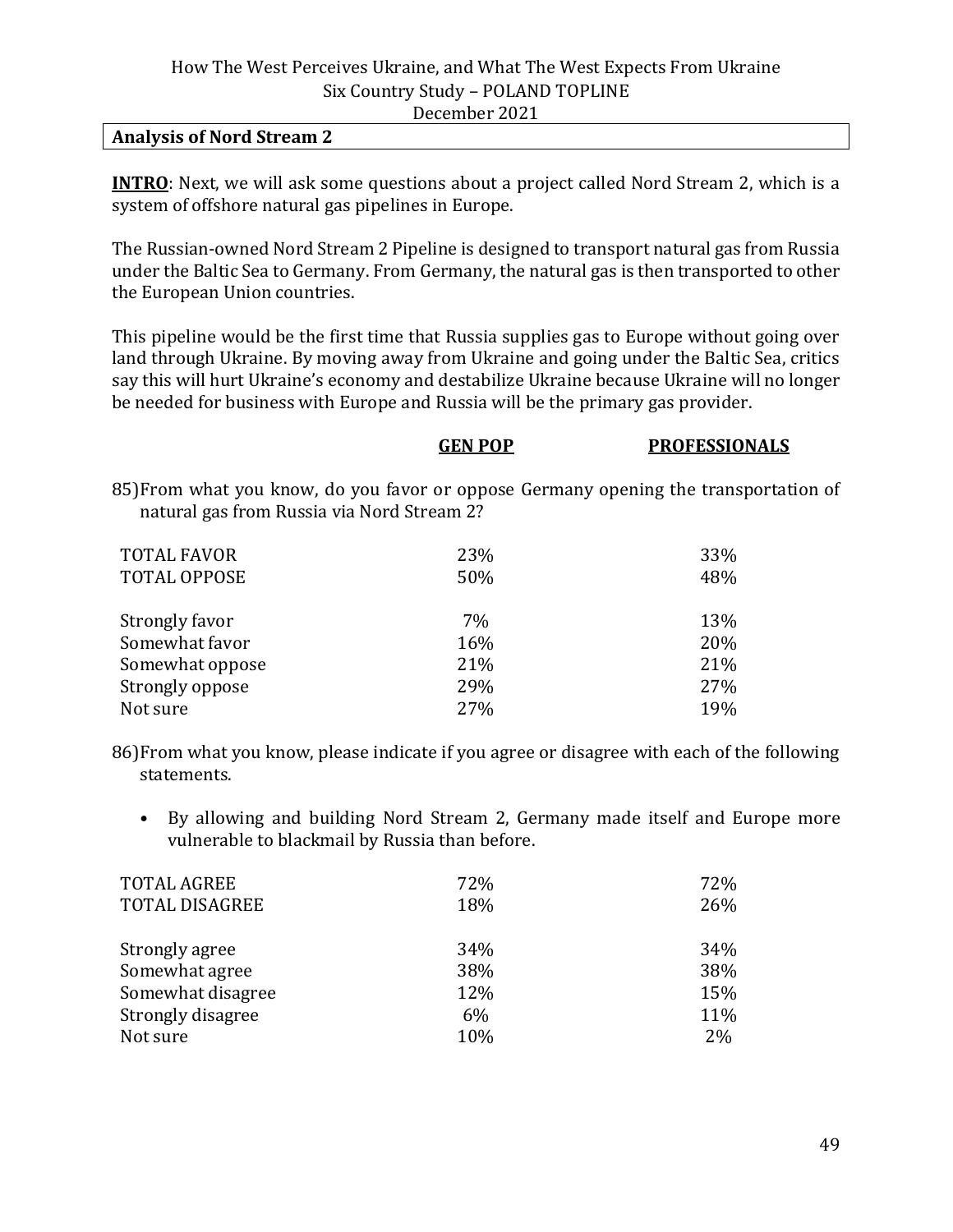## Analysis of Nord Stream 2

**INTRO**: Next, we will ask some questions about a project called Nord Stream 2, which is a system of offshore natural gas pipelines in Europe.

The Russian-owned Nord Stream 2 Pipeline is designed to transport natural gas from Russia under the Baltic Sea to Germany. From Germany, the natural gas is then transported to other the European Union countries.

This pipeline would be the first time that Russia supplies gas to Europe without going over land through Ukraine. By moving away from Ukraine and going under the Baltic Sea, critics say this will hurt Ukraine's economy and destabilize Ukraine because Ukraine will no longer be needed for business with Europe and Russia will be the primary gas provider.

85) From what you know, do you favor or oppose Germany opening the transportation of natural gas from Russia via Nord Stream 2?

| | GEN POP | PROFESSIONALS |
|---|---|---|
| TOTAL FAVOR | 23% | 33% |
| TOTAL OPPOSE | 50% | 48% |
| | | |
| Strongly favor | 7% | 13% |
| Somewhat favor | 16% | 20% |
| Somewhat oppose | 21% | 21% |
| Strongly oppose | 29% | 27% |
| Not sure | 27% | 19% |

86) From what you know, please indicate if you agree or disagree with each of the following statements.

- By allowing and building Nord Stream 2, Germany made itself and Europe more vulnerable to blackmail by Russia than before.

| | GEN POP | PROFESSIONALS |
|---|---|---|
| TOTAL AGREE | 72% | 72% |
| TOTAL DISAGREE | 18% | 26% |
| | | |
| Strongly agree | 34% | 34% |
| Somewhat agree | 38% | 38% |
| Somewhat disagree | 12% | 15% |
| Strongly disagree | 6% | 11% |
| Not sure | 10% | 2% |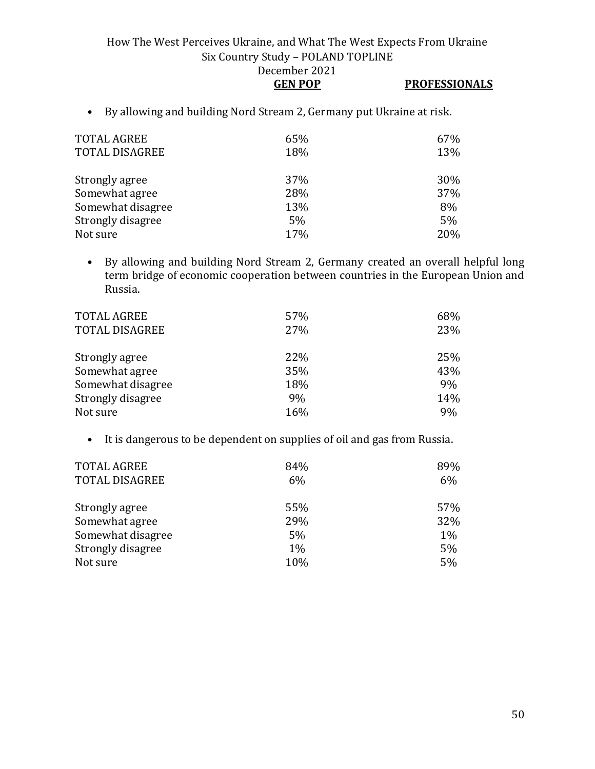- By allowing and building Nord Stream 2, Germany put Ukraine at risk.

| | GEN POP | PROFESSIONALS |
|---|---|---|
| TOTAL AGREE | 65% | 67% |
| TOTAL DISAGREE | 18% | 13% |
| | | |
| Strongly agree | 37% | 30% |
| Somewhat agree | 28% | 37% |
| Somewhat disagree | 13% | 8% |
| Strongly disagree | 5% | 5% |
| Not sure | 17% | 20% |

- By allowing and building Nord Stream 2, Germany created an overall helpful long term bridge of economic cooperation between countries in the European Union and Russia.

| | GEN POP | PROFESSIONALS |
|---|---|---|
| TOTAL AGREE | 57% | 68% |
| TOTAL DISAGREE | 27% | 23% |
| | | |
| Strongly agree | 22% | 25% |
| Somewhat agree | 35% | 43% |
| Somewhat disagree | 18% | 9% |
| Strongly disagree | 9% | 14% |
| Not sure | 16% | 9% |

- It is dangerous to be dependent on supplies of oil and gas from Russia.

| | GEN POP | PROFESSIONALS |
|---|---|---|
| TOTAL AGREE | 84% | 89% |
| TOTAL DISAGREE | 6% | 6% |
| | | |
| Strongly agree | 55% | 57% |
| Somewhat agree | 29% | 32% |
| Somewhat disagree | 5% | 1% |
| Strongly disagree | 1% | 5% |
| Not sure | 10% | 5% |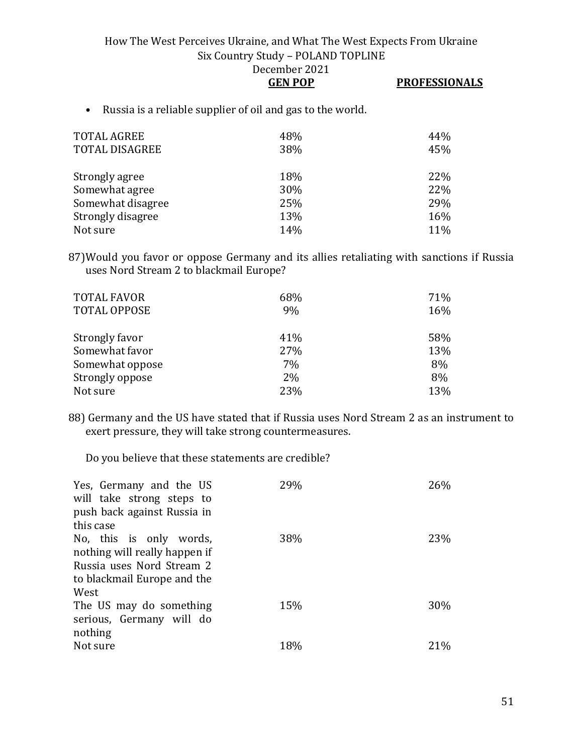- Russia is a reliable supplier of oil and gas to the world.

| | GEN POP | PROFESSIONALS |
|---|---|---|
| TOTAL AGREE | 48% | 44% |
| TOTAL DISAGREE | 38% | 45% |
| | | |
| Strongly agree | 18% | 22% |
| Somewhat agree | 30% | 22% |
| Somewhat disagree | 25% | 29% |
| Strongly disagree | 13% | 16% |
| Not sure | 14% | 11% |

87)Would you favor or oppose Germany and its allies retaliating with sanctions if Russia uses Nord Stream 2 to blackmail Europe?

| | GEN POP | PROFESSIONALS |
|---|---|---|
| TOTAL FAVOR | 68% | 71% |
| TOTAL OPPOSE | 9% | 16% |
| | | |
| Strongly favor | 41% | 58% |
| Somewhat favor | 27% | 13% |
| Somewhat oppose | 7% | 8% |
| Strongly oppose | 2% | 8% |
| Not sure | 23% | 13% |

88) Germany and the US have stated that if Russia uses Nord Stream 2 as an instrument to exert pressure, they will take strong countermeasures.

Do you believe that these statements are credible?

| | GEN POP | PROFESSIONALS |
|---|---|---|
| Yes, Germany and the US will take strong steps to push back against Russia in this case | 29% | 26% |
| No, this is only words, nothing will really happen if Russia uses Nord Stream 2 to blackmail Europe and the West | 38% | 23% |
| The US may do something serious, Germany will do nothing | 15% | 30% |
| Not sure | 18% | 21% |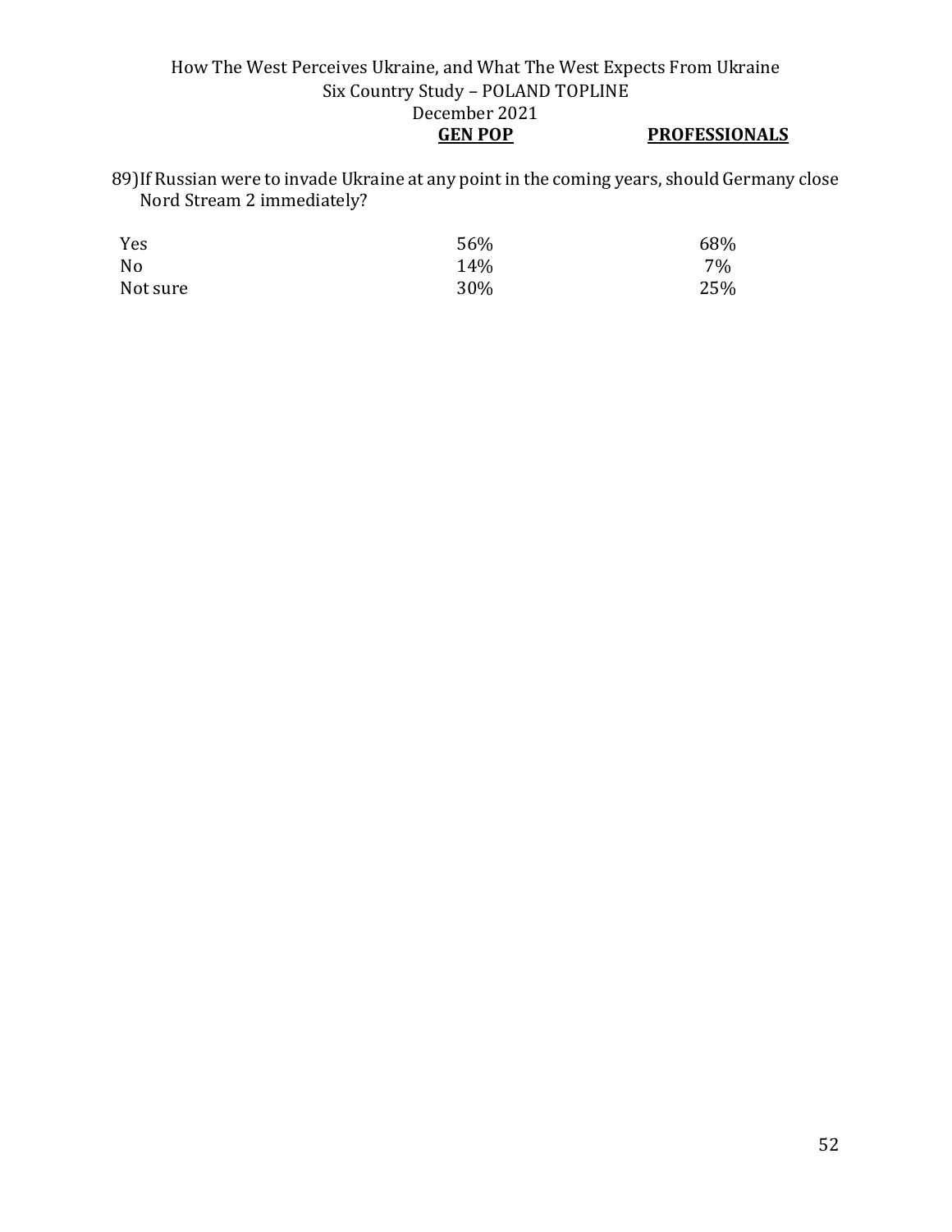| | GEN POP | PROFESSIONALS |
|---|---|---|

89) If Russian were to invade Ukraine at any point in the coming years, should Germany close Nord Stream 2 immediately?

| | GEN POP | PROFESSIONALS |
|---|---|---|
| Yes | 56% | 68% |
| No | 14% | 7% |
| Not sure | 30% | 25% |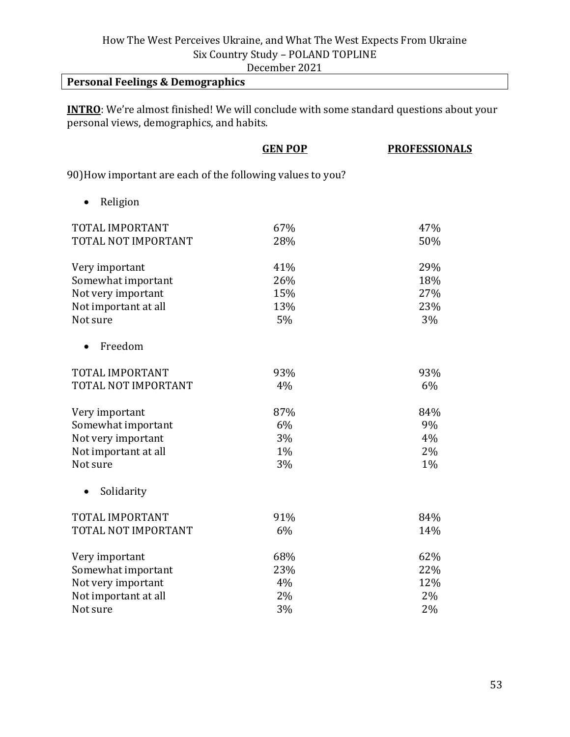## Personal Feelings & Demographics

**INTRO**: We're almost finished! We will conclude with some standard questions about your personal views, demographics, and habits.

90) How important are each of the following values to you?

- Religion

| | GEN POP | PROFESSIONALS |
|---|---|---|
| TOTAL IMPORTANT | 67% | 47% |
| TOTAL NOT IMPORTANT | 28% | 50% |
| Very important | 41% | 29% |
| Somewhat important | 26% | 18% |
| Not very important | 15% | 27% |
| Not important at all | 13% | 23% |
| Not sure | 5% | 3% |

- Freedom

| | GEN POP | PROFESSIONALS |
|---|---|---|
| TOTAL IMPORTANT | 93% | 93% |
| TOTAL NOT IMPORTANT | 4% | 6% |
| Very important | 87% | 84% |
| Somewhat important | 6% | 9% |
| Not very important | 3% | 4% |
| Not important at all | 1% | 2% |
| Not sure | 3% | 1% |

- Solidarity

| | GEN POP | PROFESSIONALS |
|---|---|---|
| TOTAL IMPORTANT | 91% | 84% |
| TOTAL NOT IMPORTANT | 6% | 14% |
| Very important | 68% | 62% |
| Somewhat important | 23% | 22% |
| Not very important | 4% | 12% |
| Not important at all | 2% | 2% |
| Not sure | 3% | 2% |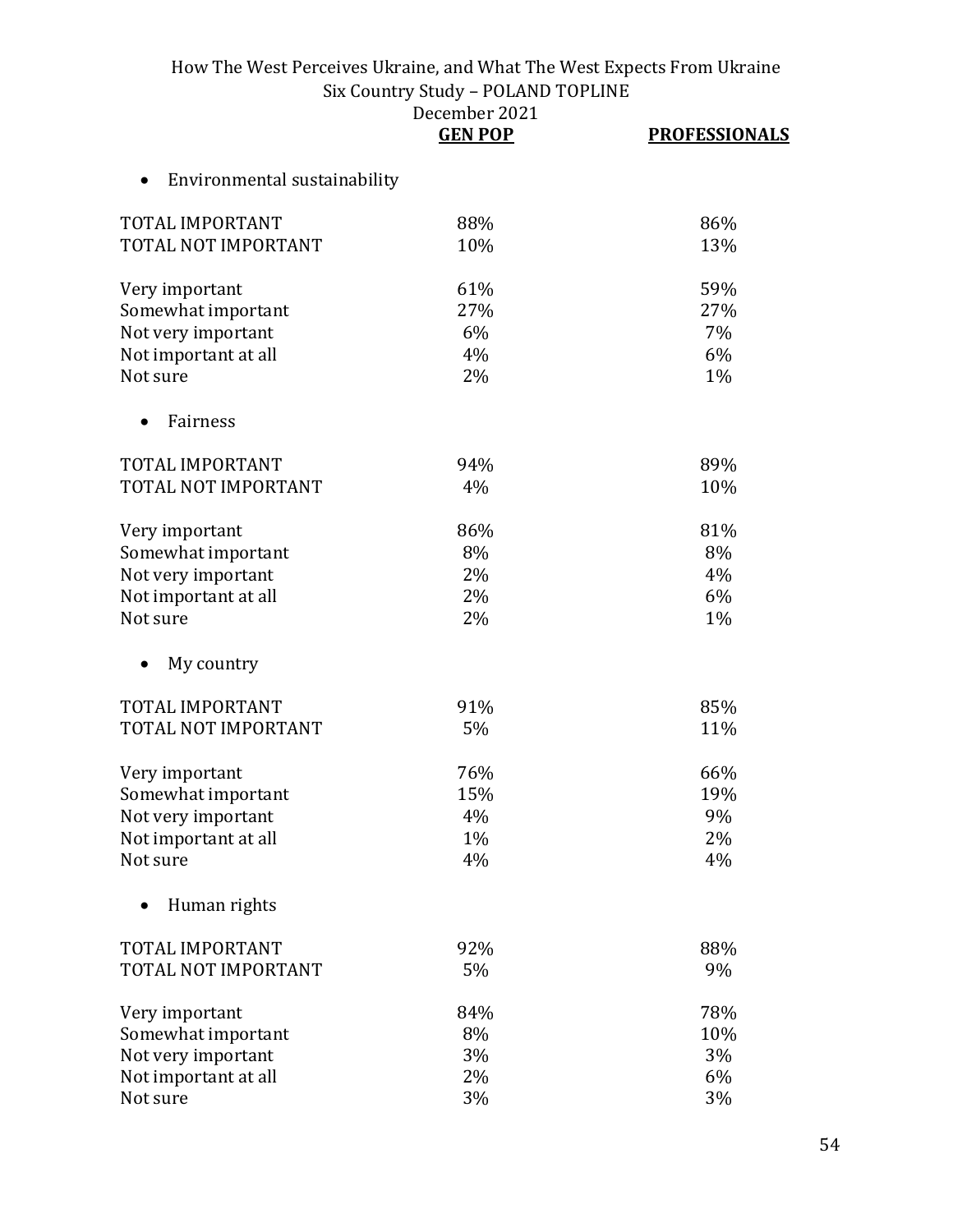| | GEN POP | PROFESSIONALS |
|---|---|---|
| • Environmental sustainability | | |
| TOTAL IMPORTANT | 88% | 86% |
| TOTAL NOT IMPORTANT | 10% | 13% |
| Very important | 61% | 59% |
| Somewhat important | 27% | 27% |
| Not very important | 6% | 7% |
| Not important at all | 4% | 6% |
| Not sure | 2% | 1% |
| • Fairness | | |
| TOTAL IMPORTANT | 94% | 89% |
| TOTAL NOT IMPORTANT | 4% | 10% |
| Very important | 86% | 81% |
| Somewhat important | 8% | 8% |
| Not very important | 2% | 4% |
| Not important at all | 2% | 6% |
| Not sure | 2% | 1% |
| • My country | | |
| TOTAL IMPORTANT | 91% | 85% |
| TOTAL NOT IMPORTANT | 5% | 11% |
| Very important | 76% | 66% |
| Somewhat important | 15% | 19% |
| Not very important | 4% | 9% |
| Not important at all | 1% | 2% |
| Not sure | 4% | 4% |
| • Human rights | | |
| TOTAL IMPORTANT | 92% | 88% |
| TOTAL NOT IMPORTANT | 5% | 9% |
| Very important | 84% | 78% |
| Somewhat important | 8% | 10% |
| Not very important | 3% | 3% |
| Not important at all | 2% | 6% |
| Not sure | 3% | 3% |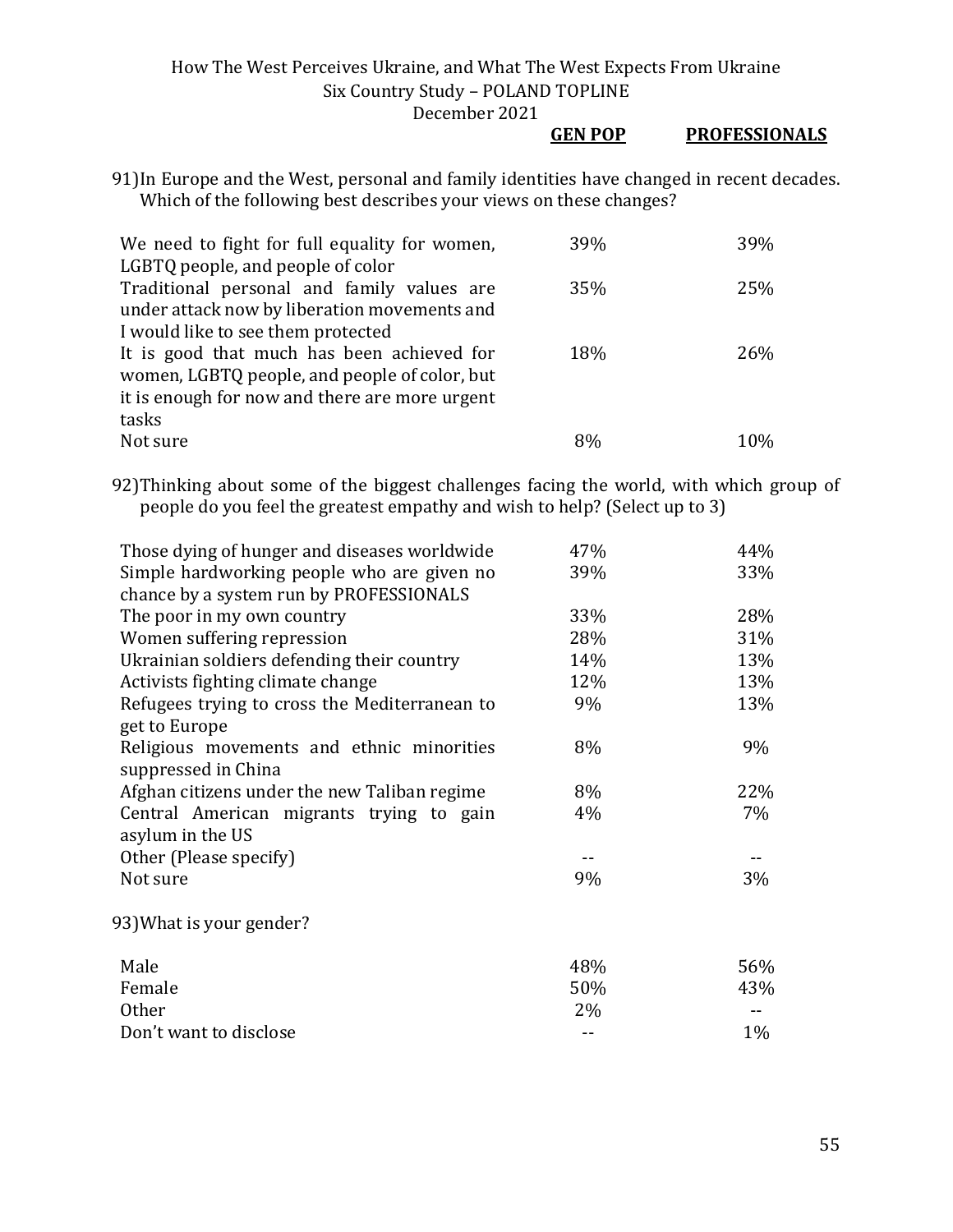91) In Europe and the West, personal and family identities have changed in recent decades. Which of the following best describes your views on these changes?

| | GEN POP | PROFESSIONALS |
|---|---|---|
| We need to fight for full equality for women, LGBTQ people, and people of color | 39% | 39% |
| Traditional personal and family values are under attack now by liberation movements and I would like to see them protected | 35% | 25% |
| It is good that much has been achieved for women, LGBTQ people, and people of color, but it is enough for now and there are more urgent tasks | 18% | 26% |
| Not sure | 8% | 10% |

92) Thinking about some of the biggest challenges facing the world, with which group of people do you feel the greatest empathy and wish to help? (Select up to 3)

| | GEN POP | PROFESSIONALS |
|---|---|---|
| Those dying of hunger and diseases worldwide | 47% | 44% |
| Simple hardworking people who are given no chance by a system run by PROFESSIONALS | 39% | 33% |
| The poor in my own country | 33% | 28% |
| Women suffering repression | 28% | 31% |
| Ukrainian soldiers defending their country | 14% | 13% |
| Activists fighting climate change | 12% | 13% |
| Refugees trying to cross the Mediterranean to get to Europe | 9% | 13% |
| Religious movements and ethnic minorities suppressed in China | 8% | 9% |
| Afghan citizens under the new Taliban regime | 8% | 22% |
| Central American migrants trying to gain asylum in the US | 4% | 7% |
| Other (Please specify) | -- | -- |
| Not sure | 9% | 3% |

93) What is your gender?

| | GEN POP | PROFESSIONALS |
|---|---|---|
| Male | 48% | 56% |
| Female | 50% | 43% |
| Other | 2% | -- |
| Don't want to disclose | -- | 1% |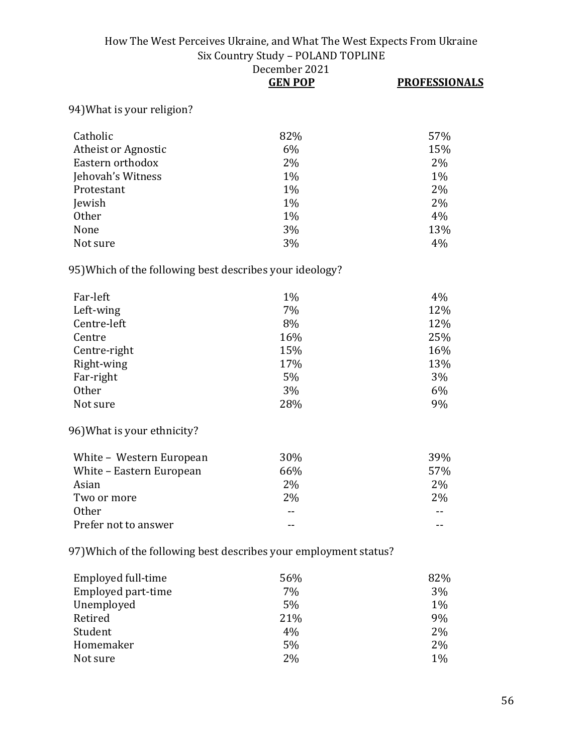| | GEN POP | PROFESSIONALS |
|---|---|---|

94) What is your religion?

| | GEN POP | PROFESSIONALS |
|---|---|---|
| Catholic | 82% | 57% |
| Atheist or Agnostic | 6% | 15% |
| Eastern orthodox | 2% | 2% |
| Jehovah's Witness | 1% | 1% |
| Protestant | 1% | 2% |
| Jewish | 1% | 2% |
| Other | 1% | 4% |
| None | 3% | 13% |
| Not sure | 3% | 4% |

95) Which of the following best describes your ideology?

| | GEN POP | PROFESSIONALS |
|---|---|---|
| Far-left | 1% | 4% |
| Left-wing | 7% | 12% |
| Centre-left | 8% | 12% |
| Centre | 16% | 25% |
| Centre-right | 15% | 16% |
| Right-wing | 17% | 13% |
| Far-right | 5% | 3% |
| Other | 3% | 6% |
| Not sure | 28% | 9% |

96) What is your ethnicity?

| | GEN POP | PROFESSIONALS |
|---|---|---|
| White – Western European | 30% | 39% |
| White – Eastern European | 66% | 57% |
| Asian | 2% | 2% |
| Two or more | 2% | 2% |
| Other | -- | -- |
| Prefer not to answer | -- | -- |

97) Which of the following best describes your employment status?

| | GEN POP | PROFESSIONALS |
|---|---|---|
| Employed full-time | 56% | 82% |
| Employed part-time | 7% | 3% |
| Unemployed | 5% | 1% |
| Retired | 21% | 9% |
| Student | 4% | 2% |
| Homemaker | 5% | 2% |
| Not sure | 2% | 1% |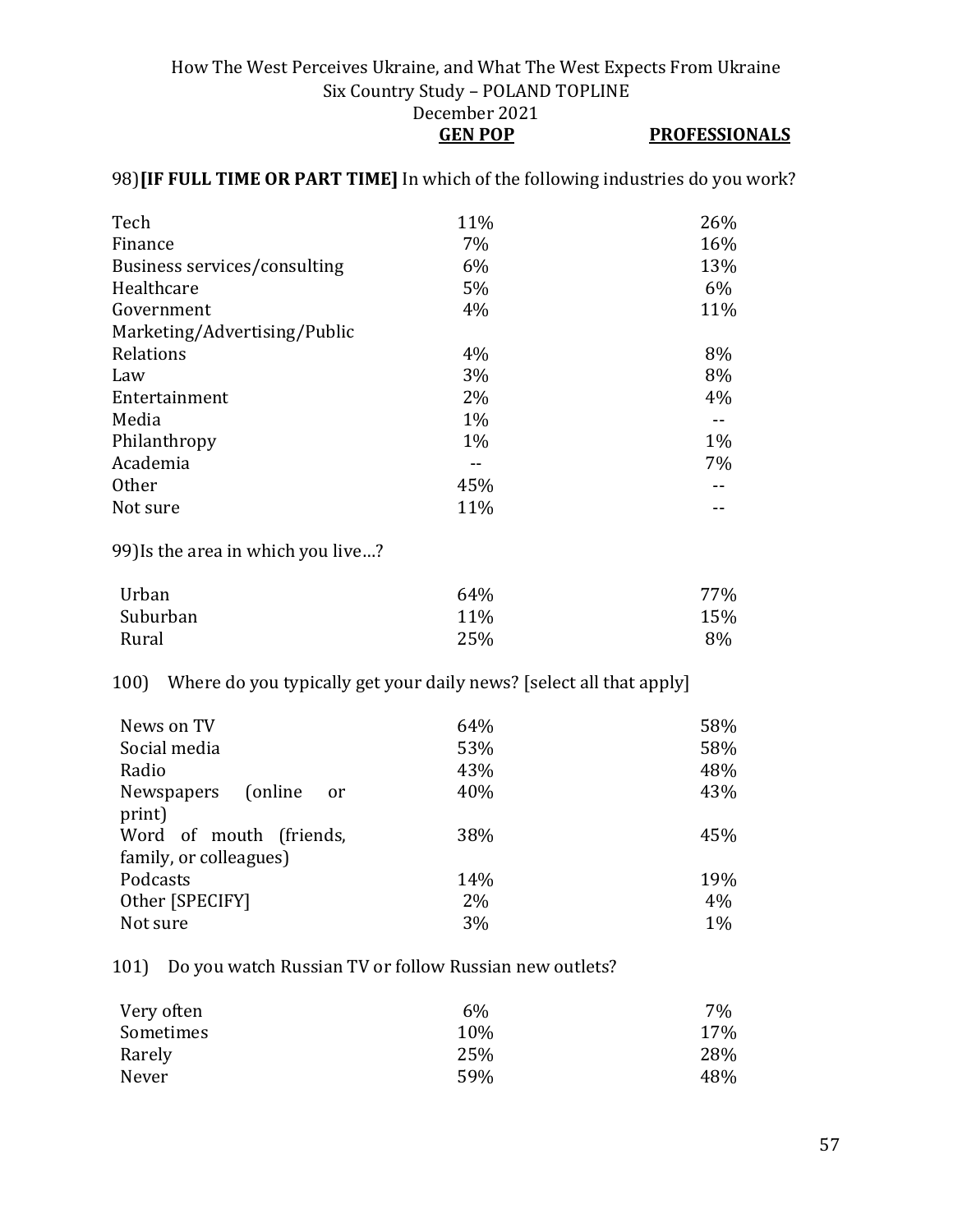98) **[IF FULL TIME OR PART TIME]** In which of the following industries do you work?

| | GEN POP | PROFESSIONALS |
|---|---|---|
| Tech | 11% | 26% |
| Finance | 7% | 16% |
| Business services/consulting | 6% | 13% |
| Healthcare | 5% | 6% |
| Government | 4% | 11% |
| Marketing/Advertising/Public Relations | 4% | 8% |
| Law | 3% | 8% |
| Entertainment | 2% | 4% |
| Media | 1% | -- |
| Philanthropy | 1% | 1% |
| Academia | -- | 7% |
| Other | 45% | -- |
| Not sure | 11% | -- |

99) Is the area in which you live…?

| | GEN POP | PROFESSIONALS |
|---|---|---|
| Urban | 64% | 77% |
| Suburban | 11% | 15% |
| Rural | 25% | 8% |

100) Where do you typically get your daily news? [select all that apply]

| | GEN POP | PROFESSIONALS |
|---|---|---|
| News on TV | 64% | 58% |
| Social media | 53% | 58% |
| Radio | 43% | 48% |
| Newspapers (online or print) | 40% | 43% |
| Word of mouth (friends, family, or colleagues) | 38% | 45% |
| Podcasts | 14% | 19% |
| Other [SPECIFY] | 2% | 4% |
| Not sure | 3% | 1% |

101) Do you watch Russian TV or follow Russian new outlets?

| | GEN POP | PROFESSIONALS |
|---|---|---|
| Very often | 6% | 7% |
| Sometimes | 10% | 17% |
| Rarely | 25% | 28% |
| Never | 59% | 48% |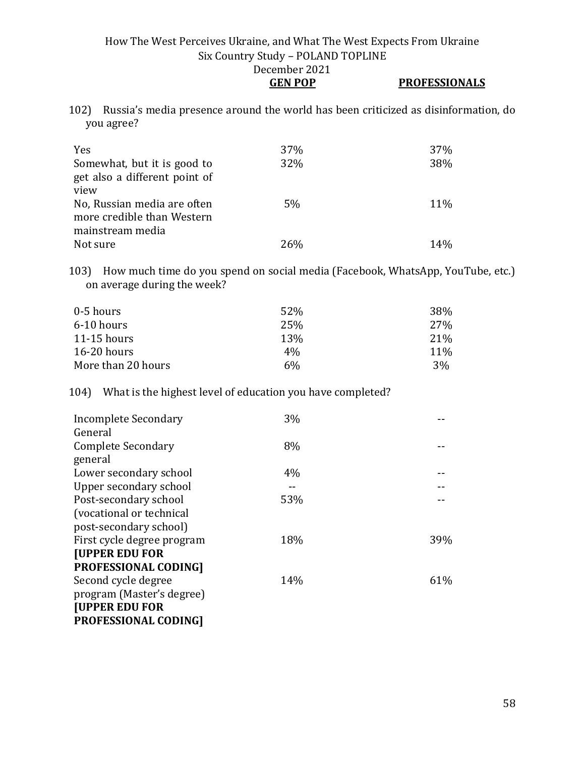102) Russia's media presence around the world has been criticized as disinformation, do you agree?

| | GEN POP | PROFESSIONALS |
|---|---|---|
| Yes | 37% | 37% |
| Somewhat, but it is good to get also a different point of view | 32% | 38% |
| No, Russian media are often more credible than Western mainstream media | 5% | 11% |
| Not sure | 26% | 14% |

103) How much time do you spend on social media (Facebook, WhatsApp, YouTube, etc.) on average during the week?

| | GEN POP | PROFESSIONALS |
|---|---|---|
| 0-5 hours | 52% | 38% |
| 6-10 hours | 25% | 27% |
| 11-15 hours | 13% | 21% |
| 16-20 hours | 4% | 11% |
| More than 20 hours | 6% | 3% |

104) What is the highest level of education you have completed?

| | GEN POP | PROFESSIONALS |
|---|---|---|
| Incomplete Secondary General | 3% | -- |
| Complete Secondary general | 8% | -- |
| Lower secondary school | 4% | -- |
| Upper secondary school | -- | -- |
| Post-secondary school (vocational or technical post-secondary school) | 53% | -- |
| First cycle degree program **[UPPER EDU FOR PROFESSIONAL CODING]** | 18% | 39% |
| Second cycle degree program (Master's degree) **[UPPER EDU FOR PROFESSIONAL CODING]** | 14% | 61% |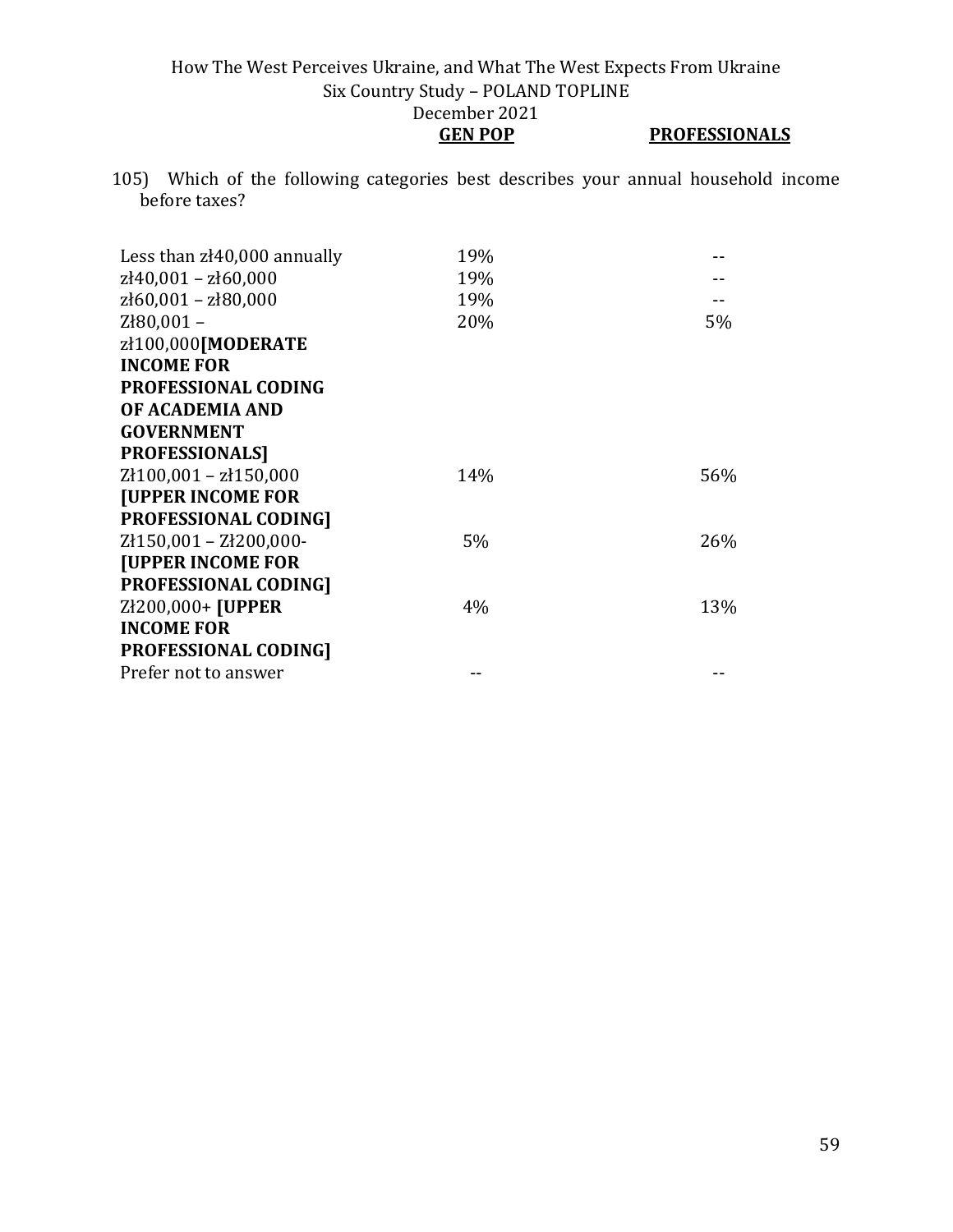105) Which of the following categories best describes your annual household income before taxes?

| | GEN POP | PROFESSIONALS |
|---|---|---|
| Less than zł40,000 annually | 19% | -- |
| zł40,001 – zł60,000 | 19% | -- |
| zł60,001 – zł80,000 | 19% | -- |
| Zł80,001 – zł100,000**[MODERATE INCOME FOR PROFESSIONAL CODING OF ACADEMIA AND GOVERNMENT PROFESSIONALS]** | 20% | 5% |
| Zł100,001 – zł150,000 **[UPPER INCOME FOR PROFESSIONAL CODING]** | 14% | 56% |
| Zł150,001 – Zł200,000- **[UPPER INCOME FOR PROFESSIONAL CODING]** | 5% | 26% |
| Zł200,000+ **[UPPER INCOME FOR PROFESSIONAL CODING]** | 4% | 13% |
| Prefer not to answer | -- | -- |